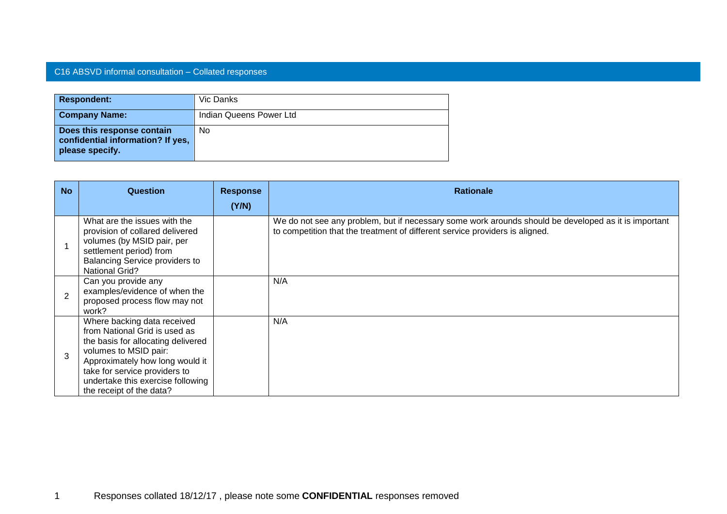# C16 ABSVD informal consultation – Collated responses

| **Respondent:** | Vic Danks |
|---|---|
| **Company Name:** | Indian Queens Power Ltd |
| **Does this response contain confidential information? If yes, please specify.** | No |

| No | Question | Response (Y/N) | Rationale |
|---|---|---|---|
| 1 | What are the issues with the provision of collared delivered volumes (by MSID pair, per settlement period) from Balancing Service providers to National Grid? | | We do not see any problem, but if necessary some work arounds should be developed as it is important to competition that the treatment of different service providers is aligned. |
| 2 | Can you provide any examples/evidence of when the proposed process flow may not work? | | N/A |
| 3 | Where backing data received from National Grid is used as the basis for allocating delivered volumes to MSID pair: Approximately how long would it take for service providers to undertake this exercise following the receipt of the data? | | N/A |

Responses collated 18/12/17 , please note some **CONFIDENTIAL** responses removed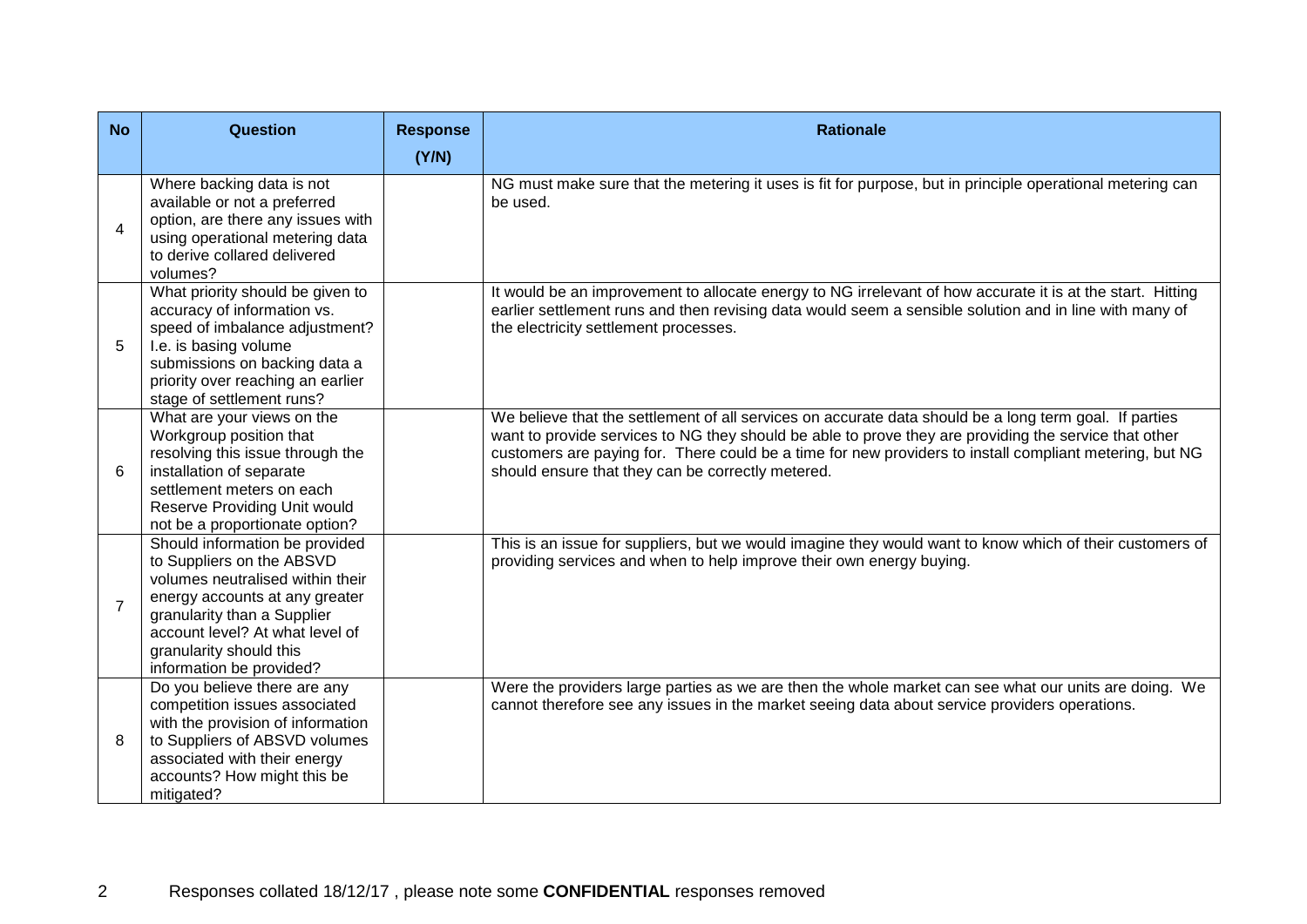| No | Question | Response (Y/N) | Rationale |
|---|---|---|---|
| 4 | Where backing data is not available or not a preferred option, are there any issues with using operational metering data to derive collared delivered volumes? | | NG must make sure that the metering it uses is fit for purpose, but in principle operational metering can be used. |
| 5 | What priority should be given to accuracy of information vs. speed of imbalance adjustment? I.e. is basing volume submissions on backing data a priority over reaching an earlier stage of settlement runs? | | It would be an improvement to allocate energy to NG irrelevant of how accurate it is at the start. Hitting earlier settlement runs and then revising data would seem a sensible solution and in line with many of the electricity settlement processes. |
| 6 | What are your views on the Workgroup position that resolving this issue through the installation of separate settlement meters on each Reserve Providing Unit would not be a proportionate option? | | We believe that the settlement of all services on accurate data should be a long term goal. If parties want to provide services to NG they should be able to prove they are providing the service that other customers are paying for. There could be a time for new providers to install compliant metering, but NG should ensure that they can be correctly metered. |
| 7 | Should information be provided to Suppliers on the ABSVD volumes neutralised within their energy accounts at any greater granularity than a Supplier account level? At what level of granularity should this information be provided? | | This is an issue for suppliers, but we would imagine they would want to know which of their customers of providing services and when to help improve their own energy buying. |
| 8 | Do you believe there are any competition issues associated with the provision of information to Suppliers of ABSVD volumes associated with their energy accounts? How might this be mitigated? | | Were the providers large parties as we are then the whole market can see what our units are doing. We cannot therefore see any issues in the market seeing data about service providers operations. |

Responses collated 18/12/17 , please note some **CONFIDENTIAL** responses removed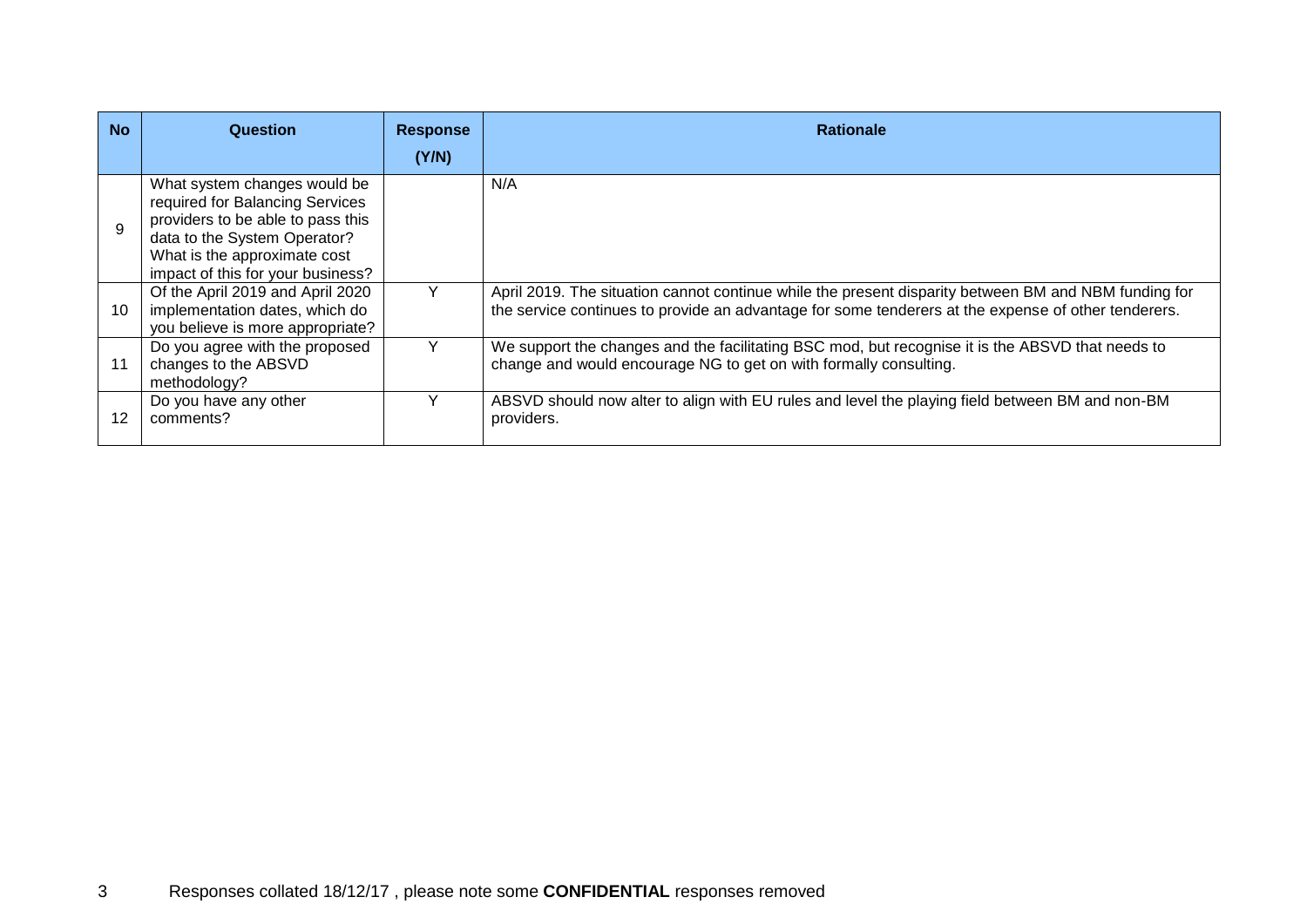| No | Question | Response (Y/N) | Rationale |
|---|---|---|---|
| 9 | What system changes would be required for Balancing Services providers to be able to pass this data to the System Operator? What is the approximate cost impact of this for your business? | | N/A |
| 10 | Of the April 2019 and April 2020 implementation dates, which do you believe is more appropriate? | Y | April 2019. The situation cannot continue while the present disparity between BM and NBM funding for the service continues to provide an advantage for some tenderers at the expense of other tenderers. |
| 11 | Do you agree with the proposed changes to the ABSVD methodology? | Y | We support the changes and the facilitating BSC mod, but recognise it is the ABSVD that needs to change and would encourage NG to get on with formally consulting. |
| 12 | Do you have any other comments? | Y | ABSVD should now alter to align with EU rules and level the playing field between BM and non-BM providers. |

Responses collated 18/12/17 , please note some **CONFIDENTIAL** responses removed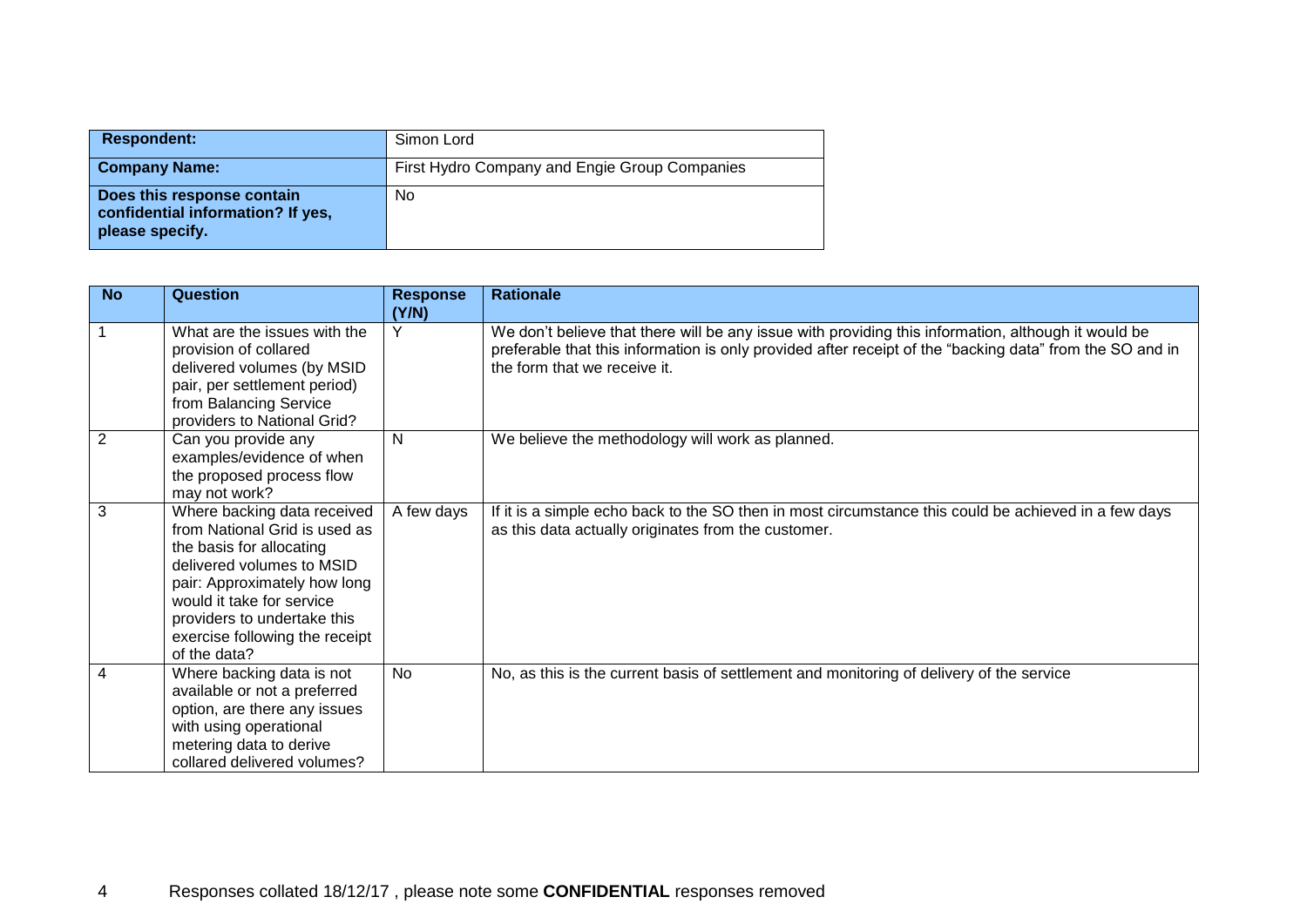| **Respondent:** | Simon Lord |
| --- | --- |
| **Company Name:** | First Hydro Company and Engie Group Companies |
| **Does this response contain confidential information? If yes, please specify.** | No |

| **No** | **Question** | **Response (Y/N)** | **Rationale** |
| --- | --- | --- | --- |
| 1 | What are the issues with the provision of collared delivered volumes (by MSID pair, per settlement period) from Balancing Service providers to National Grid? | Y | We don't believe that there will be any issue with providing this information, although it would be preferable that this information is only provided after receipt of the "backing data" from the SO and in the form that we receive it. |
| 2 | Can you provide any examples/evidence of when the proposed process flow may not work? | N | We believe the methodology will work as planned. |
| 3 | Where backing data received from National Grid is used as the basis for allocating delivered volumes to MSID pair: Approximately how long would it take for service providers to undertake this exercise following the receipt of the data? | A few days | If it is a simple echo back to the SO then in most circumstance this could be achieved in a few days as this data actually originates from the customer. |
| 4 | Where backing data is not available or not a preferred option, are there any issues with using operational metering data to derive collared delivered volumes? | No | No, as this is the current basis of settlement and monitoring of delivery of the service |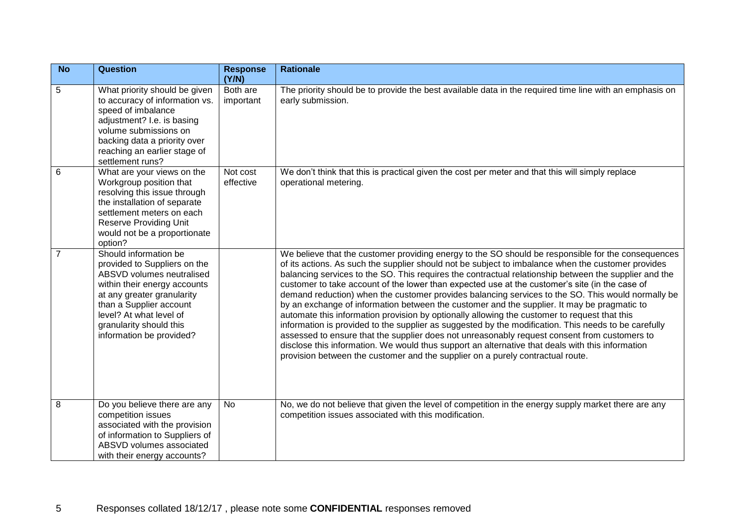| No | Question | Response (Y/N) | Rationale |
|---|---|---|---|
| 5 | What priority should be given to accuracy of information vs. speed of imbalance adjustment? I.e. is basing volume submissions on backing data a priority over reaching an earlier stage of settlement runs? | Both are important | The priority should be to provide the best available data in the required time line with an emphasis on early submission. |
| 6 | What are your views on the Workgroup position that resolving this issue through the installation of separate settlement meters on each Reserve Providing Unit would not be a proportionate option? | Not cost effective | We don't think that this is practical given the cost per meter and that this will simply replace operational metering. |
| 7 | Should information be provided to Suppliers on the ABSVD volumes neutralised within their energy accounts at any greater granularity than a Supplier account level? At what level of granularity should this information be provided? | | We believe that the customer providing energy to the SO should be responsible for the consequences of its actions. As such the supplier should not be subject to imbalance when the customer provides balancing services to the SO. This requires the contractual relationship between the supplier and the customer to take account of the lower than expected use at the customer's site (in the case of demand reduction) when the customer provides balancing services to the SO. This would normally be by an exchange of information between the customer and the supplier. It may be pragmatic to automate this information provision by optionally allowing the customer to request that this information is provided to the supplier as suggested by the modification. This needs to be carefully assessed to ensure that the supplier does not unreasonably request consent from customers to disclose this information. We would thus support an alternative that deals with this information provision between the customer and the supplier on a purely contractual route. |
| 8 | Do you believe there are any competition issues associated with the provision of information to Suppliers of ABSVD volumes associated with their energy accounts? | No | No, we do not believe that given the level of competition in the energy supply market there are any competition issues associated with this modification. |

Responses collated 18/12/17 , please note some **CONFIDENTIAL** responses removed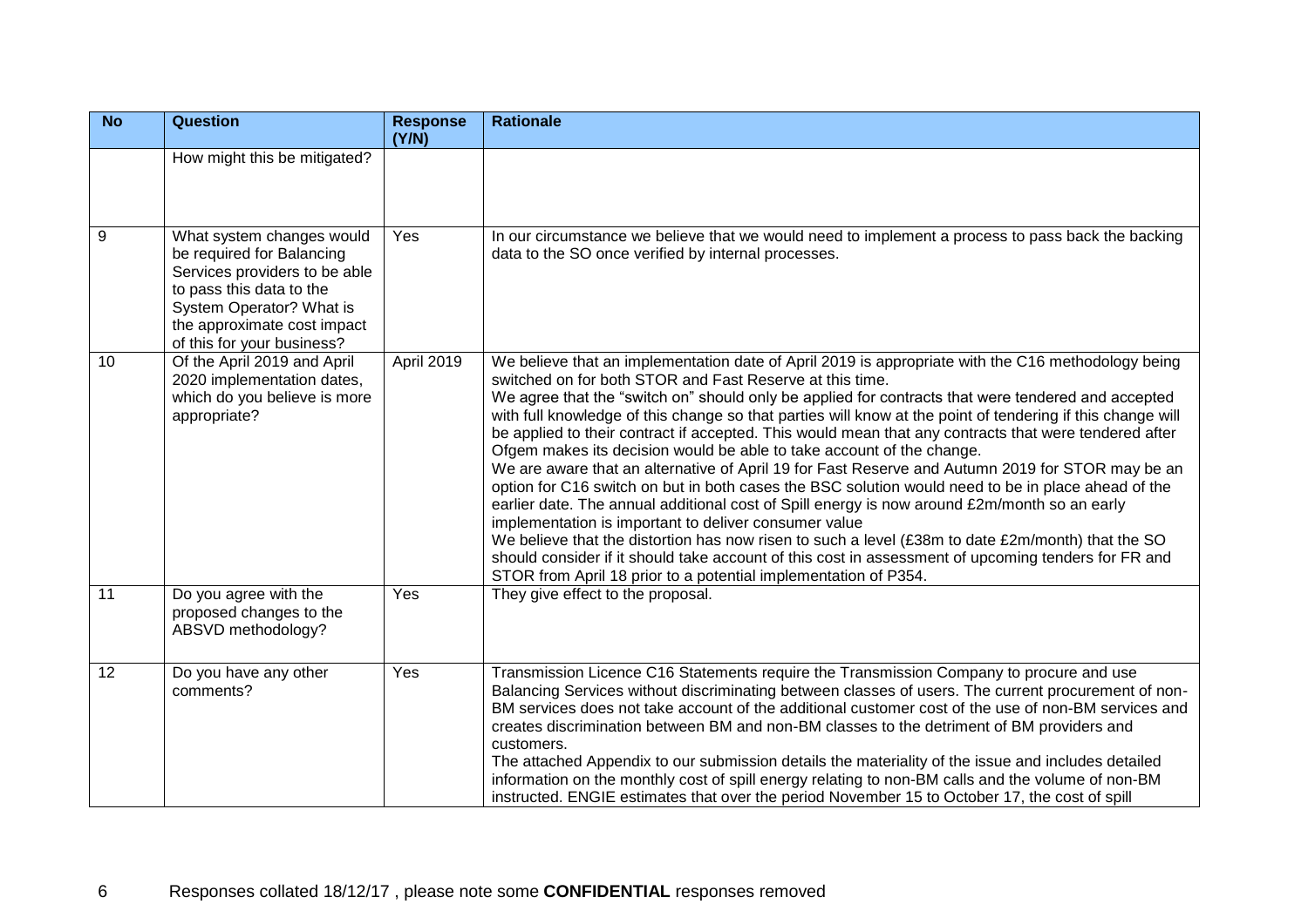| No | Question | Response (Y/N) | Rationale |
|---|---|---|---|
| | How might this be mitigated? | | |
| 9 | What system changes would be required for Balancing Services providers to be able to pass this data to the System Operator? What is the approximate cost impact of this for your business? | Yes | In our circumstance we believe that we would need to implement a process to pass back the backing data to the SO once verified by internal processes. |
| 10 | Of the April 2019 and April 2020 implementation dates, which do you believe is more appropriate? | April 2019 | We believe that an implementation date of April 2019 is appropriate with the C16 methodology being switched on for both STOR and Fast Reserve at this time.<br>We agree that the "switch on" should only be applied for contracts that were tendered and accepted with full knowledge of this change so that parties will know at the point of tendering if this change will be applied to their contract if accepted. This would mean that any contracts that were tendered after Ofgem makes its decision would be able to take account of the change.<br>We are aware that an alternative of April 19 for Fast Reserve and Autumn 2019 for STOR may be an option for C16 switch on but in both cases the BSC solution would need to be in place ahead of the earlier date. The annual additional cost of Spill energy is now around £2m/month so an early implementation is important to deliver consumer value<br>We believe that the distortion has now risen to such a level (£38m to date £2m/month) that the SO should consider if it should take account of this cost in assessment of upcoming tenders for FR and STOR from April 18 prior to a potential implementation of P354. |
| 11 | Do you agree with the proposed changes to the ABSVD methodology? | Yes | They give effect to the proposal. |
| 12 | Do you have any other comments? | Yes | Transmission Licence C16 Statements require the Transmission Company to procure and use Balancing Services without discriminating between classes of users. The current procurement of non-BM services does not take account of the additional customer cost of the use of non-BM services and creates discrimination between BM and non-BM classes to the detriment of BM providers and customers.<br>The attached Appendix to our submission details the materiality of the issue and includes detailed information on the monthly cost of spill energy relating to non-BM calls and the volume of non-BM instructed. ENGIE estimates that over the period November 15 to October 17, the cost of spill |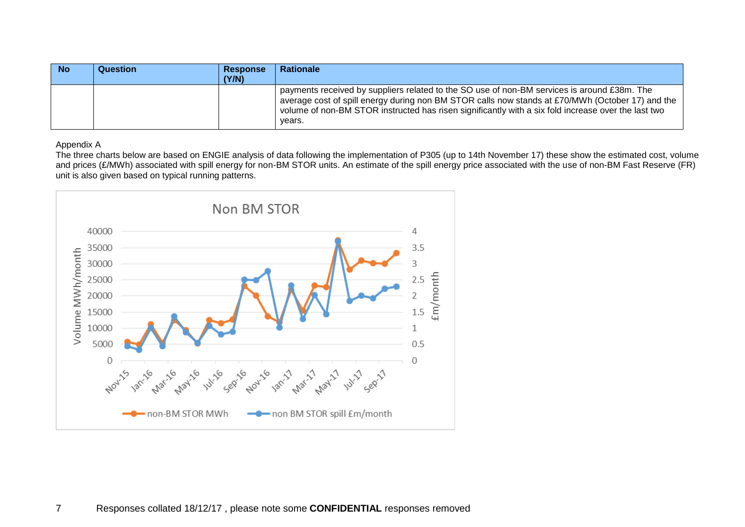| No | Question | Response (Y/N) | Rationale |
|---|---|---|---|
| | | | payments received by suppliers related to the SO use of non-BM services is around £38m. The average cost of spill energy during non BM STOR calls now stands at £70/MWh (October 17) and the volume of non-BM STOR instructed has risen significantly with a six fold increase over the last two years. |

Appendix A

The three charts below are based on ENGIE analysis of data following the implementation of P305 (up to 14th November 17) these show the estimated cost, volume and prices (£/MWh) associated with spill energy for non-BM STOR units. An estimate of the spill energy price associated with the use of non-BM Fast Reserve (FR) unit is also given based on typical running patterns.

Non BM STOR

Volume MWh/month; £m/month

non-BM STOR MWh — non BM STOR spill £m/month

Responses collated 18/12/17 , please note some **CONFIDENTIAL** responses removed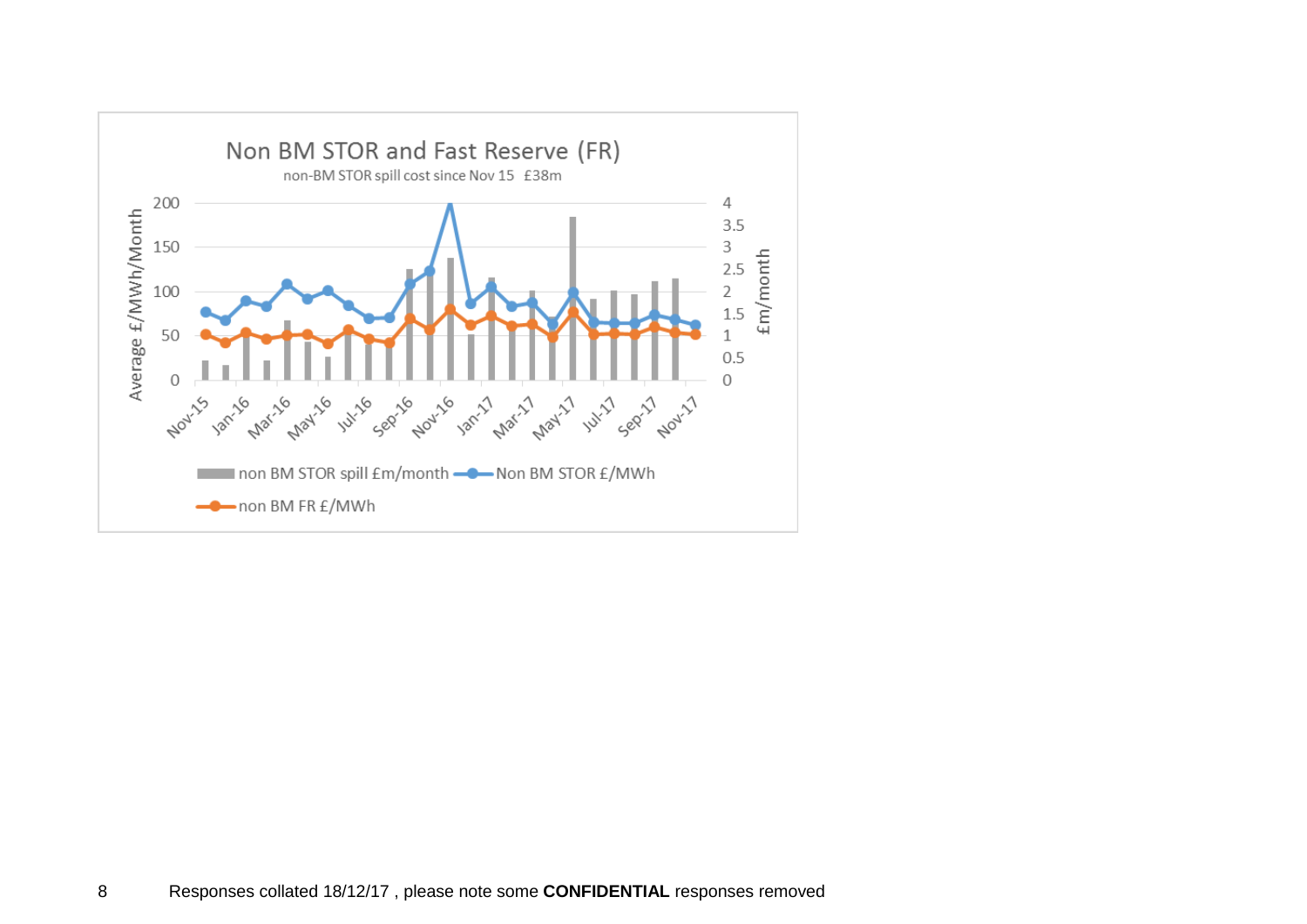Non BM STOR and Fast Reserve (FR)

non-BM STOR spill cost since Nov 15 £38m

Average £/MWh/Month | £m/month

Nov-15, Jan-16, Mar-16, May-16, Jul-16, Sep-16, Nov-16, Jan-17, Mar-17, May-17, Jul-17, Sep-17, Nov-17

non BM STOR spill £m/month — Non BM STOR £/MWh — non BM FR £/MWh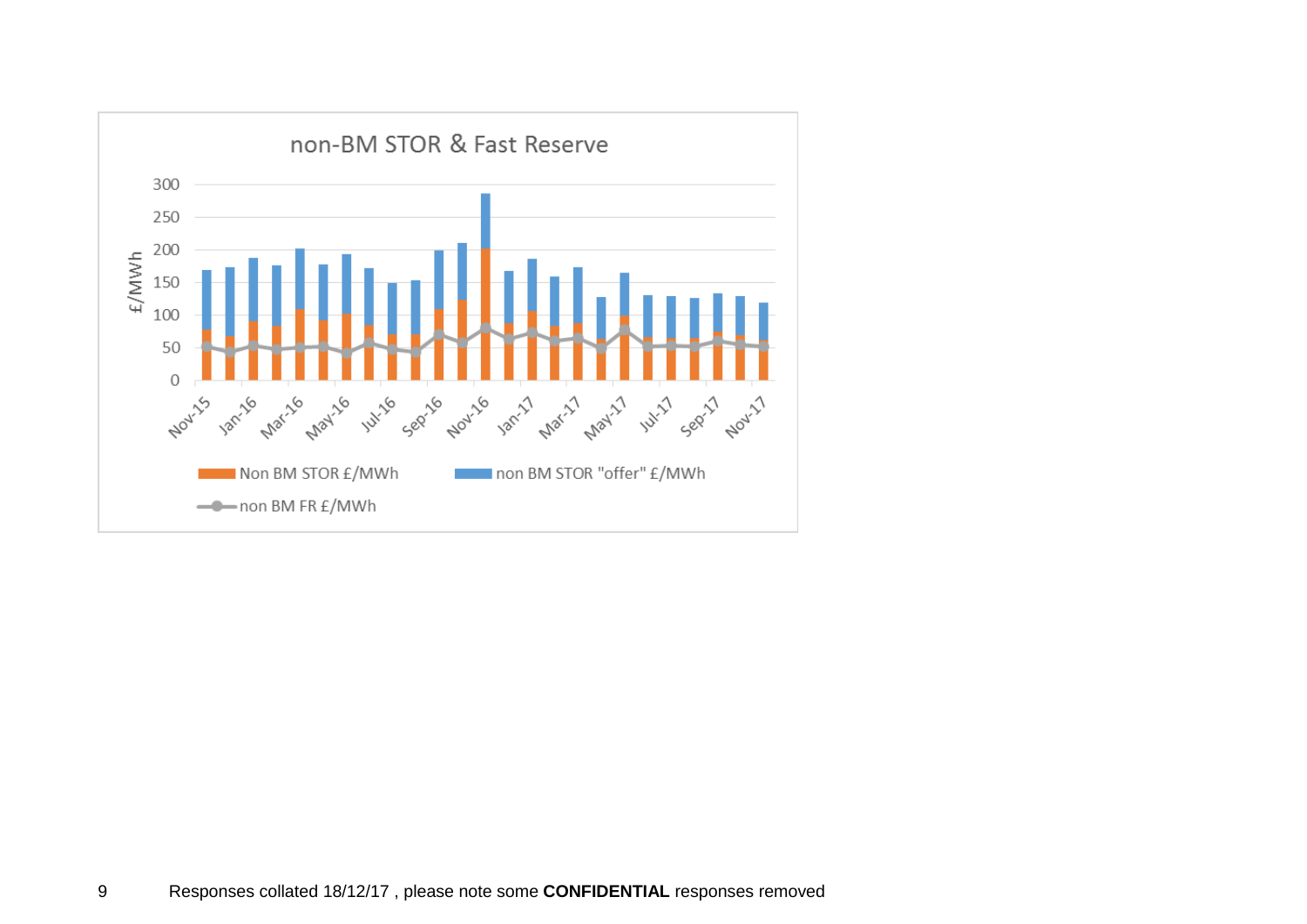non-BM STOR & Fast Reserve

£/MWh

Non BM STOR £/MWh | non BM STOR "offer" £/MWh | non BM FR £/MWh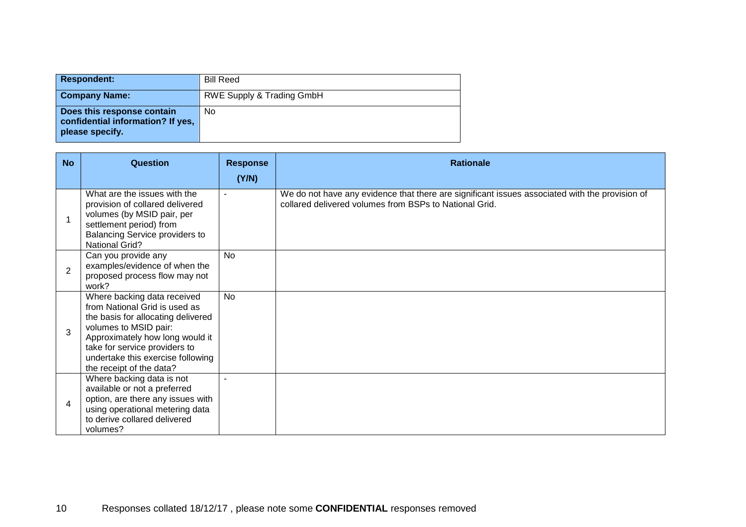| Respondent: | Bill Reed |
|---|---|
| Company Name: | RWE Supply & Trading GmbH |
| Does this response contain confidential information? If yes, please specify. | No |

| No | Question | Response (Y/N) | Rationale |
|---|---|---|---|
| 1 | What are the issues with the provision of collared delivered volumes (by MSID pair, per settlement period) from Balancing Service providers to National Grid? | - | We do not have any evidence that there are significant issues associated with the provision of collared delivered volumes from BSPs to National Grid. |
| 2 | Can you provide any examples/evidence of when the proposed process flow may not work? | No | |
| 3 | Where backing data received from National Grid is used as the basis for allocating delivered volumes to MSID pair: Approximately how long would it take for service providers to undertake this exercise following the receipt of the data? | No | |
| 4 | Where backing data is not available or not a preferred option, are there any issues with using operational metering data to derive collared delivered volumes? | - | |

Responses collated 18/12/17 , please note some **CONFIDENTIAL** responses removed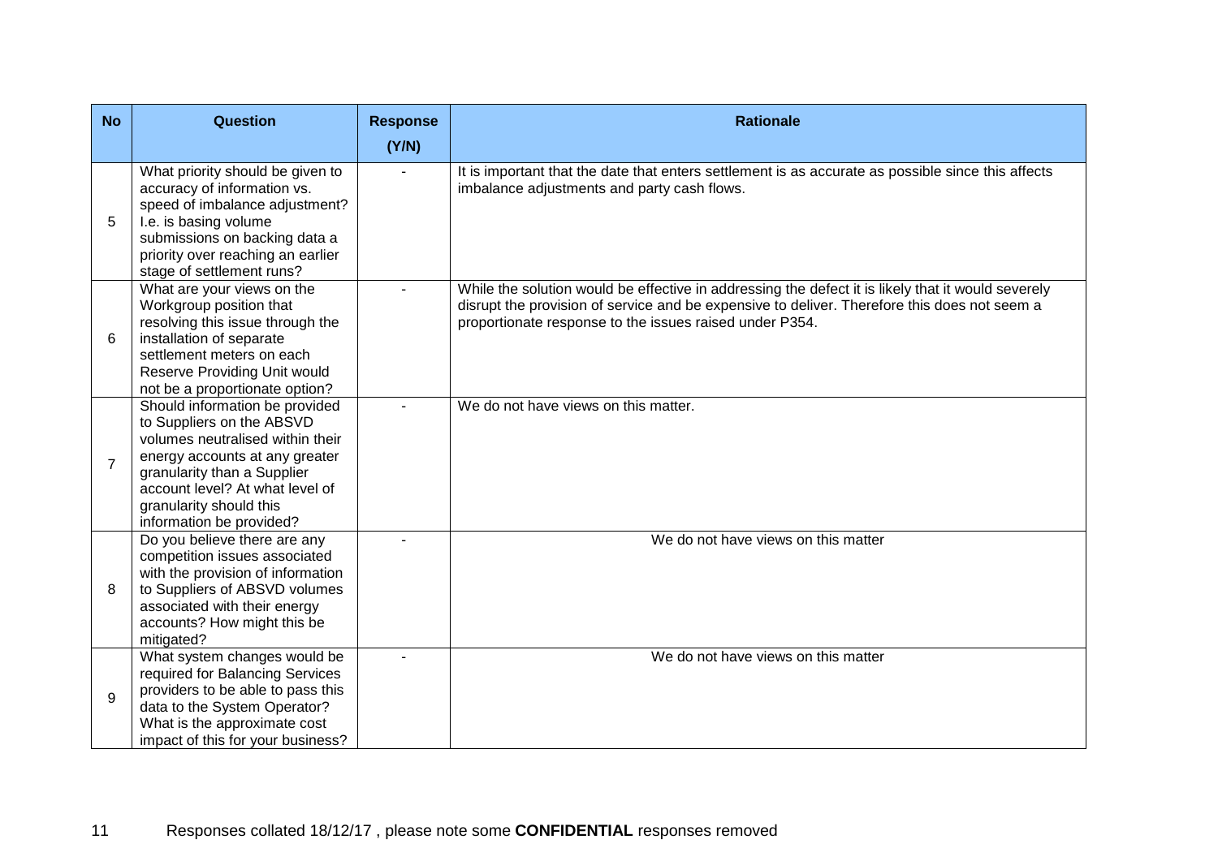| No | Question | Response (Y/N) | Rationale |
|---|---|---|---|
| 5 | What priority should be given to accuracy of information vs. speed of imbalance adjustment? I.e. is basing volume submissions on backing data a priority over reaching an earlier stage of settlement runs? | - | It is important that the date that enters settlement is as accurate as possible since this affects imbalance adjustments and party cash flows. |
| 6 | What are your views on the Workgroup position that resolving this issue through the installation of separate settlement meters on each Reserve Providing Unit would not be a proportionate option? | - | While the solution would be effective in addressing the defect it is likely that it would severely disrupt the provision of service and be expensive to deliver. Therefore this does not seem a proportionate response to the issues raised under P354. |
| 7 | Should information be provided to Suppliers on the ABSVD volumes neutralised within their energy accounts at any greater granularity than a Supplier account level? At what level of granularity should this information be provided? | - | We do not have views on this matter. |
| 8 | Do you believe there are any competition issues associated with the provision of information to Suppliers of ABSVD volumes associated with their energy accounts? How might this be mitigated? | - | We do not have views on this matter |
| 9 | What system changes would be required for Balancing Services providers to be able to pass this data to the System Operator? What is the approximate cost impact of this for your business? | - | We do not have views on this matter |

Responses collated 18/12/17 , please note some **CONFIDENTIAL** responses removed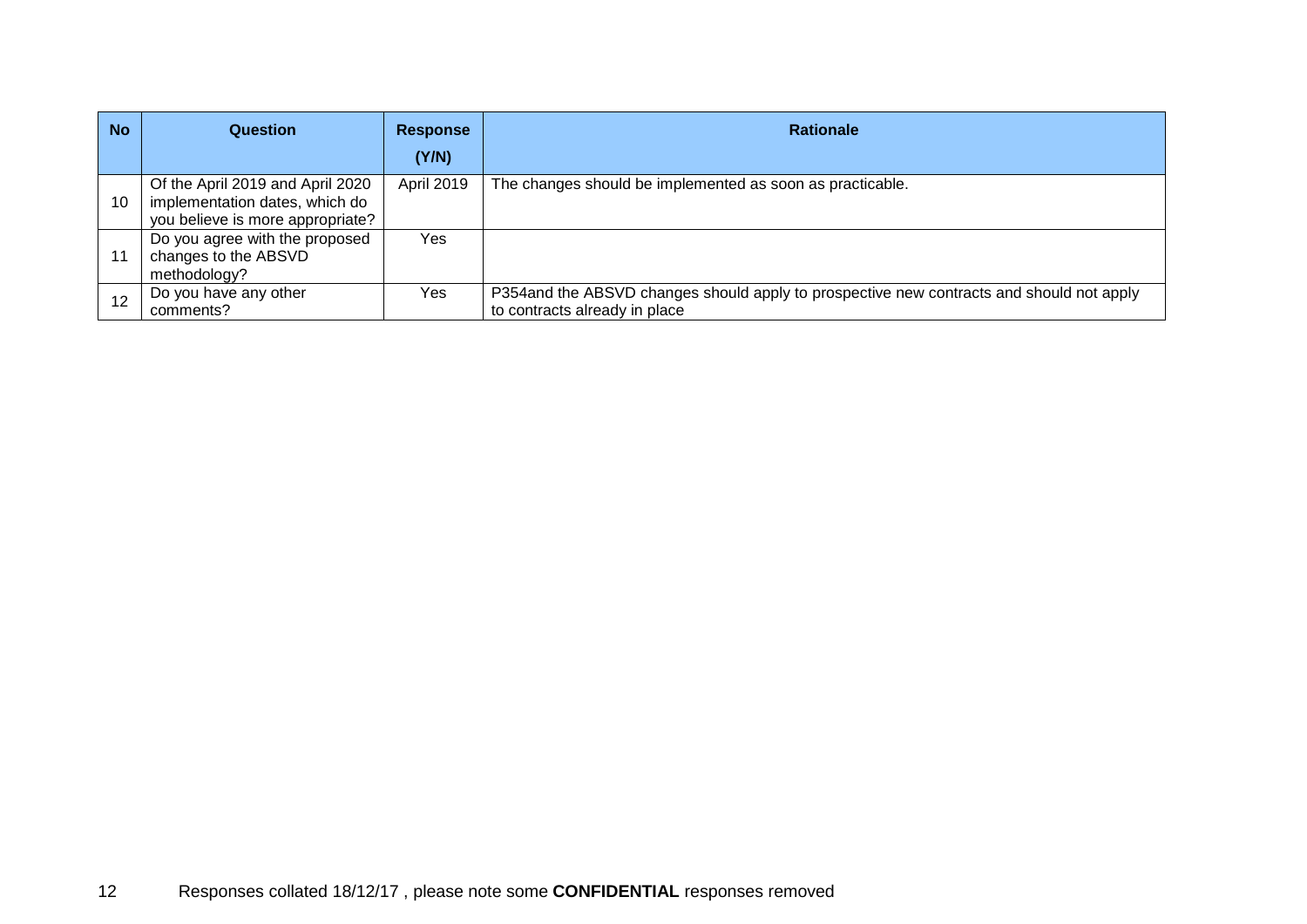| No | Question | Response (Y/N) | Rationale |
|---|---|---|---|
| 10 | Of the April 2019 and April 2020 implementation dates, which do you believe is more appropriate? | April 2019 | The changes should be implemented as soon as practicable. |
| 11 | Do you agree with the proposed changes to the ABSVD methodology? | Yes | |
| 12 | Do you have any other comments? | Yes | P354and the ABSVD changes should apply to prospective new contracts and should not apply to contracts already in place |

Responses collated 18/12/17 , please note some **CONFIDENTIAL** responses removed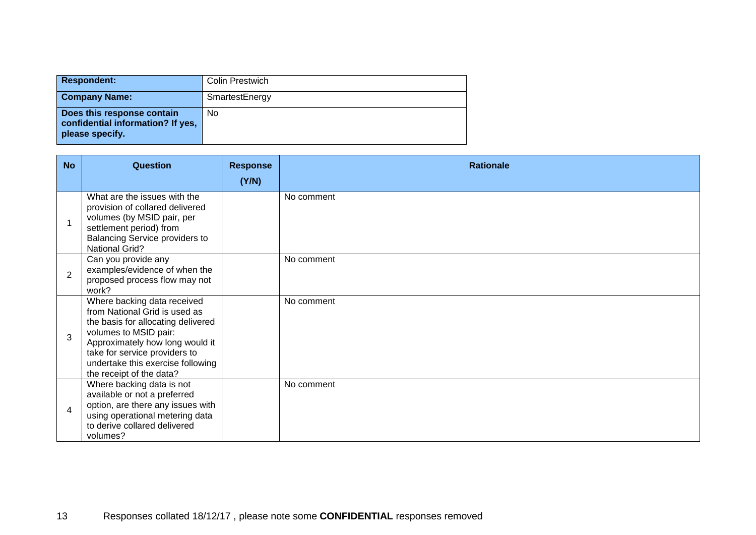| Respondent: | Colin Prestwich |
|---|---|
| **Company Name:** | SmartestEnergy |
| **Does this response contain confidential information? If yes, please specify.** | No |

| No | Question | Response (Y/N) | Rationale |
|---|---|---|---|
| 1 | What are the issues with the provision of collared delivered volumes (by MSID pair, per settlement period) from Balancing Service providers to National Grid? | | No comment |
| 2 | Can you provide any examples/evidence of when the proposed process flow may not work? | | No comment |
| 3 | Where backing data received from National Grid is used as the basis for allocating delivered volumes to MSID pair: Approximately how long would it take for service providers to undertake this exercise following the receipt of the data? | | No comment |
| 4 | Where backing data is not available or not a preferred option, are there any issues with using operational metering data to derive collared delivered volumes? | | No comment |

Responses collated 18/12/17 , please note some **CONFIDENTIAL** responses removed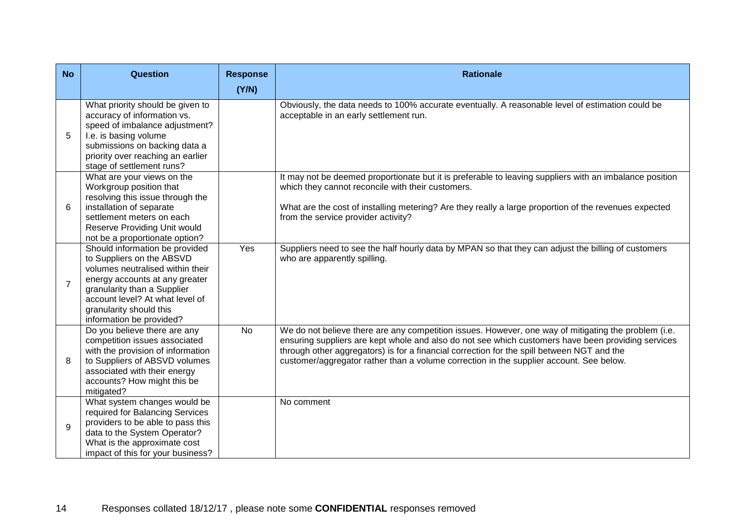| No | Question | Response (Y/N) | Rationale |
|---|---|---|---|
| 5 | What priority should be given to accuracy of information vs. speed of imbalance adjustment? I.e. is basing volume submissions on backing data a priority over reaching an earlier stage of settlement runs? | | Obviously, the data needs to 100% accurate eventually. A reasonable level of estimation could be acceptable in an early settlement run. |
| 6 | What are your views on the Workgroup position that resolving this issue through the installation of separate settlement meters on each Reserve Providing Unit would not be a proportionate option? | | It may not be deemed proportionate but it is preferable to leaving suppliers with an imbalance position which they cannot reconcile with their customers.<br><br>What are the cost of installing metering? Are they really a large proportion of the revenues expected from the service provider activity? |
| 7 | Should information be provided to Suppliers on the ABSVD volumes neutralised within their energy accounts at any greater granularity than a Supplier account level? At what level of granularity should this information be provided? | Yes | Suppliers need to see the half hourly data by MPAN so that they can adjust the billing of customers who are apparently spilling. |
| 8 | Do you believe there are any competition issues associated with the provision of information to Suppliers of ABSVD volumes associated with their energy accounts? How might this be mitigated? | No | We do not believe there are any competition issues. However, one way of mitigating the problem (i.e. ensuring suppliers are kept whole and also do not see which customers have been providing services through other aggregators) is for a financial correction for the spill between NGT and the customer/aggregator rather than a volume correction in the supplier account. See below. |
| 9 | What system changes would be required for Balancing Services providers to be able to pass this data to the System Operator? What is the approximate cost impact of this for your business? | | No comment |

Responses collated 18/12/17 , please note some **CONFIDENTIAL** responses removed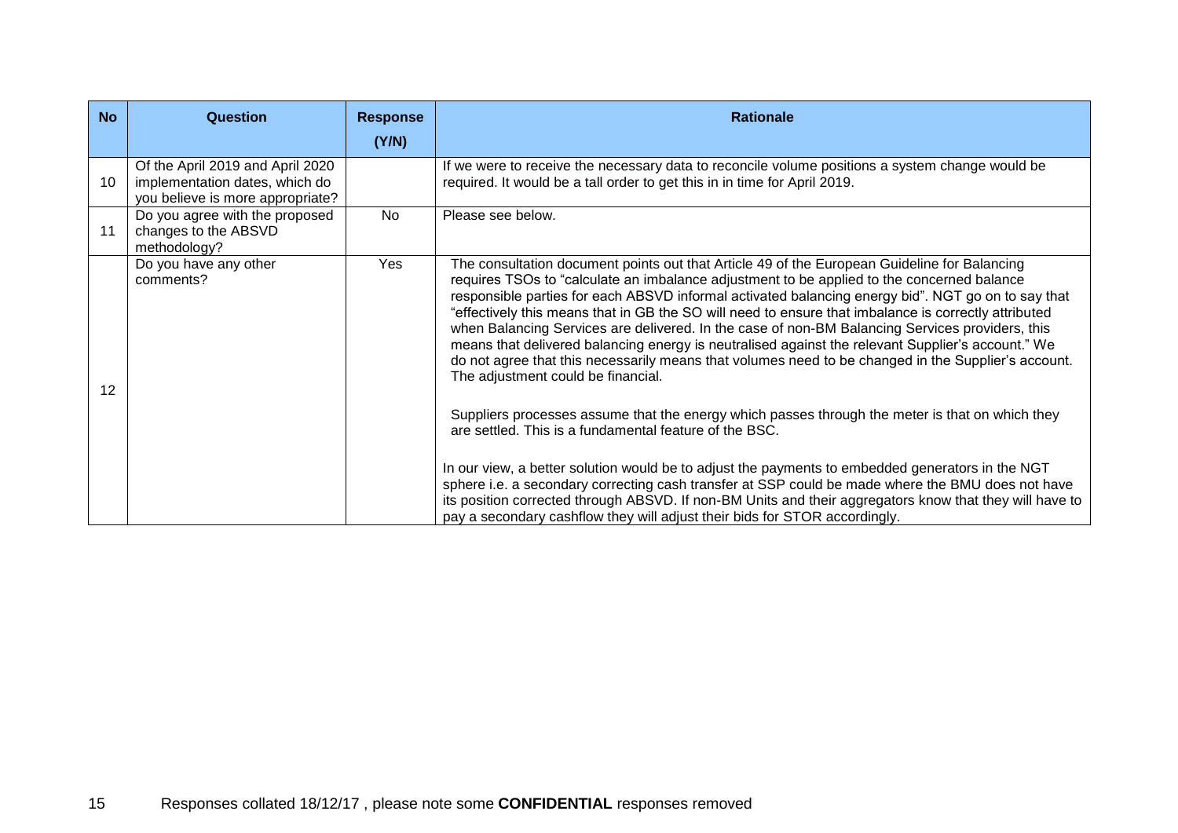| No | Question | Response (Y/N) | Rationale |
|---|---|---|---|
| 10 | Of the April 2019 and April 2020 implementation dates, which do you believe is more appropriate? | | If we were to receive the necessary data to reconcile volume positions a system change would be required. It would be a tall order to get this in in time for April 2019. |
| 11 | Do you agree with the proposed changes to the ABSVD methodology? | No | Please see below. |
| 12 | Do you have any other comments? | Yes | The consultation document points out that Article 49 of the European Guideline for Balancing requires TSOs to "calculate an imbalance adjustment to be applied to the concerned balance responsible parties for each ABSVD informal activated balancing energy bid". NGT go on to say that "effectively this means that in GB the SO will need to ensure that imbalance is correctly attributed when Balancing Services are delivered. In the case of non-BM Balancing Services providers, this means that delivered balancing energy is neutralised against the relevant Supplier's account." We do not agree that this necessarily means that volumes need to be changed in the Supplier's account. The adjustment could be financial.<br><br>Suppliers processes assume that the energy which passes through the meter is that on which they are settled. This is a fundamental feature of the BSC.<br><br>In our view, a better solution would be to adjust the payments to embedded generators in the NGT sphere i.e. a secondary correcting cash transfer at SSP could be made where the BMU does not have its position corrected through ABSVD. If non-BM Units and their aggregators know that they will have to pay a secondary cashflow they will adjust their bids for STOR accordingly. |

Responses collated 18/12/17 , please note some **CONFIDENTIAL** responses removed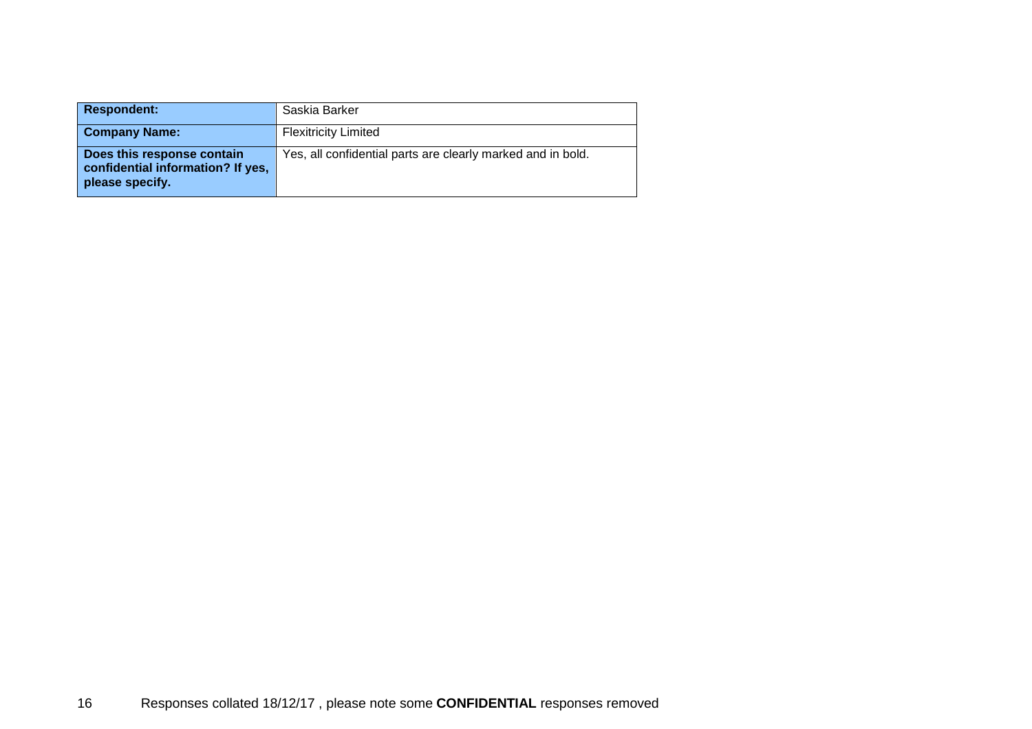| **Respondent:** | Saskia Barker |
|---|---|
| **Company Name:** | Flexitricity Limited |
| **Does this response contain confidential information? If yes, please specify.** | Yes, all confidential parts are clearly marked and in bold. |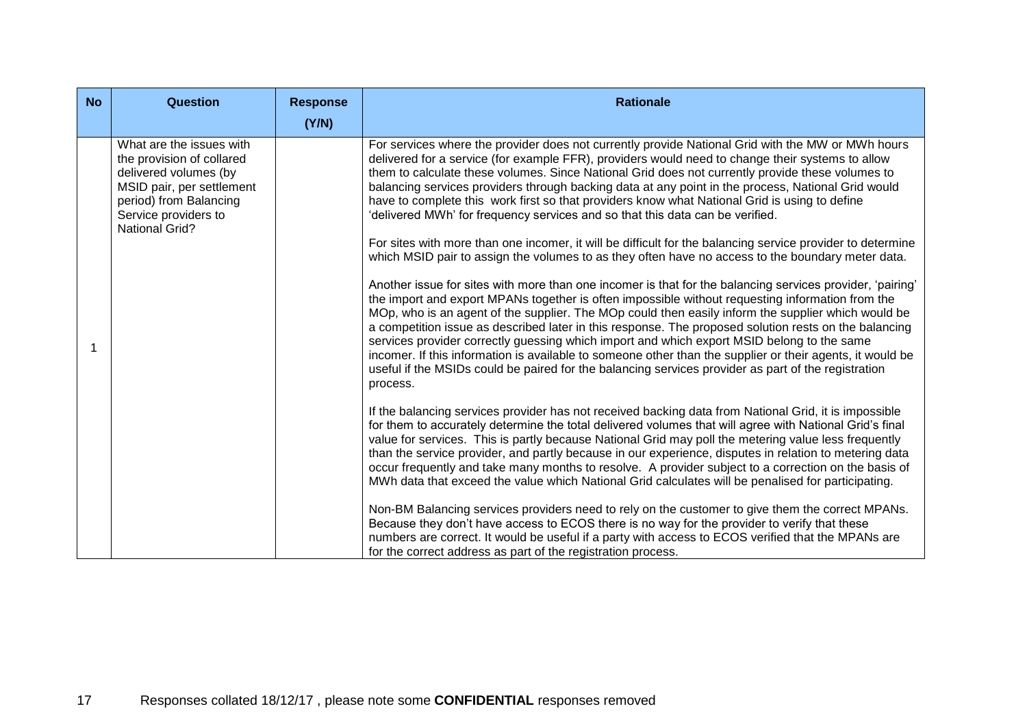| No | Question | Response (Y/N) | Rationale |
|---|---|---|---|
| 1 | What are the issues with the provision of collared delivered volumes (by MSID pair, per settlement period) from Balancing Service providers to National Grid? | | For services where the provider does not currently provide National Grid with the MW or MWh hours delivered for a service (for example FFR), providers would need to change their systems to allow them to calculate these volumes. Since National Grid does not currently provide these volumes to balancing services providers through backing data at any point in the process, National Grid would have to complete this work first so that providers know what National Grid is using to define 'delivered MWh' for frequency services and so that this data can be verified.<br><br>For sites with more than one incomer, it will be difficult for the balancing service provider to determine which MSID pair to assign the volumes to as they often have no access to the boundary meter data.<br><br>Another issue for sites with more than one incomer is that for the balancing services provider, 'pairing' the import and export MPANs together is often impossible without requesting information from the MOp, who is an agent of the supplier. The MOp could then easily inform the supplier which would be a competition issue as described later in this response. The proposed solution rests on the balancing services provider correctly guessing which import and which export MSID belong to the same incomer. If this information is available to someone other than the supplier or their agents, it would be useful if the MSIDs could be paired for the balancing services provider as part of the registration process.<br><br>If the balancing services provider has not received backing data from National Grid, it is impossible for them to accurately determine the total delivered volumes that will agree with National Grid's final value for services. This is partly because National Grid may poll the metering value less frequently than the service provider, and partly because in our experience, disputes in relation to metering data occur frequently and take many months to resolve. A provider subject to a correction on the basis of MWh data that exceed the value which National Grid calculates will be penalised for participating.<br><br>Non-BM Balancing services providers need to rely on the customer to give them the correct MPANs. Because they don't have access to ECOS there is no way for the provider to verify that these numbers are correct. It would be useful if a party with access to ECOS verified that the MPANs are for the correct address as part of the registration process. |

Responses collated 18/12/17 , please note some **CONFIDENTIAL** responses removed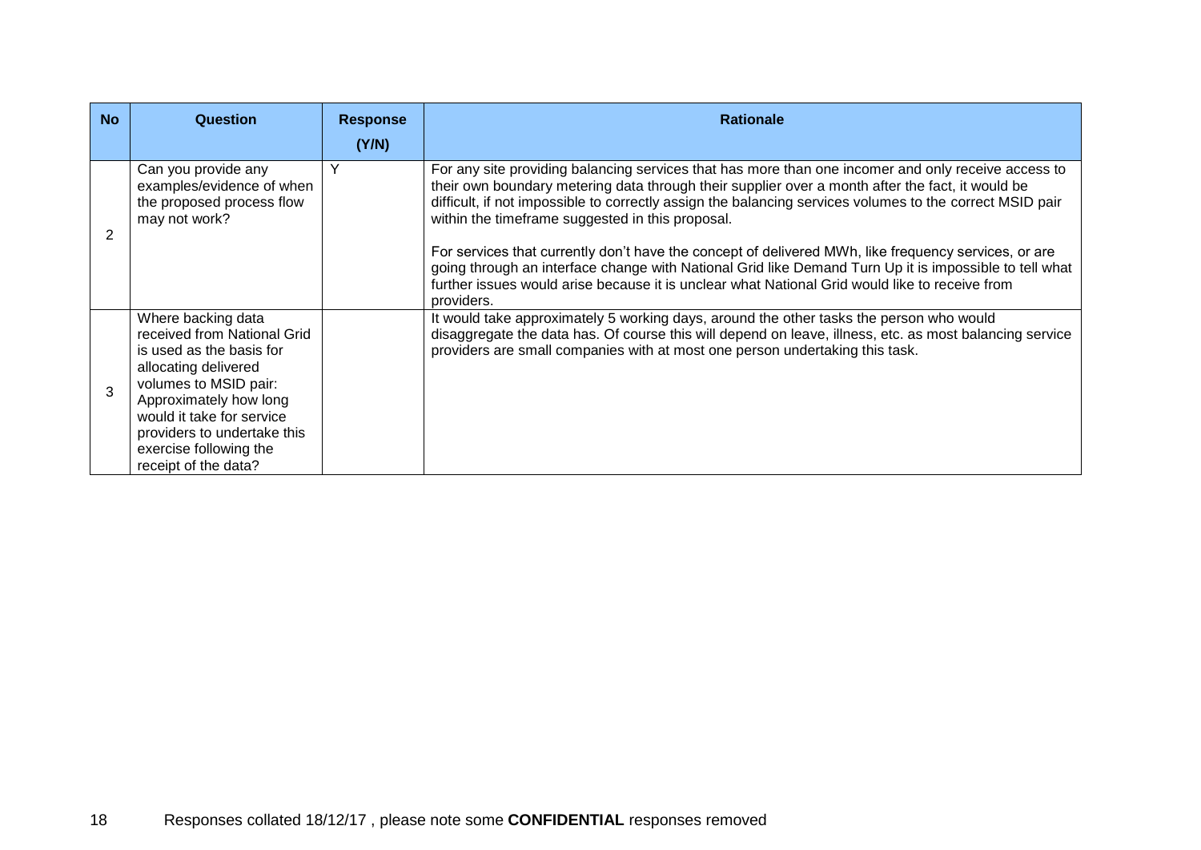| No | Question | Response (Y/N) | Rationale |
|---|---|---|---|
| 2 | Can you provide any examples/evidence of when the proposed process flow may not work? | Y | For any site providing balancing services that has more than one incomer and only receive access to their own boundary metering data through their supplier over a month after the fact, it would be difficult, if not impossible to correctly assign the balancing services volumes to the correct MSID pair within the timeframe suggested in this proposal.<br><br>For services that currently don't have the concept of delivered MWh, like frequency services, or are going through an interface change with National Grid like Demand Turn Up it is impossible to tell what further issues would arise because it is unclear what National Grid would like to receive from providers. |
| 3 | Where backing data received from National Grid is used as the basis for allocating delivered volumes to MSID pair: Approximately how long would it take for service providers to undertake this exercise following the receipt of the data? | | It would take approximately 5 working days, around the other tasks the person who would disaggregate the data has. Of course this will depend on leave, illness, etc. as most balancing service providers are small companies with at most one person undertaking this task. |

Responses collated 18/12/17 , please note some **CONFIDENTIAL** responses removed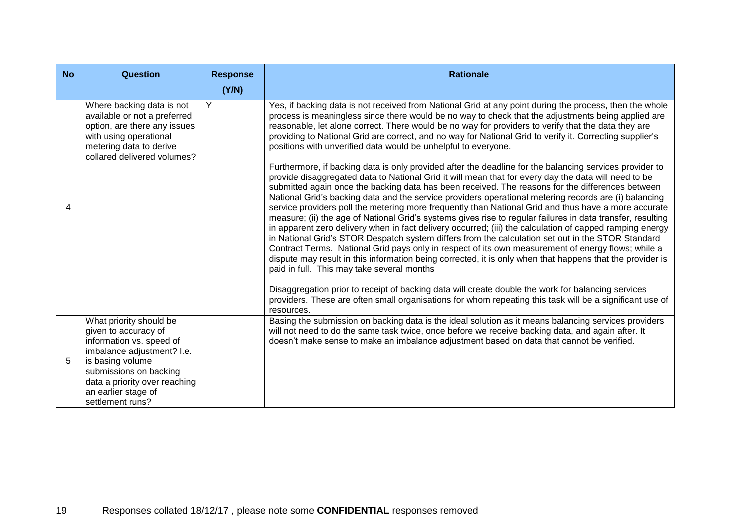| No | Question | Response (Y/N) | Rationale |
|---|---|---|---|
| 4 | Where backing data is not available or not a preferred option, are there any issues with using operational metering data to derive collared delivered volumes? | Y | Yes, if backing data is not received from National Grid at any point during the process, then the whole process is meaningless since there would be no way to check that the adjustments being applied are reasonable, let alone correct. There would be no way for providers to verify that the data they are providing to National Grid are correct, and no way for National Grid to verify it. Correcting supplier's positions with unverified data would be unhelpful to everyone.<br><br>Furthermore, if backing data is only provided after the deadline for the balancing services provider to provide disaggregated data to National Grid it will mean that for every day the data will need to be submitted again once the backing data has been received. The reasons for the differences between National Grid's backing data and the service providers operational metering records are (i) balancing service providers poll the metering more frequently than National Grid and thus have a more accurate measure; (ii) the age of National Grid's systems gives rise to regular failures in data transfer, resulting in apparent zero delivery when in fact delivery occurred; (iii) the calculation of capped ramping energy in National Grid's STOR Despatch system differs from the calculation set out in the STOR Standard Contract Terms. National Grid pays only in respect of its own measurement of energy flows; while a dispute may result in this information being corrected, it is only when that happens that the provider is paid in full. This may take several months<br><br>Disaggregation prior to receipt of backing data will create double the work for balancing services providers. These are often small organisations for whom repeating this task will be a significant use of resources. |
| 5 | What priority should be given to accuracy of information vs. speed of imbalance adjustment? I.e. is basing volume submissions on backing data a priority over reaching an earlier stage of settlement runs? | | Basing the submission on backing data is the ideal solution as it means balancing services providers will not need to do the same task twice, once before we receive backing data, and again after. It doesn't make sense to make an imbalance adjustment based on data that cannot be verified. |

Responses collated 18/12/17 , please note some **CONFIDENTIAL** responses removed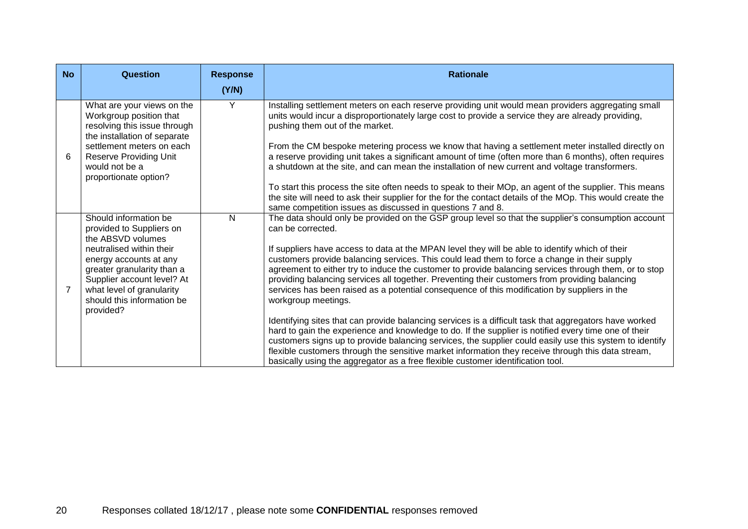| No | Question | Response (Y/N) | Rationale |
|---|---|---|---|
| 6 | What are your views on the Workgroup position that resolving this issue through the installation of separate settlement meters on each Reserve Providing Unit would not be a proportionate option? | Y | Installing settlement meters on each reserve providing unit would mean providers aggregating small units would incur a disproportionately large cost to provide a service they are already providing, pushing them out of the market.<br><br>From the CM bespoke metering process we know that having a settlement meter installed directly on a reserve providing unit takes a significant amount of time (often more than 6 months), often requires a shutdown at the site, and can mean the installation of new current and voltage transformers.<br><br>To start this process the site often needs to speak to their MOp, an agent of the supplier. This means the site will need to ask their supplier for the for the contact details of the MOp. This would create the same competition issues as discussed in questions 7 and 8. |
| 7 | Should information be provided to Suppliers on the ABSVD volumes neutralised within their energy accounts at any greater granularity than a Supplier account level? At what level of granularity should this information be provided? | N | The data should only be provided on the GSP group level so that the supplier's consumption account can be corrected.<br><br>If suppliers have access to data at the MPAN level they will be able to identify which of their customers provide balancing services. This could lead them to force a change in their supply agreement to either try to induce the customer to provide balancing services through them, or to stop providing balancing services all together. Preventing their customers from providing balancing services has been raised as a potential consequence of this modification by suppliers in the workgroup meetings.<br><br>Identifying sites that can provide balancing services is a difficult task that aggregators have worked hard to gain the experience and knowledge to do. If the supplier is notified every time one of their customers signs up to provide balancing services, the supplier could easily use this system to identify flexible customers through the sensitive market information they receive through this data stream, basically using the aggregator as a free flexible customer identification tool. |

Responses collated 18/12/17 , please note some **CONFIDENTIAL** responses removed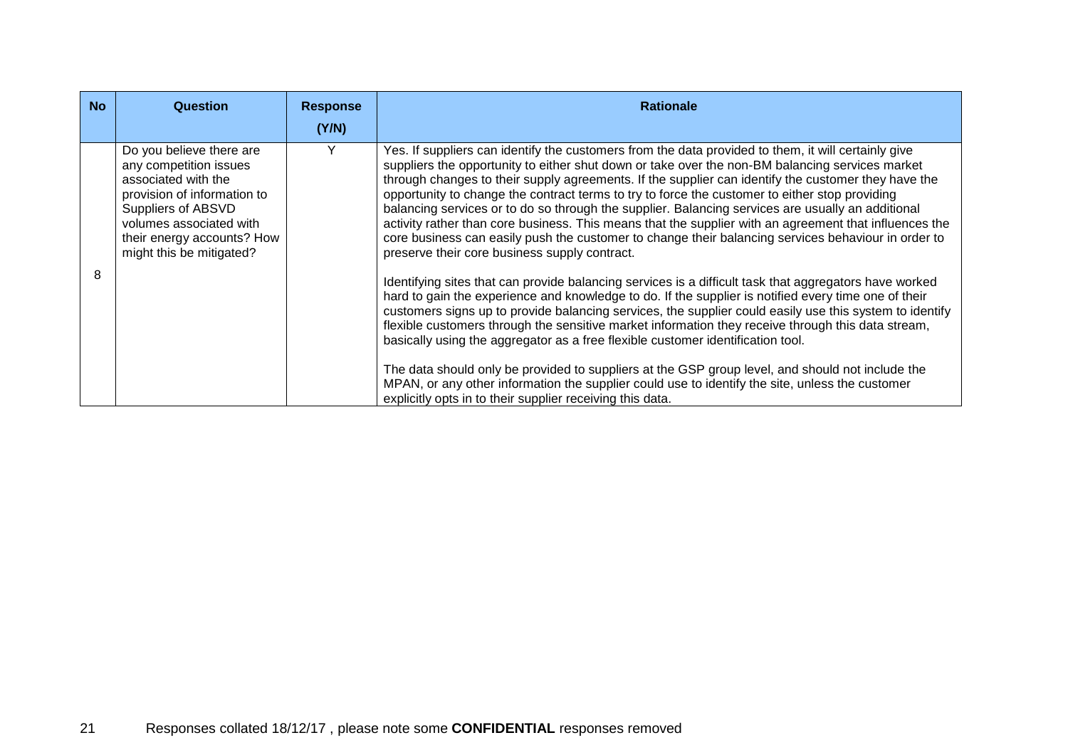| No | Question | Response (Y/N) | Rationale |
|---|---|---|---|
| 8 | Do you believe there are any competition issues associated with the provision of information to Suppliers of ABSVD volumes associated with their energy accounts? How might this be mitigated? | Y | Yes. If suppliers can identify the customers from the data provided to them, it will certainly give suppliers the opportunity to either shut down or take over the non-BM balancing services market through changes to their supply agreements. If the supplier can identify the customer they have the opportunity to change the contract terms to try to force the customer to either stop providing balancing services or to do so through the supplier. Balancing services are usually an additional activity rather than core business. This means that the supplier with an agreement that influences the core business can easily push the customer to change their balancing services behaviour in order to preserve their core business supply contract.<br><br>Identifying sites that can provide balancing services is a difficult task that aggregators have worked hard to gain the experience and knowledge to do. If the supplier is notified every time one of their customers signs up to provide balancing services, the supplier could easily use this system to identify flexible customers through the sensitive market information they receive through this data stream, basically using the aggregator as a free flexible customer identification tool.<br><br>The data should only be provided to suppliers at the GSP group level, and should not include the MPAN, or any other information the supplier could use to identify the site, unless the customer explicitly opts in to their supplier receiving this data. |

Responses collated 18/12/17 , please note some **CONFIDENTIAL** responses removed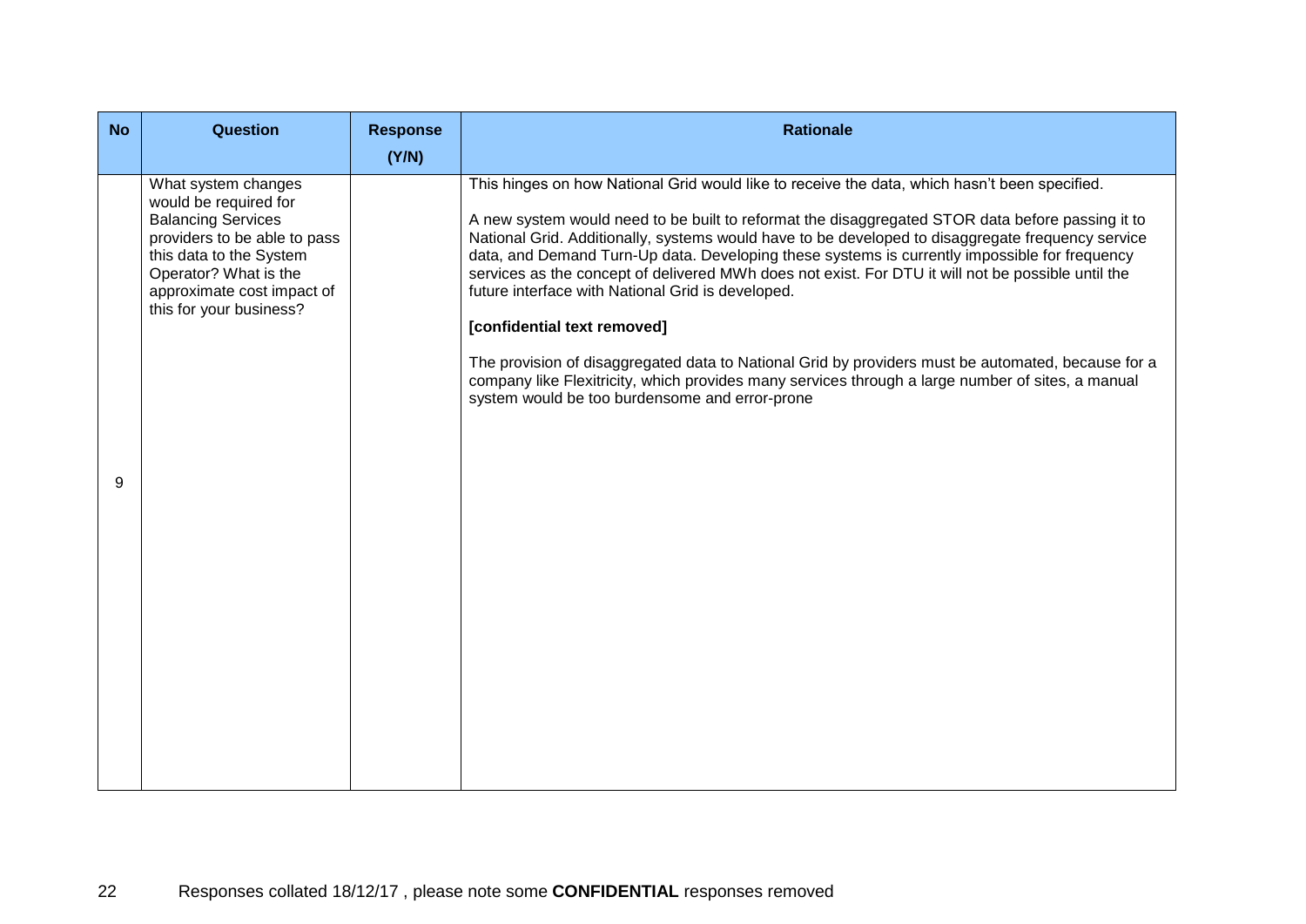| No | Question | Response (Y/N) | Rationale |
| --- | --- | --- | --- |
| 9 | What system changes would be required for Balancing Services providers to be able to pass this data to the System Operator? What is the approximate cost impact of this for your business? | | This hinges on how National Grid would like to receive the data, which hasn't been specified.<br><br>A new system would need to be built to reformat the disaggregated STOR data before passing it to National Grid. Additionally, systems would have to be developed to disaggregate frequency service data, and Demand Turn-Up data. Developing these systems is currently impossible for frequency services as the concept of delivered MWh does not exist. For DTU it will not be possible until the future interface with National Grid is developed.<br><br>**[confidential text removed]**<br><br>The provision of disaggregated data to National Grid by providers must be automated, because for a company like Flexitricity, which provides many services through a large number of sites, a manual system would be too burdensome and error-prone |

Responses collated 18/12/17 , please note some **CONFIDENTIAL** responses removed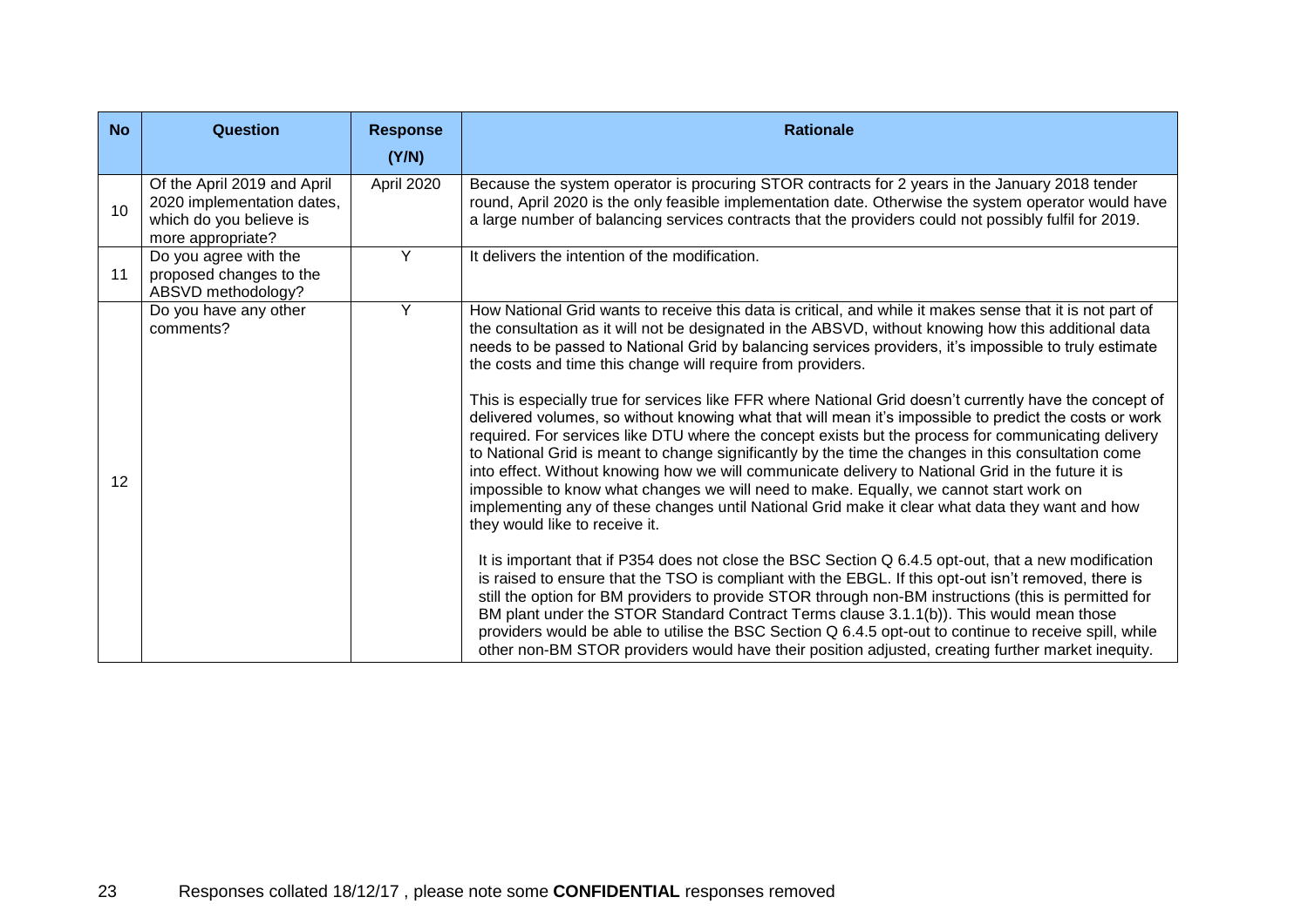| No | Question | Response (Y/N) | Rationale |
|---|---|---|---|
| 10 | Of the April 2019 and April 2020 implementation dates, which do you believe is more appropriate? | April 2020 | Because the system operator is procuring STOR contracts for 2 years in the January 2018 tender round, April 2020 is the only feasible implementation date. Otherwise the system operator would have a large number of balancing services contracts that the providers could not possibly fulfil for 2019. |
| 11 | Do you agree with the proposed changes to the ABSVD methodology? | Y | It delivers the intention of the modification. |
| 12 | Do you have any other comments? | Y | How National Grid wants to receive this data is critical, and while it makes sense that it is not part of the consultation as it will not be designated in the ABSVD, without knowing how this additional data needs to be passed to National Grid by balancing services providers, it's impossible to truly estimate the costs and time this change will require from providers.<br><br>This is especially true for services like FFR where National Grid doesn't currently have the concept of delivered volumes, so without knowing what that will mean it's impossible to predict the costs or work required. For services like DTU where the concept exists but the process for communicating delivery to National Grid is meant to change significantly by the time the changes in this consultation come into effect. Without knowing how we will communicate delivery to National Grid in the future it is impossible to know what changes we will need to make. Equally, we cannot start work on implementing any of these changes until National Grid make it clear what data they want and how they would like to receive it.<br><br>It is important that if P354 does not close the BSC Section Q 6.4.5 opt-out, that a new modification is raised to ensure that the TSO is compliant with the EBGL. If this opt-out isn't removed, there is still the option for BM providers to provide STOR through non-BM instructions (this is permitted for BM plant under the STOR Standard Contract Terms clause 3.1.1(b)). This would mean those providers would be able to utilise the BSC Section Q 6.4.5 opt-out to continue to receive spill, while other non-BM STOR providers would have their position adjusted, creating further market inequity. |

Responses collated 18/12/17 , please note some **CONFIDENTIAL** responses removed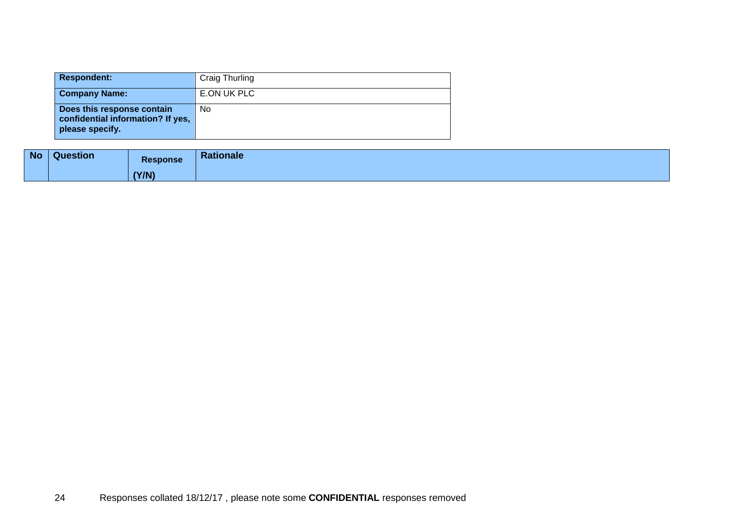| Respondent: | Craig Thurling |
| --- | --- |
| Company Name: | E.ON UK PLC |
| Does this response contain confidential information? If yes, please specify. | No |

| No | Question | Response (Y/N) | Rationale |
| --- | --- | --- | --- |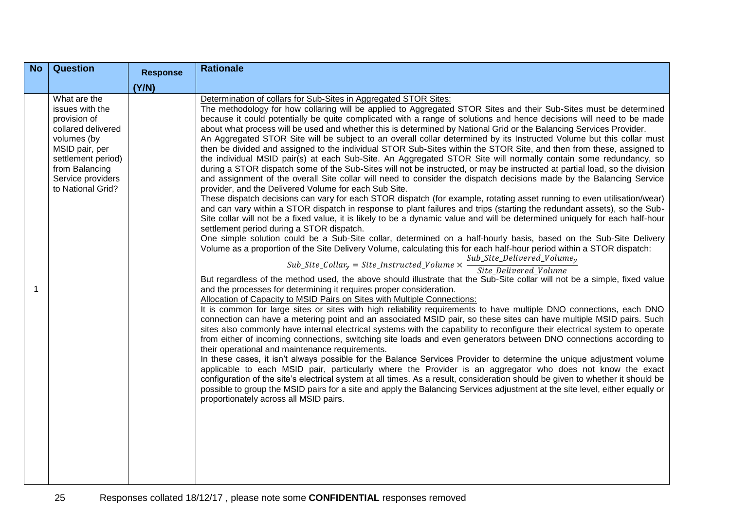| No | Question | Response (Y/N) | Rationale |
|---|---|---|---|
| 1 | What are the issues with the provision of collared delivered volumes (by MSID pair, per settlement period) from Balancing Service providers to National Grid? | | Determination of collars for Sub-Sites in Aggregated STOR Sites:<br>The methodology for how collaring will be applied to Aggregated STOR Sites and their Sub-Sites must be determined because it could potentially be quite complicated with a range of solutions and hence decisions will need to be made about what process will be used and whether this is determined by National Grid or the Balancing Services Provider.<br>An Aggregated STOR Site will be subject to an overall collar determined by its Instructed Volume but this collar must then be divided and assigned to the individual STOR Sub-Sites within the STOR Site, and then from these, assigned to the individual MSID pair(s) at each Sub-Site. An Aggregated STOR Site will normally contain some redundancy, so during a STOR dispatch some of the Sub-Sites will not be instructed, or may be instructed at partial load, so the division and assignment of the overall Site collar will need to consider the dispatch decisions made by the Balancing Service provider, and the Delivered Volume for each Sub Site.<br>These dispatch decisions can vary for each STOR dispatch (for example, rotating asset running to even utilisation/wear) and can vary within a STOR dispatch in response to plant failures and trips (starting the redundant assets), so the Sub-Site collar will not be a fixed value, it is likely to be a dynamic value and will be determined uniquely for each half-hour settlement period during a STOR dispatch.<br>One simple solution could be a Sub-Site collar, determined on a half-hourly basis, based on the Sub-Site Delivery Volume as a proportion of the Site Delivery Volume, calculating this for each half-hour period within a STOR dispatch:<br>$$Sub\_Site\_Collar_y = Site\_Instructed\_Volume \times \frac{Sub\_Site\_Delivered\_Volume_y}{Site\_Delivered\_Volume}$$<br>But regardless of the method used, the above should illustrate that the Sub-Site collar will not be a simple, fixed value and the processes for determining it requires proper consideration.<br>Allocation of Capacity to MSID Pairs on Sites with Multiple Connections:<br>It is common for large sites or sites with high reliability requirements to have multiple DNO connections, each DNO connection can have a metering point and an associated MSID pair, so these sites can have multiple MSID pairs. Such sites also commonly have internal electrical systems with the capability to reconfigure their electrical system to operate from either of incoming connections, switching site loads and even generators between DNO connections according to their operational and maintenance requirements.<br>In these cases, it isn't always possible for the Balance Services Provider to determine the unique adjustment volume applicable to each MSID pair, particularly where the Provider is an aggregator who does not know the exact configuration of the site's electrical system at all times. As a result, consideration should be given to whether it should be possible to group the MSID pairs for a site and apply the Balancing Services adjustment at the site level, either equally or proportionately across all MSID pairs. |

Responses collated 18/12/17 , please note some **CONFIDENTIAL** responses removed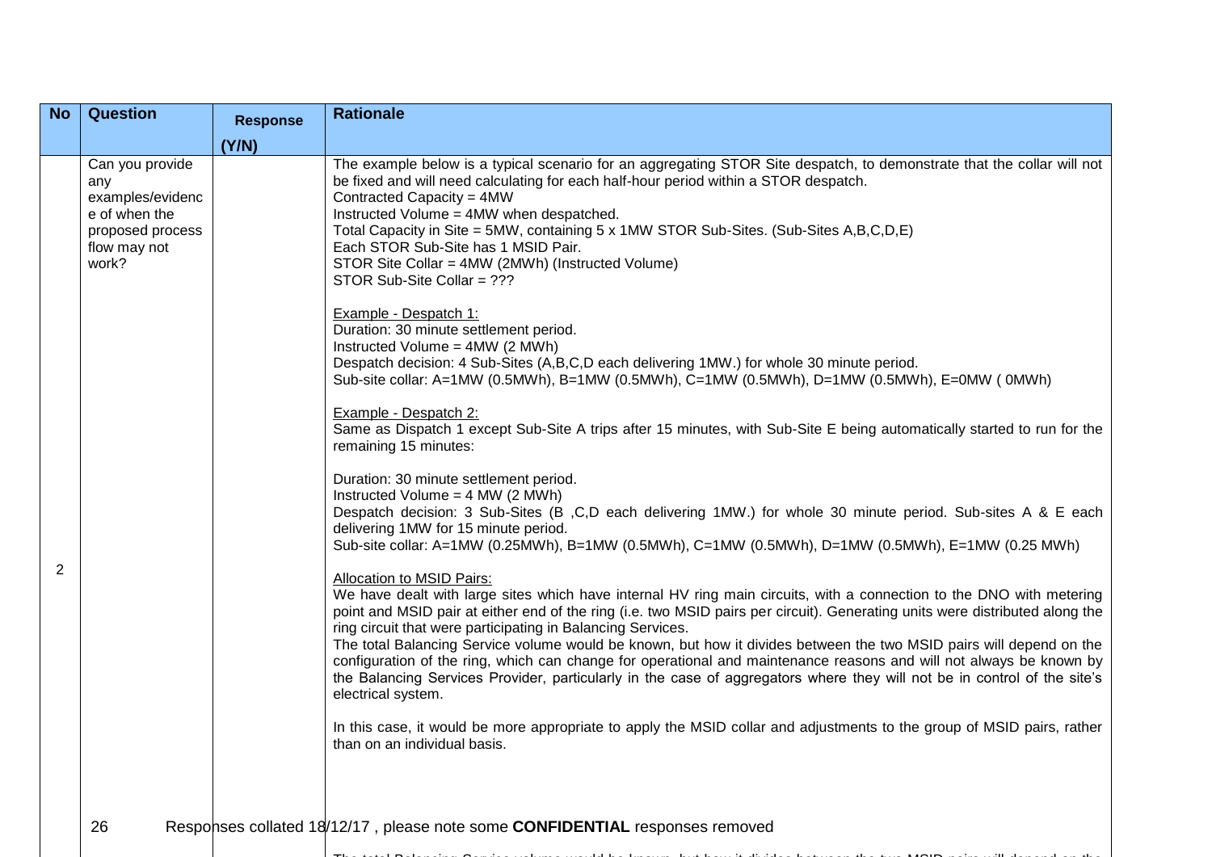| No | Question | Response (Y/N) | Rationale |
|---|---|---|---|
| 2 | Can you provide any examples/evidence of when the proposed process flow may not work? | | The example below is a typical scenario for an aggregating STOR Site despatch, to demonstrate that the collar will not be fixed and will need calculating for each half-hour period within a STOR despatch.<br>Contracted Capacity = 4MW<br>Instructed Volume = 4MW when despatched.<br>Total Capacity in Site = 5MW, containing 5 x 1MW STOR Sub-Sites. (Sub-Sites A,B,C,D,E)<br>Each STOR Sub-Site has 1 MSID Pair.<br>STOR Site Collar = 4MW (2MWh) (Instructed Volume)<br>STOR Sub-Site Collar = ???<br><br><u>Example - Despatch 1:</u><br>Duration: 30 minute settlement period.<br>Instructed Volume = 4MW (2 MWh)<br>Despatch decision: 4 Sub-Sites (A,B,C,D each delivering 1MW.) for whole 30 minute period.<br>Sub-site collar: A=1MW (0.5MWh), B=1MW (0.5MWh), C=1MW (0.5MWh), D=1MW (0.5MWh), E=0MW ( 0MWh)<br><br><u>Example - Despatch 2:</u><br>Same as Dispatch 1 except Sub-Site A trips after 15 minutes, with Sub-Site E being automatically started to run for the remaining 15 minutes:<br><br>Duration: 30 minute settlement period.<br>Instructed Volume = 4 MW (2 MWh)<br>Despatch decision: 3 Sub-Sites (B ,C,D each delivering 1MW.) for whole 30 minute period. Sub-sites A & E each delivering 1MW for 15 minute period.<br>Sub-site collar: A=1MW (0.25MWh), B=1MW (0.5MWh), C=1MW (0.5MWh), D=1MW (0.5MWh), E=1MW (0.25 MWh)<br><br><u>Allocation to MSID Pairs:</u><br>We have dealt with large sites which have internal HV ring main circuits, with a connection to the DNO with metering point and MSID pair at either end of the ring (i.e. two MSID pairs per circuit). Generating units were distributed along the ring circuit that were participating in Balancing Services.<br>The total Balancing Service volume would be known, but how it divides between the two MSID pairs will depend on the configuration of the ring, which can change for operational and maintenance reasons and will not always be known by the Balancing Services Provider, particularly in the case of aggregators where they will not be in control of the site's electrical system.<br><br>In this case, it would be more appropriate to apply the MSID collar and adjustments to the group of MSID pairs, rather than on an individual basis. |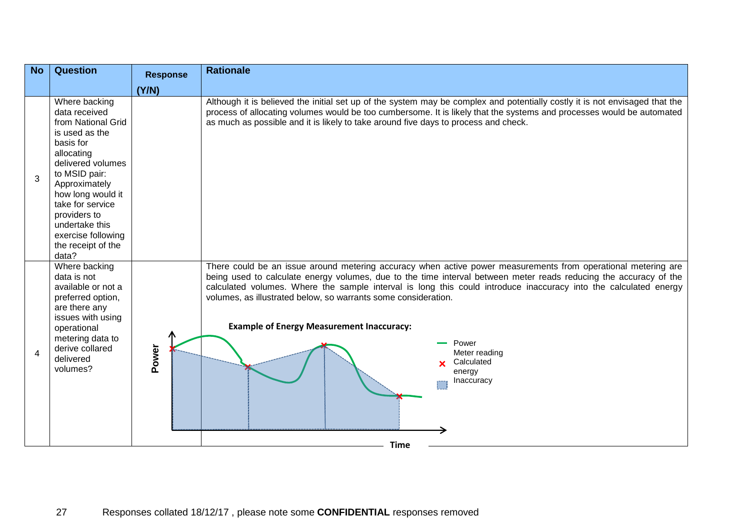| No | Question | Response (Y/N) | Rationale |
|---|---|---|---|
| 3 | Where backing data received from National Grid is used as the basis for allocating delivered volumes to MSID pair: Approximately how long would it take for service providers to undertake this exercise following the receipt of the data? | | Although it is believed the initial set up of the system may be complex and potentially costly it is not envisaged that the process of allocating volumes would be too cumbersome. It is likely that the systems and processes would be automated as much as possible and it is likely to take around five days to process and check. |
| 4 | Where backing data is not available or not a preferred option, are there any issues with using operational metering data to derive collared delivered volumes? | | There could be an issue around metering accuracy when active power measurements from operational metering are being used to calculate energy volumes, due to the time interval between meter reads reducing the accuracy of the calculated volumes. Where the sample interval is long this could introduce inaccuracy into the calculated energy volumes, as illustrated below, so warrants some consideration. **Example of Energy Measurement Inaccuracy:** [Chart: Power vs Time; legend: Power, Meter reading, Calculated energy, Inaccuracy] |

Responses collated 18/12/17 , please note some **CONFIDENTIAL** responses removed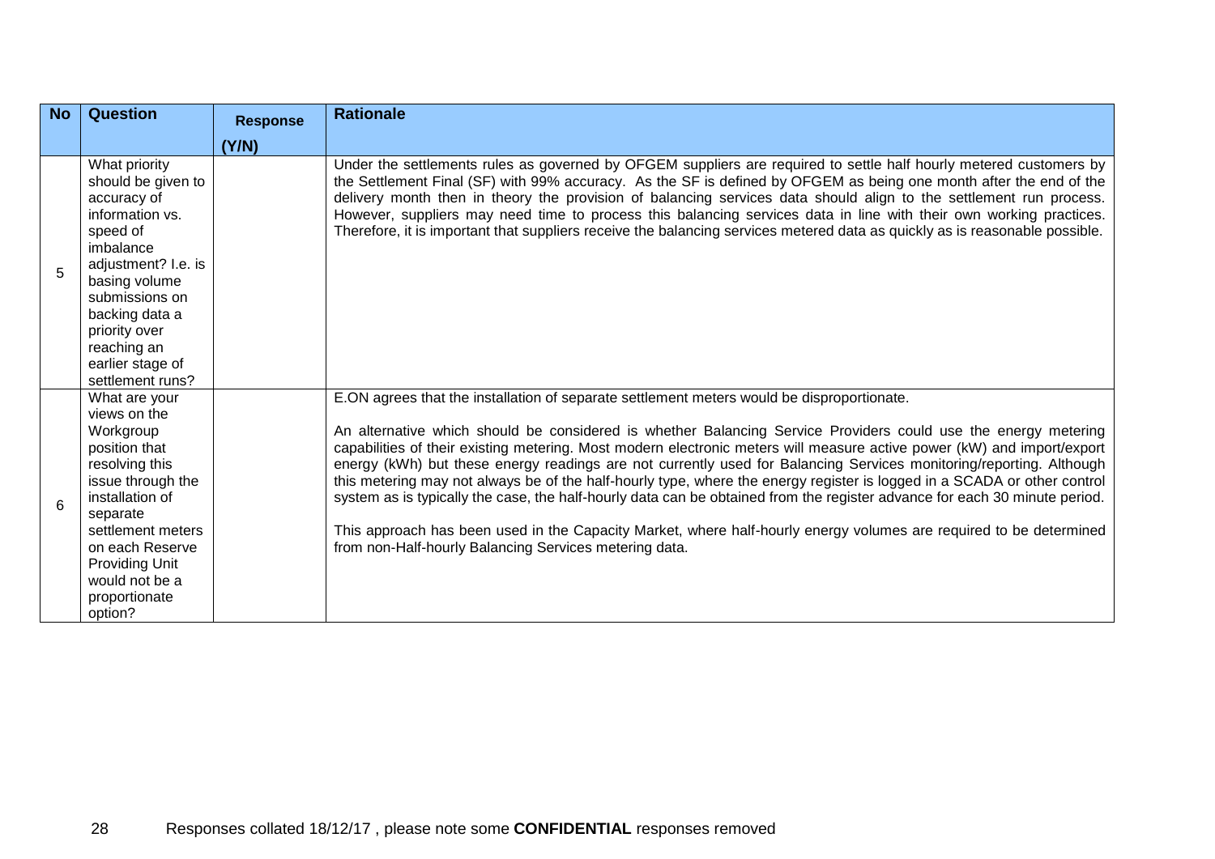| No | Question | Response (Y/N) | Rationale |
|---|---|---|---|
| 5 | What priority should be given to accuracy of information vs. speed of imbalance adjustment? I.e. is basing volume submissions on backing data a priority over reaching an earlier stage of settlement runs? | | Under the settlements rules as governed by OFGEM suppliers are required to settle half hourly metered customers by the Settlement Final (SF) with 99% accuracy. As the SF is defined by OFGEM as being one month after the end of the delivery month then in theory the provision of balancing services data should align to the settlement run process. However, suppliers may need time to process this balancing services data in line with their own working practices. Therefore, it is important that suppliers receive the balancing services metered data as quickly as is reasonable possible. |
| 6 | What are your views on the Workgroup position that resolving this issue through the installation of separate settlement meters on each Reserve Providing Unit would not be a proportionate option? | | E.ON agrees that the installation of separate settlement meters would be disproportionate.<br><br>An alternative which should be considered is whether Balancing Service Providers could use the energy metering capabilities of their existing metering. Most modern electronic meters will measure active power (kW) and import/export energy (kWh) but these energy readings are not currently used for Balancing Services monitoring/reporting. Although this metering may not always be of the half-hourly type, where the energy register is logged in a SCADA or other control system as is typically the case, the half-hourly data can be obtained from the register advance for each 30 minute period.<br><br>This approach has been used in the Capacity Market, where half-hourly energy volumes are required to be determined from non-Half-hourly Balancing Services metering data. |

Responses collated 18/12/17 , please note some **CONFIDENTIAL** responses removed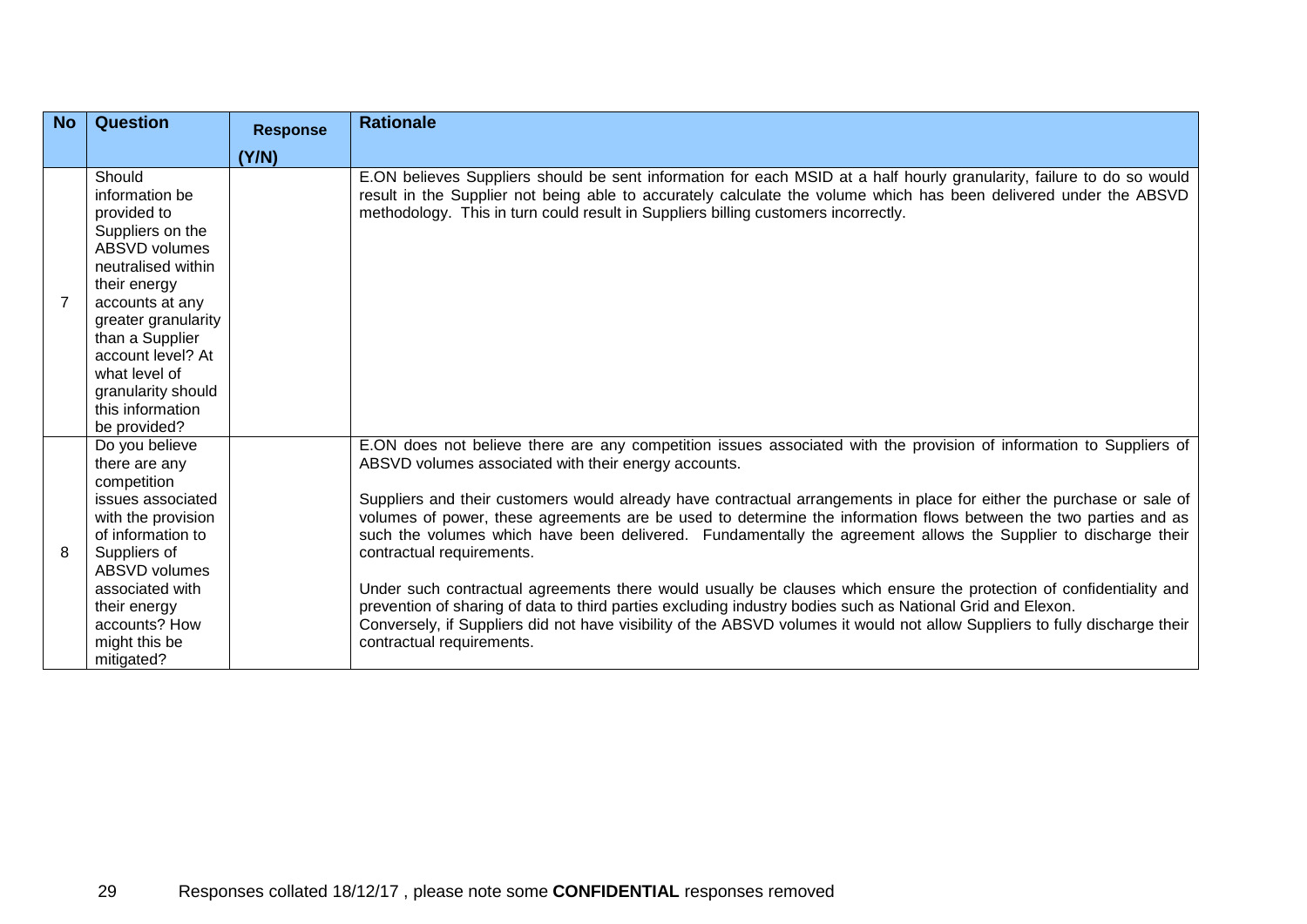| No | Question | Response (Y/N) | Rationale |
|---|---|---|---|
| 7 | Should information be provided to Suppliers on the ABSVD volumes neutralised within their energy accounts at any greater granularity than a Supplier account level? At what level of granularity should this information be provided? | | E.ON believes Suppliers should be sent information for each MSID at a half hourly granularity, failure to do so would result in the Supplier not being able to accurately calculate the volume which has been delivered under the ABSVD methodology. This in turn could result in Suppliers billing customers incorrectly. |
| 8 | Do you believe there are any competition issues associated with the provision of information to Suppliers of ABSVD volumes associated with their energy accounts? How might this be mitigated? | | E.ON does not believe there are any competition issues associated with the provision of information to Suppliers of ABSVD volumes associated with their energy accounts.<br><br>Suppliers and their customers would already have contractual arrangements in place for either the purchase or sale of volumes of power, these agreements are be used to determine the information flows between the two parties and as such the volumes which have been delivered. Fundamentally the agreement allows the Supplier to discharge their contractual requirements.<br><br>Under such contractual agreements there would usually be clauses which ensure the protection of confidentiality and prevention of sharing of data to third parties excluding industry bodies such as National Grid and Elexon.<br>Conversely, if Suppliers did not have visibility of the ABSVD volumes it would not allow Suppliers to fully discharge their contractual requirements. |

Responses collated 18/12/17 , please note some **CONFIDENTIAL** responses removed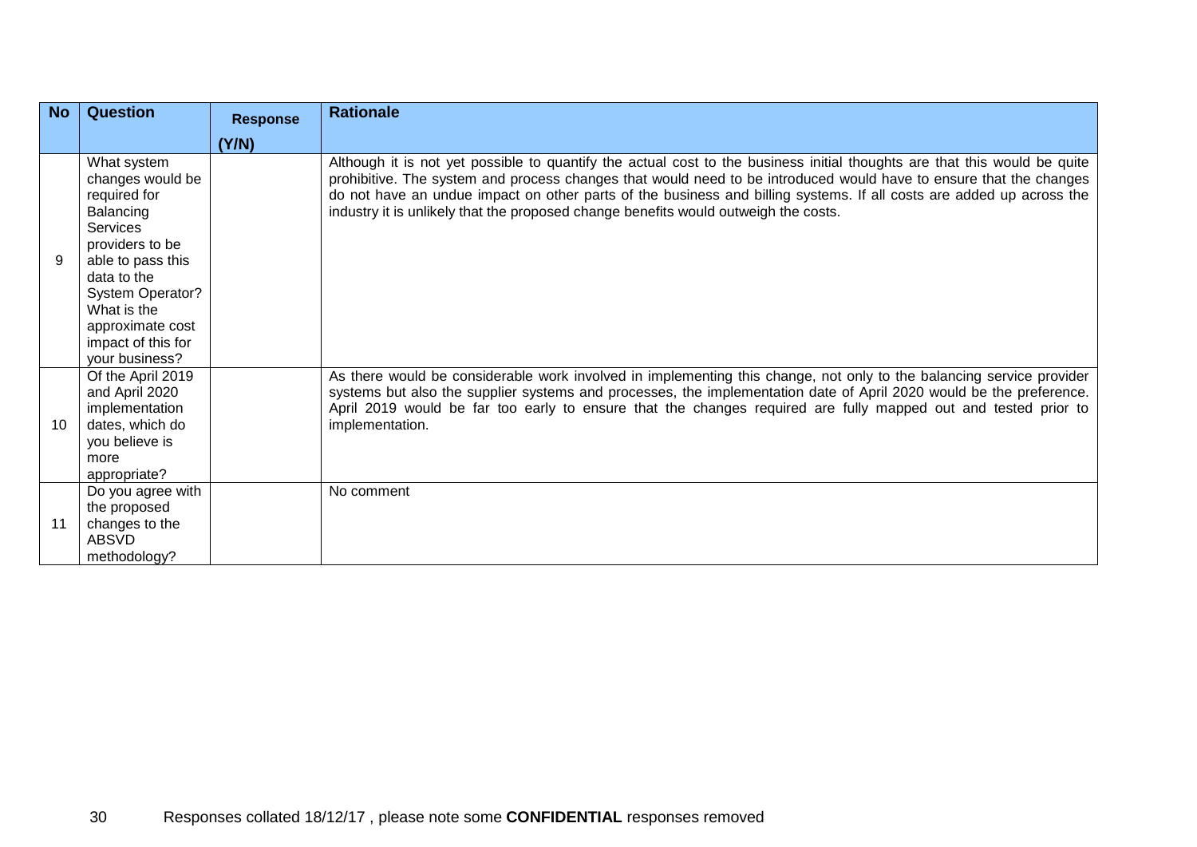| No | Question | Response (Y/N) | Rationale |
|---|---|---|---|
| 9 | What system changes would be required for Balancing Services providers to be able to pass this data to the System Operator? What is the approximate cost impact of this for your business? | | Although it is not yet possible to quantify the actual cost to the business initial thoughts are that this would be quite prohibitive. The system and process changes that would need to be introduced would have to ensure that the changes do not have an undue impact on other parts of the business and billing systems. If all costs are added up across the industry it is unlikely that the proposed change benefits would outweigh the costs. |
| 10 | Of the April 2019 and April 2020 implementation dates, which do you believe is more appropriate? | | As there would be considerable work involved in implementing this change, not only to the balancing service provider systems but also the supplier systems and processes, the implementation date of April 2020 would be the preference. April 2019 would be far too early to ensure that the changes required are fully mapped out and tested prior to implementation. |
| 11 | Do you agree with the proposed changes to the ABSVD methodology? | | No comment |

Responses collated 18/12/17 , please note some **CONFIDENTIAL** responses removed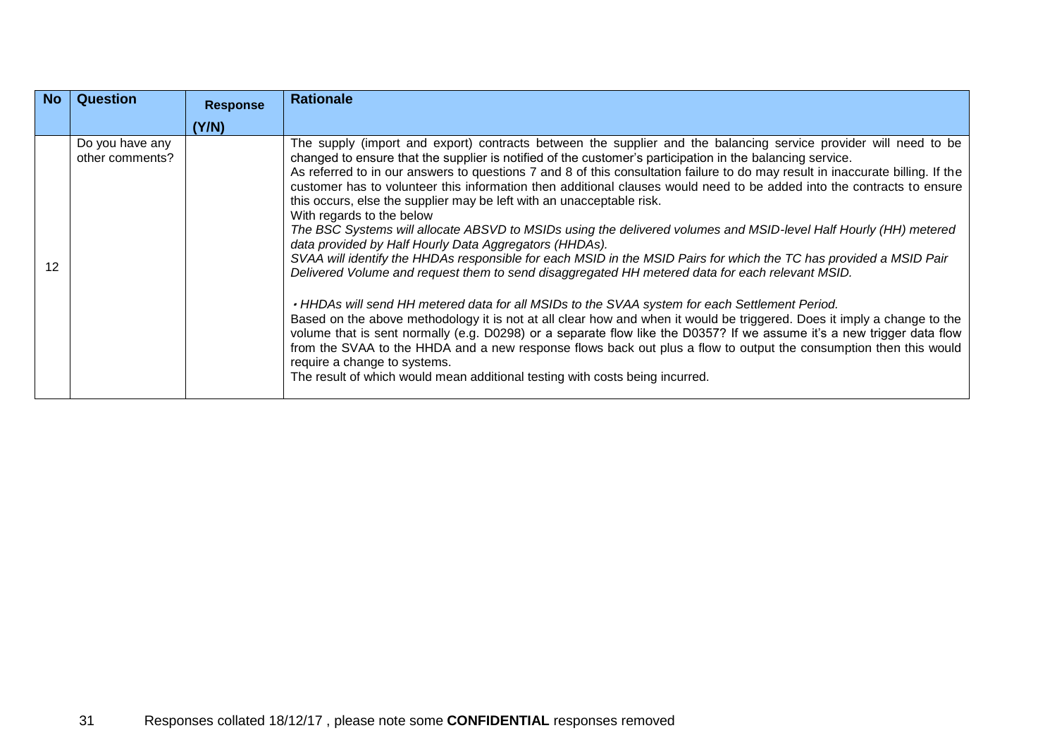| No | Question | Response (Y/N) | Rationale |
|---|---|---|---|
| 12 | Do you have any other comments? | | The supply (import and export) contracts between the supplier and the balancing service provider will need to be changed to ensure that the supplier is notified of the customer's participation in the balancing service.<br>As referred to in our answers to questions 7 and 8 of this consultation failure to do may result in inaccurate billing. If the customer has to volunteer this information then additional clauses would need to be added into the contracts to ensure this occurs, else the supplier may be left with an unacceptable risk.<br>With regards to the below<br>*The BSC Systems will allocate ABSVD to MSIDs using the delivered volumes and MSID-level Half Hourly (HH) metered data provided by Half Hourly Data Aggregators (HHDAs).*<br>*SVAA will identify the HHDAs responsible for each MSID in the MSID Pairs for which the TC has provided a MSID Pair Delivered Volume and request them to send disaggregated HH metered data for each relevant MSID.*<br><br>*• HHDAs will send HH metered data for all MSIDs to the SVAA system for each Settlement Period.*<br>Based on the above methodology it is not at all clear how and when it would be triggered. Does it imply a change to the volume that is sent normally (e.g. D0298) or a separate flow like the D0357? If we assume it's a new trigger data flow from the SVAA to the HHDA and a new response flows back out plus a flow to output the consumption then this would require a change to systems.<br>The result of which would mean additional testing with costs being incurred. |

Responses collated 18/12/17 , please note some **CONFIDENTIAL** responses removed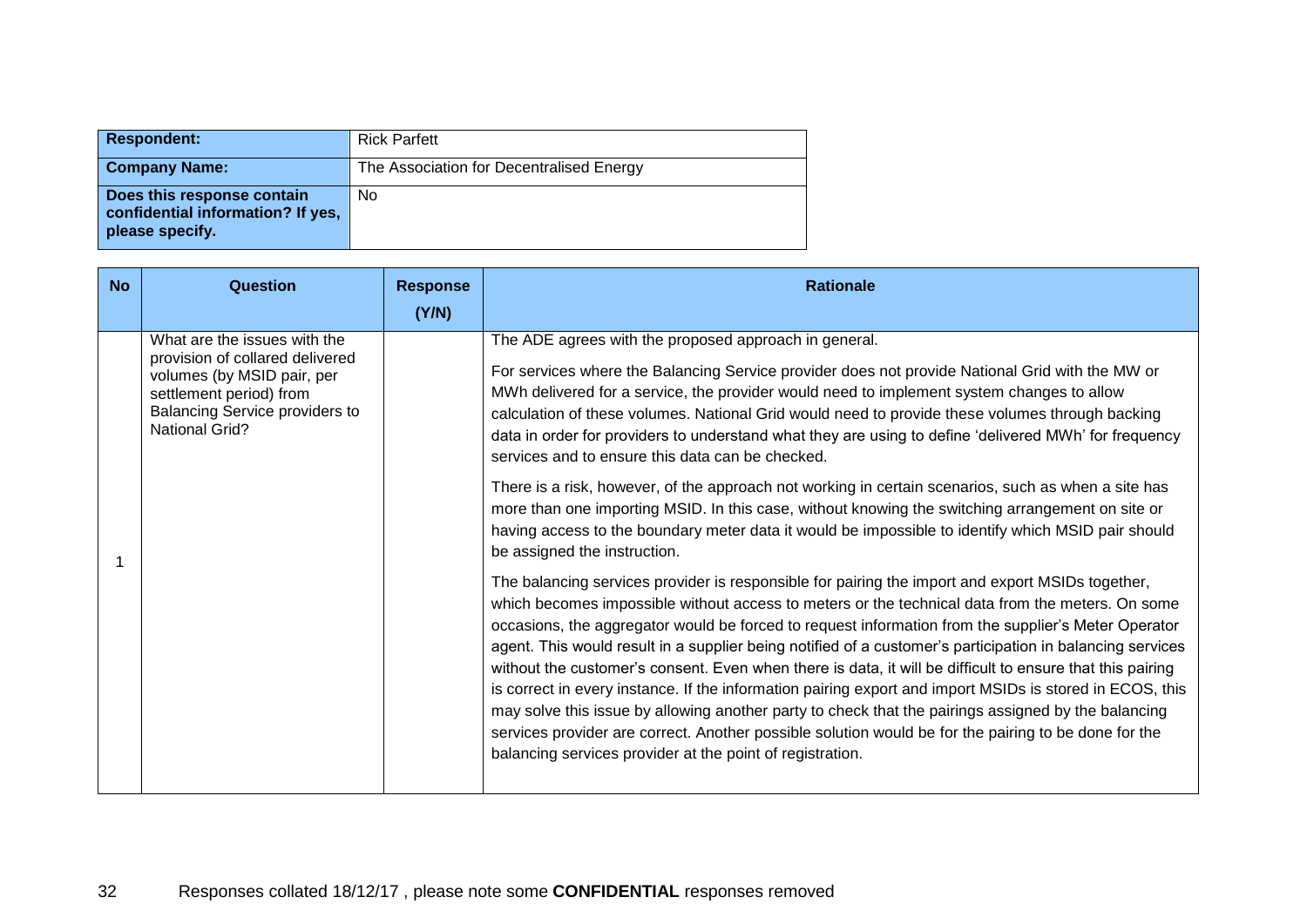| Respondent: | Rick Parfett |
|---|---|
| Company Name: | The Association for Decentralised Energy |
| Does this response contain confidential information? If yes, please specify. | No |

| No | Question | Response (Y/N) | Rationale |
|---|---|---|---|
| 1 | What are the issues with the provision of collared delivered volumes (by MSID pair, per settlement period) from Balancing Service providers to National Grid? | | The ADE agrees with the proposed approach in general.<br><br>For services where the Balancing Service provider does not provide National Grid with the MW or MWh delivered for a service, the provider would need to implement system changes to allow calculation of these volumes. National Grid would need to provide these volumes through backing data in order for providers to understand what they are using to define 'delivered MWh' for frequency services and to ensure this data can be checked.<br><br>There is a risk, however, of the approach not working in certain scenarios, such as when a site has more than one importing MSID. In this case, without knowing the switching arrangement on site or having access to the boundary meter data it would be impossible to identify which MSID pair should be assigned the instruction.<br><br>The balancing services provider is responsible for pairing the import and export MSIDs together, which becomes impossible without access to meters or the technical data from the meters. On some occasions, the aggregator would be forced to request information from the supplier's Meter Operator agent. This would result in a supplier being notified of a customer's participation in balancing services without the customer's consent. Even when there is data, it will be difficult to ensure that this pairing is correct in every instance. If the information pairing export and import MSIDs is stored in ECOS, this may solve this issue by allowing another party to check that the pairings assigned by the balancing services provider are correct. Another possible solution would be for the pairing to be done for the balancing services provider at the point of registration. |

Responses collated 18/12/17 , please note some **CONFIDENTIAL** responses removed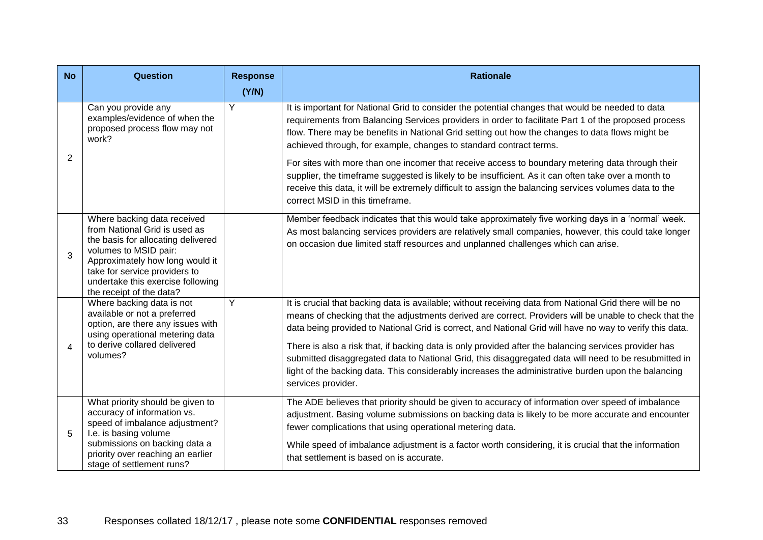| No | Question | Response (Y/N) | Rationale |
|---|---|---|---|
| 2 | Can you provide any examples/evidence of when the proposed process flow may not work? | Y | It is important for National Grid to consider the potential changes that would be needed to data requirements from Balancing Services providers in order to facilitate Part 1 of the proposed process flow. There may be benefits in National Grid setting out how the changes to data flows might be achieved through, for example, changes to standard contract terms.<br><br>For sites with more than one incomer that receive access to boundary metering data through their supplier, the timeframe suggested is likely to be insufficient. As it can often take over a month to receive this data, it will be extremely difficult to assign the balancing services volumes data to the correct MSID in this timeframe. |
| 3 | Where backing data received from National Grid is used as the basis for allocating delivered volumes to MSID pair: Approximately how long would it take for service providers to undertake this exercise following the receipt of the data? | | Member feedback indicates that this would take approximately five working days in a 'normal' week. As most balancing services providers are relatively small companies, however, this could take longer on occasion due limited staff resources and unplanned challenges which can arise. |
| 4 | Where backing data is not available or not a preferred option, are there any issues with using operational metering data to derive collared delivered volumes? | Y | It is crucial that backing data is available; without receiving data from National Grid there will be no means of checking that the adjustments derived are correct. Providers will be unable to check that the data being provided to National Grid is correct, and National Grid will have no way to verify this data.<br><br>There is also a risk that, if backing data is only provided after the balancing services provider has submitted disaggregated data to National Grid, this disaggregated data will need to be resubmitted in light of the backing data. This considerably increases the administrative burden upon the balancing services provider. |
| 5 | What priority should be given to accuracy of information vs. speed of imbalance adjustment? I.e. is basing volume submissions on backing data a priority over reaching an earlier stage of settlement runs? | | The ADE believes that priority should be given to accuracy of information over speed of imbalance adjustment. Basing volume submissions on backing data is likely to be more accurate and encounter fewer complications that using operational metering data.<br><br>While speed of imbalance adjustment is a factor worth considering, it is crucial that the information that settlement is based on is accurate. |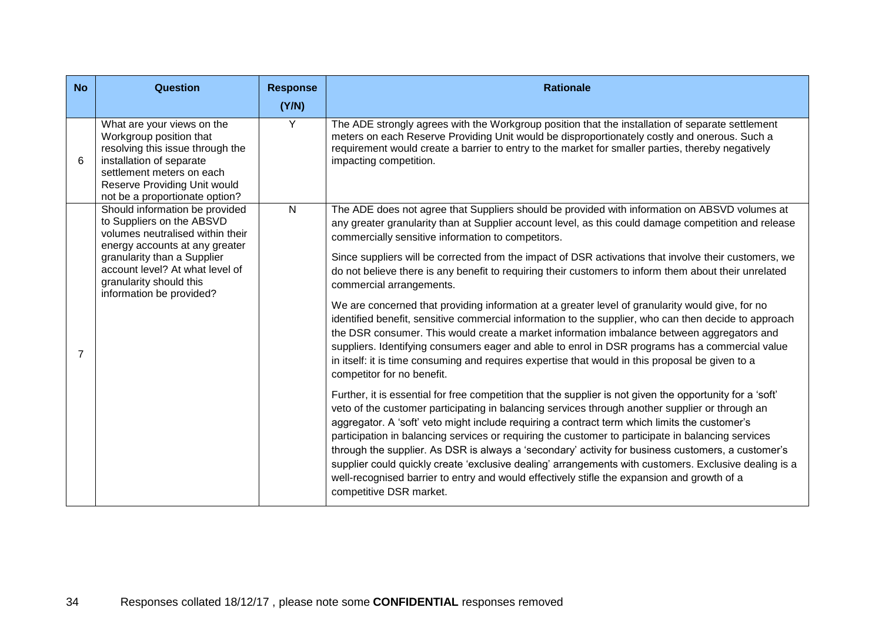| No | Question | Response (Y/N) | Rationale |
| --- | --- | --- | --- |
| 6 | What are your views on the Workgroup position that resolving this issue through the installation of separate settlement meters on each Reserve Providing Unit would not be a proportionate option? | Y | The ADE strongly agrees with the Workgroup position that the installation of separate settlement meters on each Reserve Providing Unit would be disproportionately costly and onerous. Such a requirement would create a barrier to entry to the market for smaller parties, thereby negatively impacting competition. |
| 7 | Should information be provided to Suppliers on the ABSVD volumes neutralised within their energy accounts at any greater granularity than a Supplier account level? At what level of granularity should this information be provided? | N | The ADE does not agree that Suppliers should be provided with information on ABSVD volumes at any greater granularity than at Supplier account level, as this could damage competition and release commercially sensitive information to competitors.<br><br>Since suppliers will be corrected from the impact of DSR activations that involve their customers, we do not believe there is any benefit to requiring their customers to inform them about their unrelated commercial arrangements.<br><br>We are concerned that providing information at a greater level of granularity would give, for no identified benefit, sensitive commercial information to the supplier, who can then decide to approach the DSR consumer. This would create a market information imbalance between aggregators and suppliers. Identifying consumers eager and able to enrol in DSR programs has a commercial value in itself: it is time consuming and requires expertise that would in this proposal be given to a competitor for no benefit.<br><br>Further, it is essential for free competition that the supplier is not given the opportunity for a 'soft' veto of the customer participating in balancing services through another supplier or through an aggregator. A 'soft' veto might include requiring a contract term which limits the customer's participation in balancing services or requiring the customer to participate in balancing services through the supplier. As DSR is always a 'secondary' activity for business customers, a customer's supplier could quickly create 'exclusive dealing' arrangements with customers. Exclusive dealing is a well-recognised barrier to entry and would effectively stifle the expansion and growth of a competitive DSR market. |

Responses collated 18/12/17 , please note some **CONFIDENTIAL** responses removed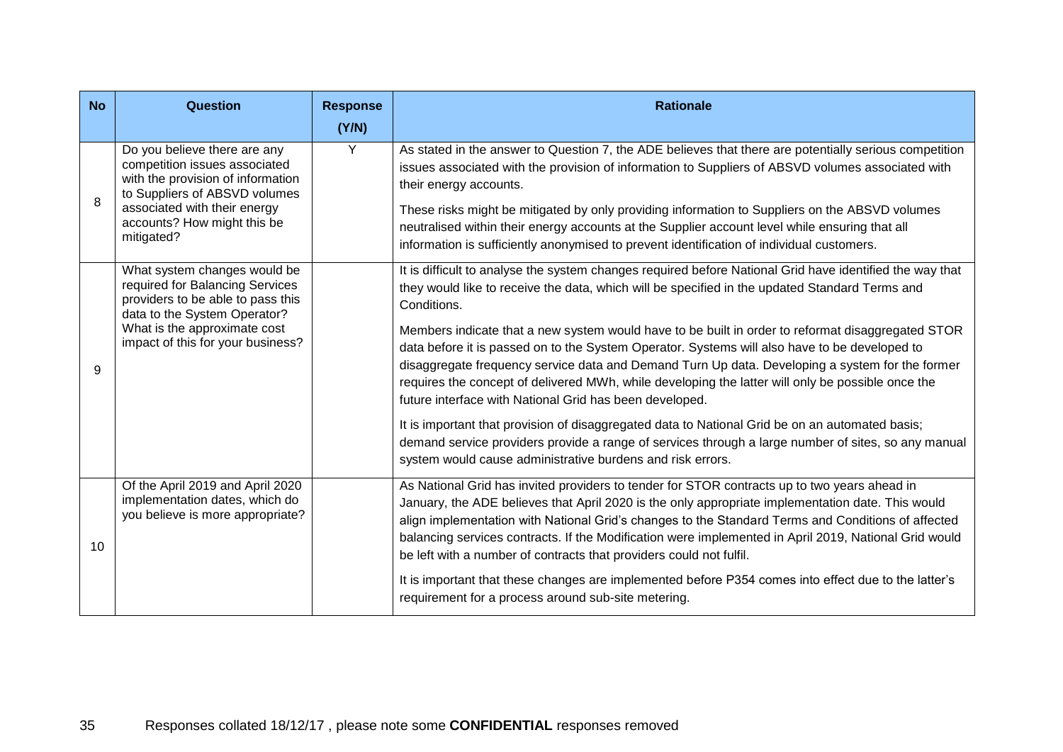| No | Question | Response (Y/N) | Rationale |
|---|---|---|---|
| 8 | Do you believe there are any competition issues associated with the provision of information to Suppliers of ABSVD volumes associated with their energy accounts? How might this be mitigated? | Y | As stated in the answer to Question 7, the ADE believes that there are potentially serious competition issues associated with the provision of information to Suppliers of ABSVD volumes associated with their energy accounts.<br><br>These risks might be mitigated by only providing information to Suppliers on the ABSVD volumes neutralised within their energy accounts at the Supplier account level while ensuring that all information is sufficiently anonymised to prevent identification of individual customers. |
| 9 | What system changes would be required for Balancing Services providers to be able to pass this data to the System Operator? What is the approximate cost impact of this for your business? | | It is difficult to analyse the system changes required before National Grid have identified the way that they would like to receive the data, which will be specified in the updated Standard Terms and Conditions.<br><br>Members indicate that a new system would have to be built in order to reformat disaggregated STOR data before it is passed on to the System Operator. Systems will also have to be developed to disaggregate frequency service data and Demand Turn Up data. Developing a system for the former requires the concept of delivered MWh, while developing the latter will only be possible once the future interface with National Grid has been developed.<br><br>It is important that provision of disaggregated data to National Grid be on an automated basis; demand service providers provide a range of services through a large number of sites, so any manual system would cause administrative burdens and risk errors. |
| 10 | Of the April 2019 and April 2020 implementation dates, which do you believe is more appropriate? | | As National Grid has invited providers to tender for STOR contracts up to two years ahead in January, the ADE believes that April 2020 is the only appropriate implementation date. This would align implementation with National Grid's changes to the Standard Terms and Conditions of affected balancing services contracts. If the Modification were implemented in April 2019, National Grid would be left with a number of contracts that providers could not fulfil.<br><br>It is important that these changes are implemented before P354 comes into effect due to the latter's requirement for a process around sub-site metering. |

Responses collated 18/12/17 , please note some **CONFIDENTIAL** responses removed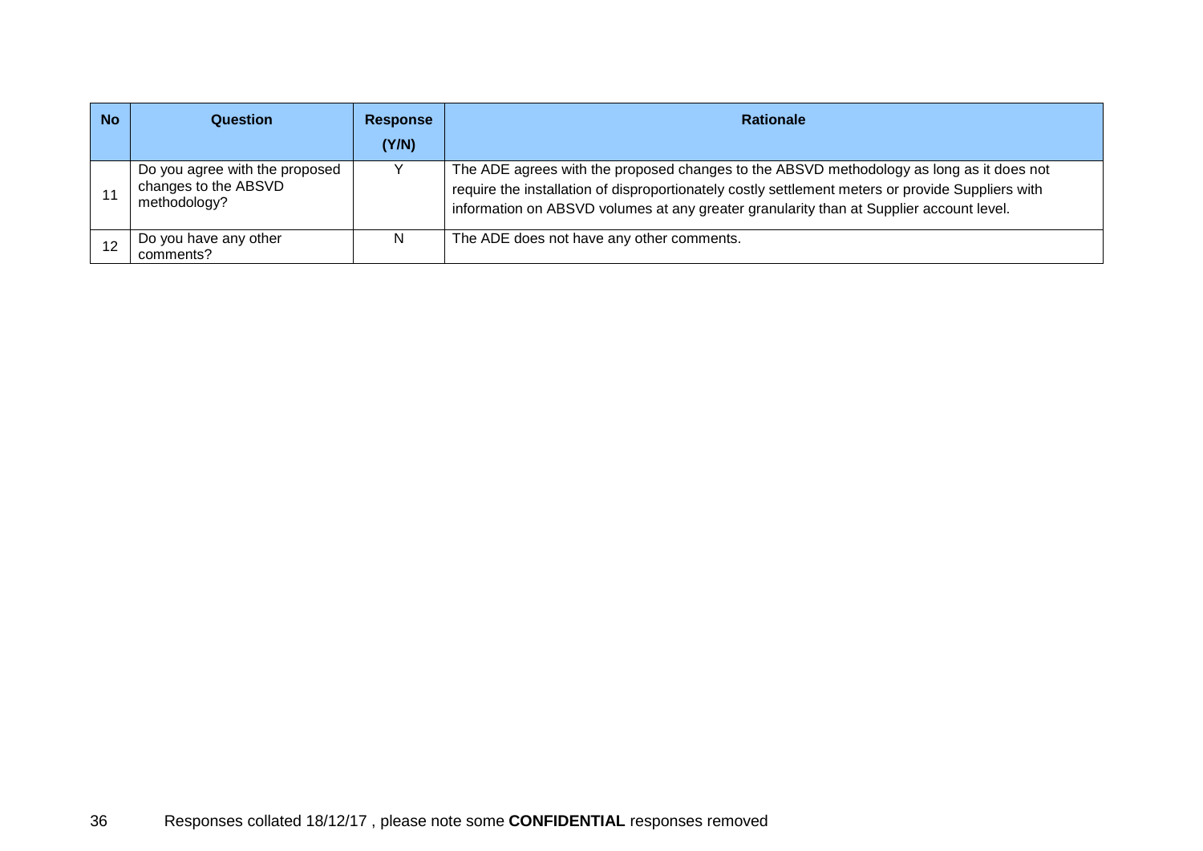| No | Question | Response (Y/N) | Rationale |
|---|---|---|---|
| 11 | Do you agree with the proposed changes to the ABSVD methodology? | Y | The ADE agrees with the proposed changes to the ABSVD methodology as long as it does not require the installation of disproportionately costly settlement meters or provide Suppliers with information on ABSVD volumes at any greater granularity than at Supplier account level. |
| 12 | Do you have any other comments? | N | The ADE does not have any other comments. |

Responses collated 18/12/17 , please note some **CONFIDENTIAL** responses removed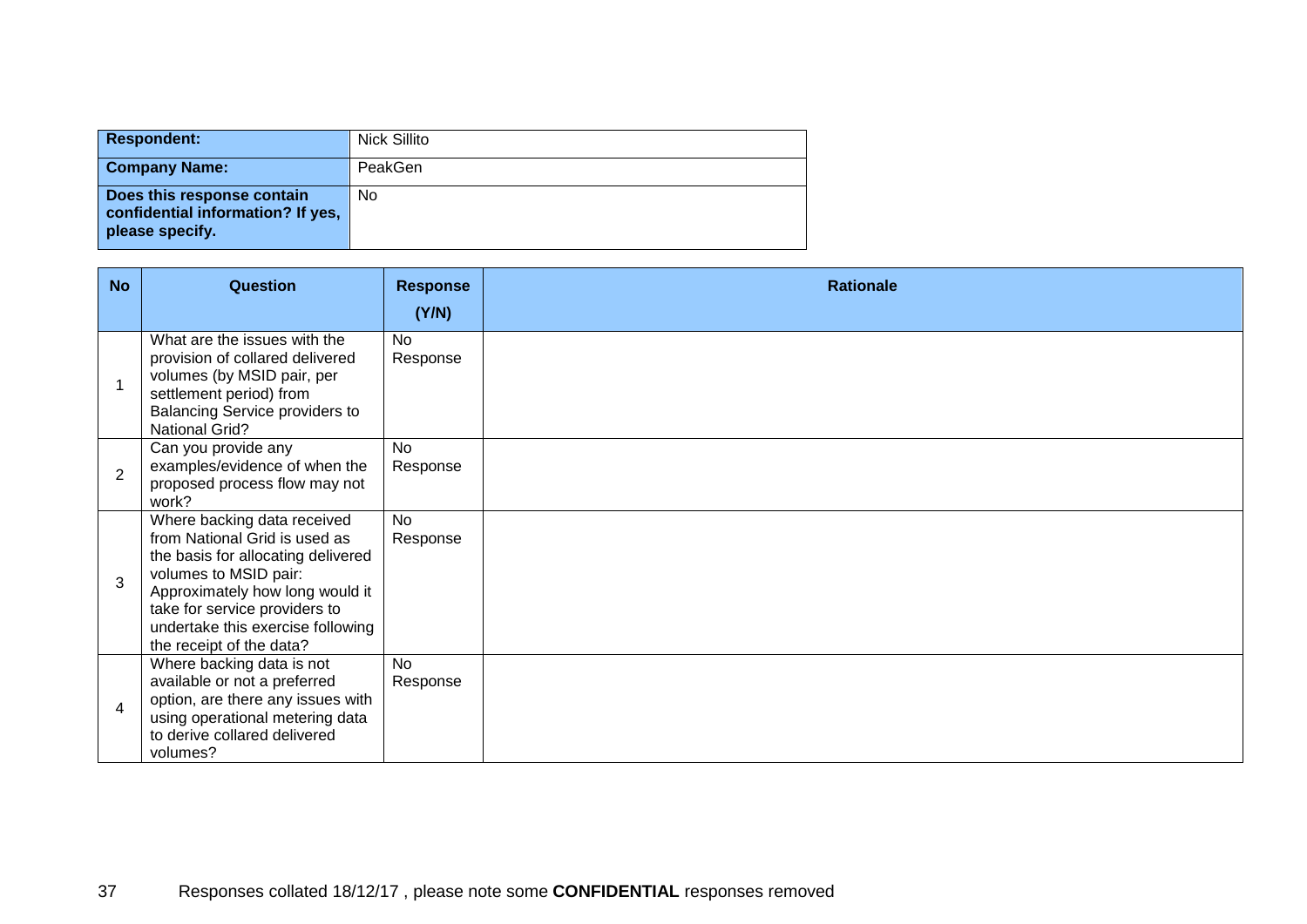| **Respondent:** | Nick Sillito |
|---|---|
| **Company Name:** | PeakGen |
| **Does this response contain confidential information? If yes, please specify.** | No |

| No | Question | Response (Y/N) | Rationale |
|---|---|---|---|
| 1 | What are the issues with the provision of collared delivered volumes (by MSID pair, per settlement period) from Balancing Service providers to National Grid? | No Response | |
| 2 | Can you provide any examples/evidence of when the proposed process flow may not work? | No Response | |
| 3 | Where backing data received from National Grid is used as the basis for allocating delivered volumes to MSID pair: Approximately how long would it take for service providers to undertake this exercise following the receipt of the data? | No Response | |
| 4 | Where backing data is not available or not a preferred option, are there any issues with using operational metering data to derive collared delivered volumes? | No Response | |

Responses collated 18/12/17 , please note some **CONFIDENTIAL** responses removed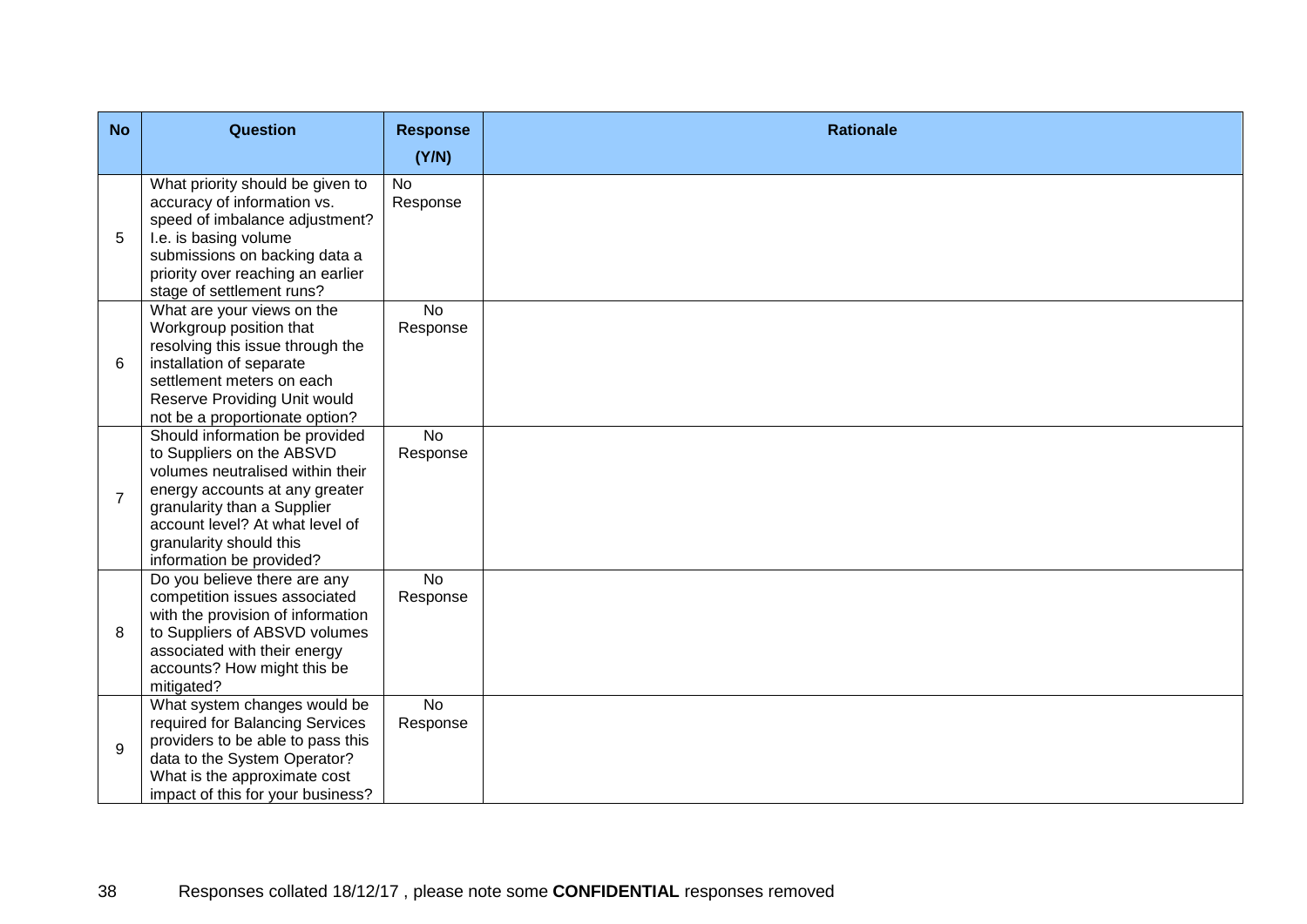| No | Question | Response (Y/N) | Rationale |
|---|---|---|---|
| 5 | What priority should be given to accuracy of information vs. speed of imbalance adjustment? I.e. is basing volume submissions on backing data a priority over reaching an earlier stage of settlement runs? | No Response | |
| 6 | What are your views on the Workgroup position that resolving this issue through the installation of separate settlement meters on each Reserve Providing Unit would not be a proportionate option? | No Response | |
| 7 | Should information be provided to Suppliers on the ABSVD volumes neutralised within their energy accounts at any greater granularity than a Supplier account level? At what level of granularity should this information be provided? | No Response | |
| 8 | Do you believe there are any competition issues associated with the provision of information to Suppliers of ABSVD volumes associated with their energy accounts? How might this be mitigated? | No Response | |
| 9 | What system changes would be required for Balancing Services providers to be able to pass this data to the System Operator? What is the approximate cost impact of this for your business? | No Response | |

Responses collated 18/12/17 , please note some **CONFIDENTIAL** responses removed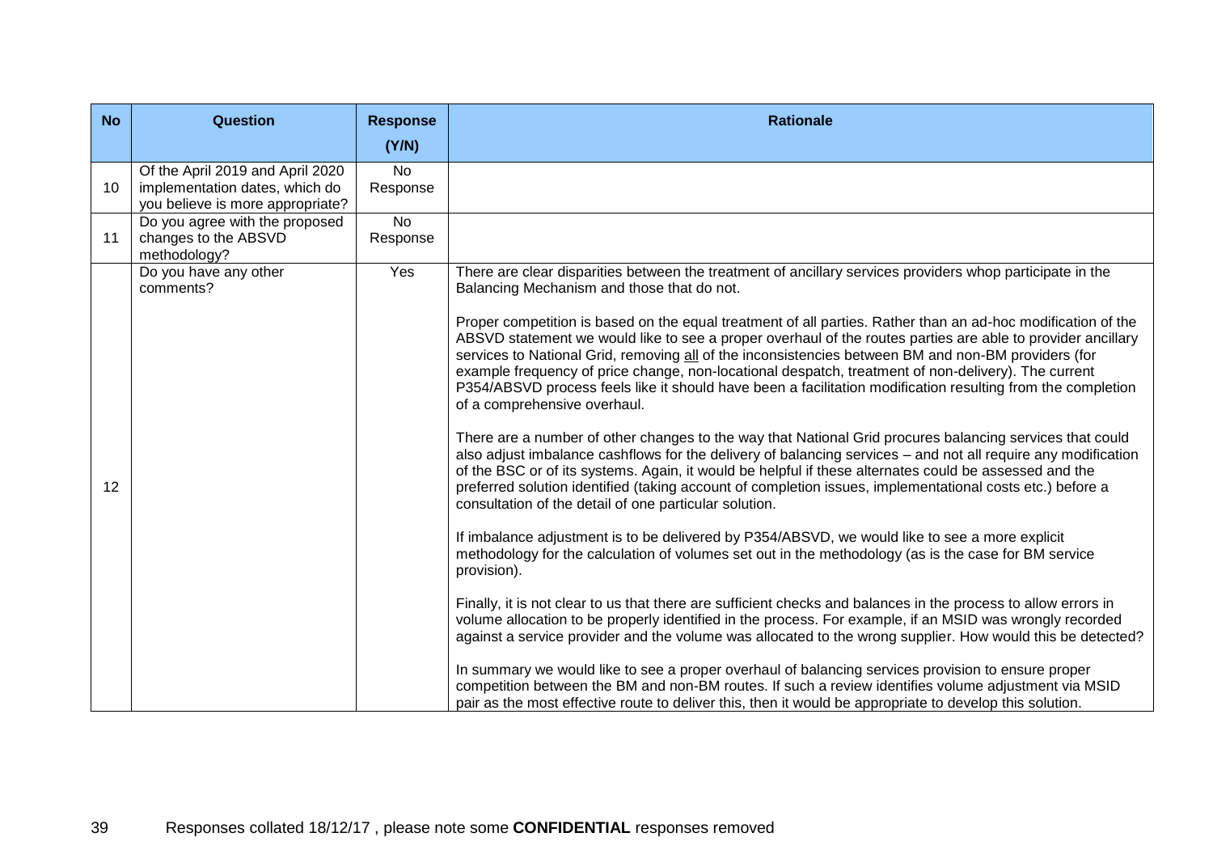| No | Question | Response (Y/N) | Rationale |
|---|---|---|---|
| 10 | Of the April 2019 and April 2020 implementation dates, which do you believe is more appropriate? | No Response | |
| 11 | Do you agree with the proposed changes to the ABSVD methodology? | No Response | |
| 12 | Do you have any other comments? | Yes | There are clear disparities between the treatment of ancillary services providers whop participate in the Balancing Mechanism and those that do not.<br><br>Proper competition is based on the equal treatment of all parties. Rather than an ad-hoc modification of the ABSVD statement we would like to see a proper overhaul of the routes parties are able to provider ancillary services to National Grid, removing <u>all</u> of the inconsistencies between BM and non-BM providers (for example frequency of price change, non-locational despatch, treatment of non-delivery). The current P354/ABSVD process feels like it should have been a facilitation modification resulting from the completion of a comprehensive overhaul.<br><br>There are a number of other changes to the way that National Grid procures balancing services that could also adjust imbalance cashflows for the delivery of balancing services – and not all require any modification of the BSC or of its systems. Again, it would be helpful if these alternates could be assessed and the preferred solution identified (taking account of completion issues, implementational costs etc.) before a consultation of the detail of one particular solution.<br><br>If imbalance adjustment is to be delivered by P354/ABSVD, we would like to see a more explicit methodology for the calculation of volumes set out in the methodology (as is the case for BM service provision).<br><br>Finally, it is not clear to us that there are sufficient checks and balances in the process to allow errors in volume allocation to be properly identified in the process. For example, if an MSID was wrongly recorded against a service provider and the volume was allocated to the wrong supplier. How would this be detected?<br><br>In summary we would like to see a proper overhaul of balancing services provision to ensure proper competition between the BM and non-BM routes. If such a review identifies volume adjustment via MSID pair as the most effective route to deliver this, then it would be appropriate to develop this solution. |

Responses collated 18/12/17 , please note some **CONFIDENTIAL** responses removed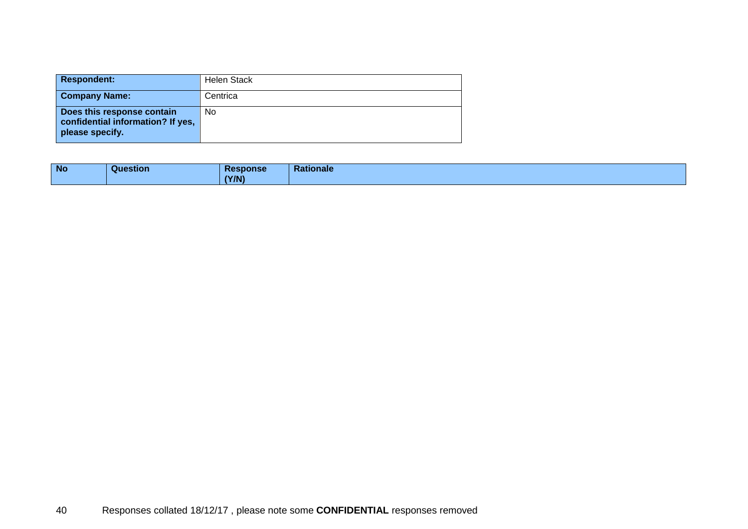| Respondent: | Helen Stack |
|---|---|
| Company Name: | Centrica |
| Does this response contain confidential information? If yes, please specify. | No |

| No | Question | Response (Y/N) | Rationale |
|---|---|---|---|

Responses collated 18/12/17 , please note some **CONFIDENTIAL** responses removed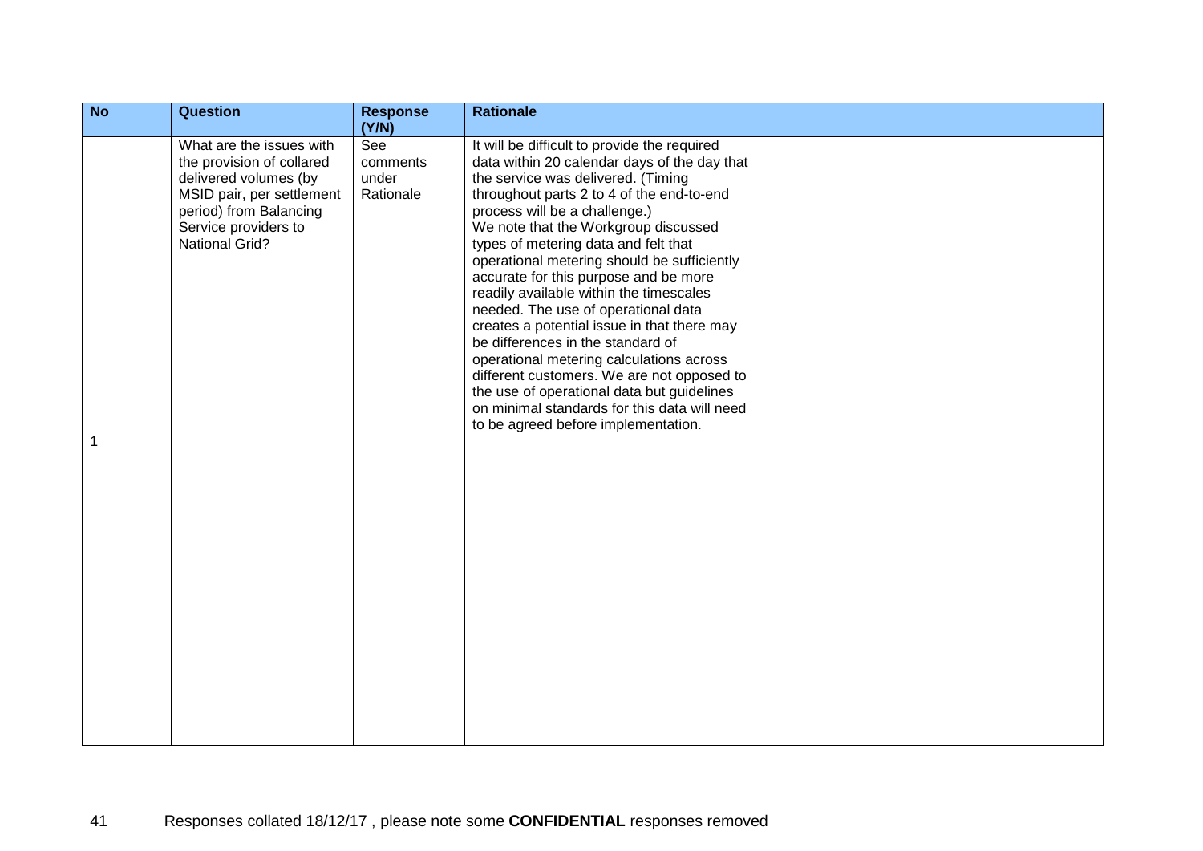| No | Question | Response (Y/N) | Rationale |
|---|---|---|---|
| 1 | What are the issues with the provision of collared delivered volumes (by MSID pair, per settlement period) from Balancing Service providers to National Grid? | See comments under Rationale | It will be difficult to provide the required data within 20 calendar days of the day that the service was delivered. (Timing throughout parts 2 to 4 of the end-to-end process will be a challenge.) We note that the Workgroup discussed types of metering data and felt that operational metering should be sufficiently accurate for this purpose and be more readily available within the timescales needed. The use of operational data creates a potential issue in that there may be differences in the standard of operational metering calculations across different customers. We are not opposed to the use of operational data but guidelines on minimal standards for this data will need to be agreed before implementation. |

Responses collated 18/12/17 , please note some **CONFIDENTIAL** responses removed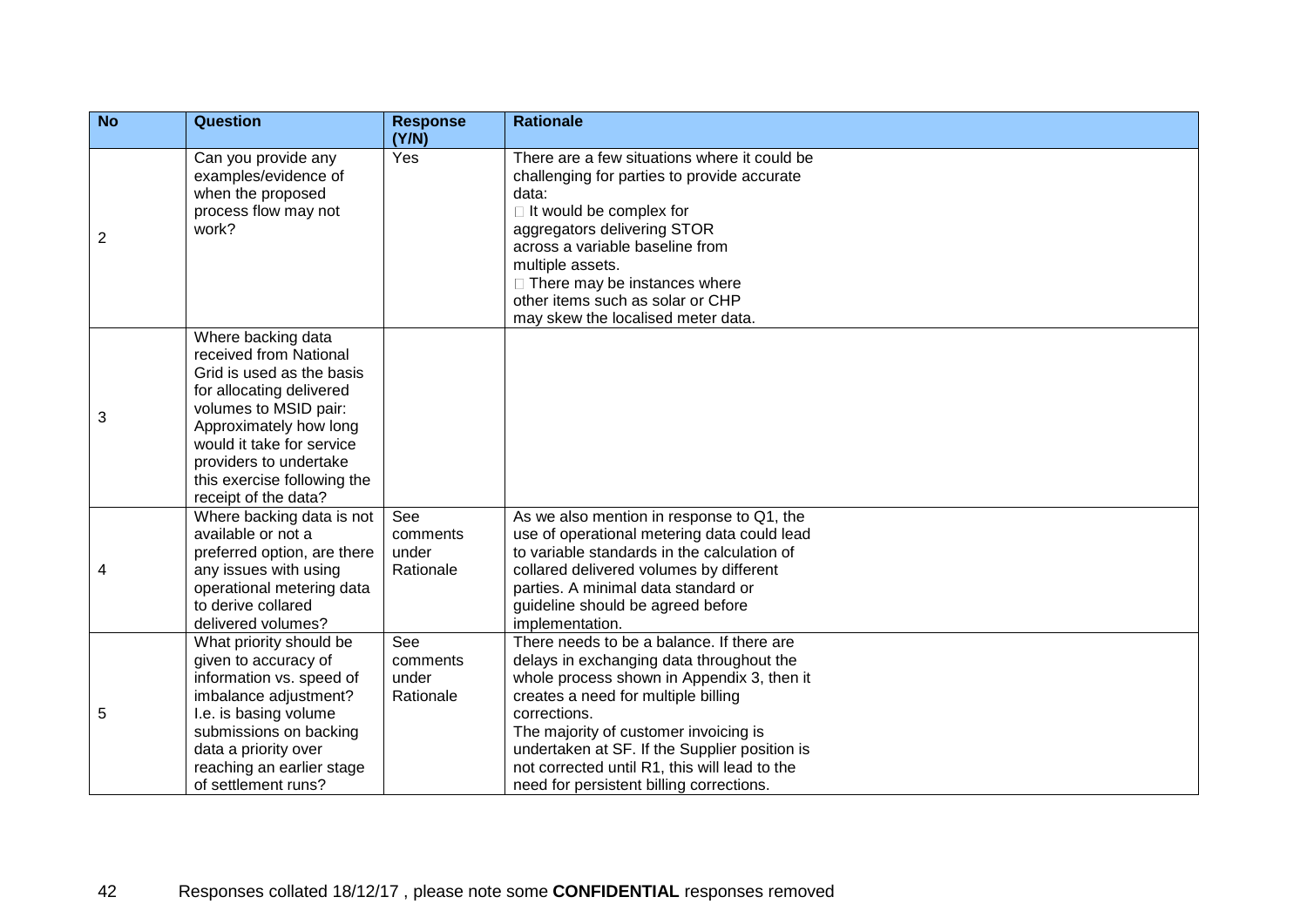| No | Question | Response (Y/N) | Rationale |
|---|---|---|---|
| 2 | Can you provide any examples/evidence of when the proposed process flow may not work? | Yes | There are a few situations where it could be challenging for parties to provide accurate data:<br>• It would be complex for aggregators delivering STOR across a variable baseline from multiple assets.<br>• There may be instances where other items such as solar or CHP may skew the localised meter data. |
| 3 | Where backing data received from National Grid is used as the basis for allocating delivered volumes to MSID pair: Approximately how long would it take for service providers to undertake this exercise following the receipt of the data? | | |
| 4 | Where backing data is not available or not a preferred option, are there any issues with using operational metering data to derive collared delivered volumes? | See comments under Rationale | As we also mention in response to Q1, the use of operational metering data could lead to variable standards in the calculation of collared delivered volumes by different parties. A minimal data standard or guideline should be agreed before implementation. |
| 5 | What priority should be given to accuracy of information vs. speed of imbalance adjustment? I.e. is basing volume submissions on backing data a priority over reaching an earlier stage of settlement runs? | See comments under Rationale | There needs to be a balance. If there are delays in exchanging data throughout the whole process shown in Appendix 3, then it creates a need for multiple billing corrections.<br>The majority of customer invoicing is undertaken at SF. If the Supplier position is not corrected until R1, this will lead to the need for persistent billing corrections. |

Responses collated 18/12/17 , please note some **CONFIDENTIAL** responses removed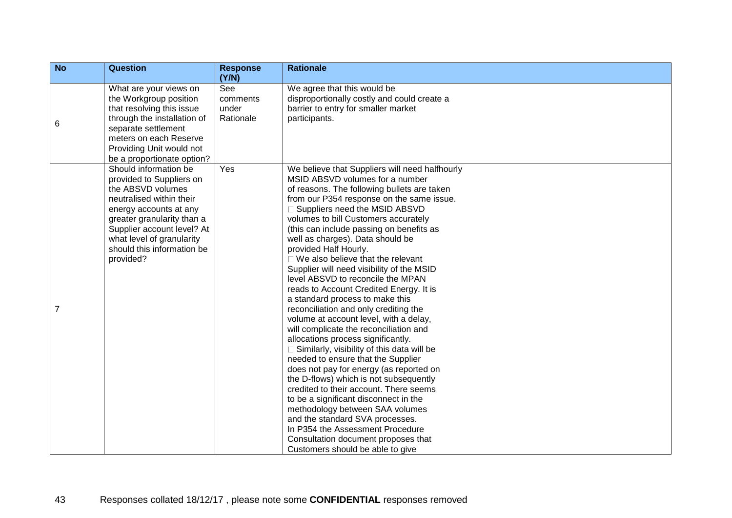| No | Question | Response (Y/N) | Rationale |
|---|---|---|---|
| 6 | What are your views on the Workgroup position that resolving this issue through the installation of separate settlement meters on each Reserve Providing Unit would not be a proportionate option? | See comments under Rationale | We agree that this would be disproportionally costly and could create a barrier to entry for smaller market participants. |
| 7 | Should information be provided to Suppliers on the ABSVD volumes neutralised within their energy accounts at any greater granularity than a Supplier account level? At what level of granularity should this information be provided? | Yes | We believe that Suppliers will need halfhourly MSID ABSVD volumes for a number of reasons. The following bullets are taken from our P354 response on the same issue.<br>- Suppliers need the MSID ABSVD volumes to bill Customers accurately (this can include passing on benefits as well as charges). Data should be provided Half Hourly.<br>- We also believe that the relevant Supplier will need visibility of the MSID level ABSVD to reconcile the MPAN reads to Account Credited Energy. It is a standard process to make this reconciliation and only crediting the volume at account level, with a delay, will complicate the reconciliation and allocations process significantly.<br>- Similarly, visibility of this data will be needed to ensure that the Supplier does not pay for energy (as reported on the D-flows) which is not subsequently credited to their account. There seems to be a significant disconnect in the methodology between SAA volumes and the standard SVA processes.<br>In P354 the Assessment Procedure Consultation document proposes that Customers should be able to give |

Responses collated 18/12/17 , please note some **CONFIDENTIAL** responses removed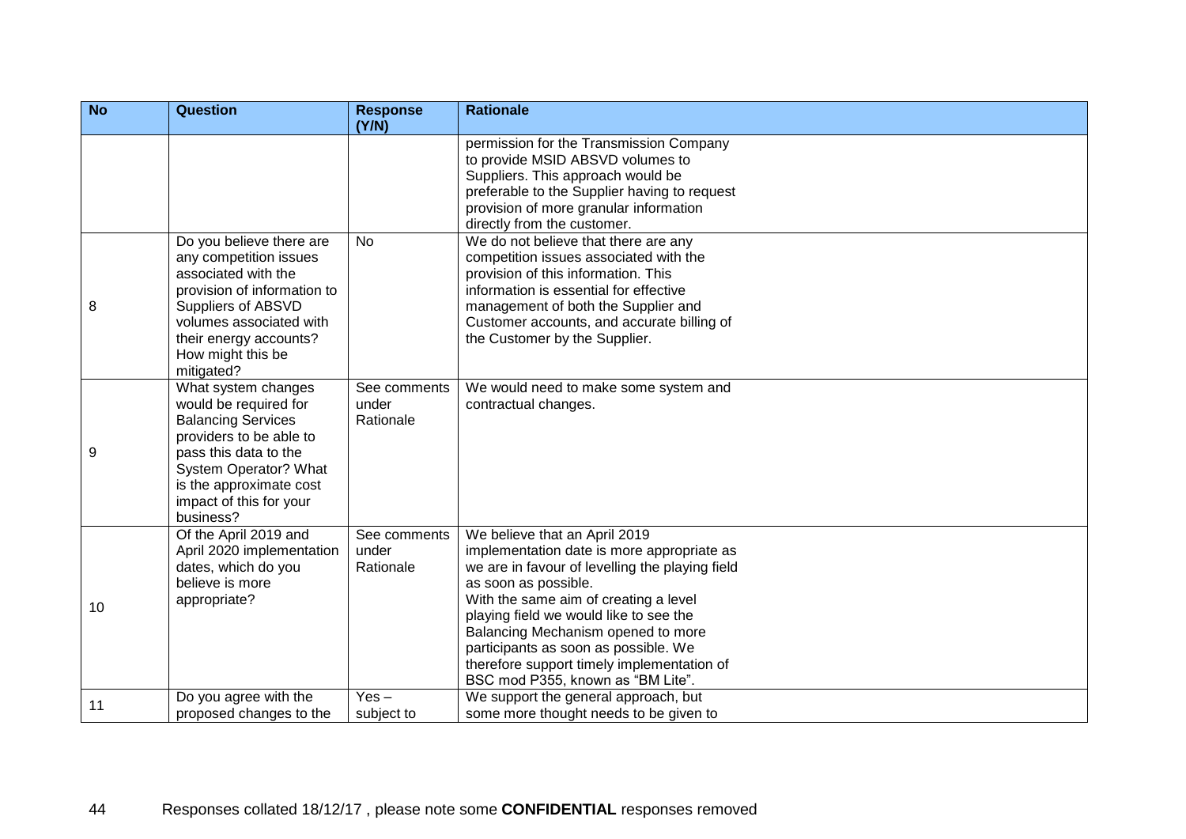| No | Question | Response (Y/N) | Rationale |
| --- | --- | --- | --- |
| | | | permission for the Transmission Company to provide MSID ABSVD volumes to Suppliers. This approach would be preferable to the Supplier having to request provision of more granular information directly from the customer. |
| 8 | Do you believe there are any competition issues associated with the provision of information to Suppliers of ABSVD volumes associated with their energy accounts? How might this be mitigated? | No | We do not believe that there are any competition issues associated with the provision of this information. This information is essential for effective management of both the Supplier and Customer accounts, and accurate billing of the Customer by the Supplier. |
| 9 | What system changes would be required for Balancing Services providers to be able to pass this data to the System Operator? What is the approximate cost impact of this for your business? | See comments under Rationale | We would need to make some system and contractual changes. |
| 10 | Of the April 2019 and April 2020 implementation dates, which do you believe is more appropriate? | See comments under Rationale | We believe that an April 2019 implementation date is more appropriate as we are in favour of levelling the playing field as soon as possible.<br>With the same aim of creating a level playing field we would like to see the Balancing Mechanism opened to more participants as soon as possible. We therefore support timely implementation of BSC mod P355, known as "BM Lite". |
| 11 | Do you agree with the proposed changes to the | Yes – subject to | We support the general approach, but some more thought needs to be given to |

Responses collated 18/12/17 , please note some **CONFIDENTIAL** responses removed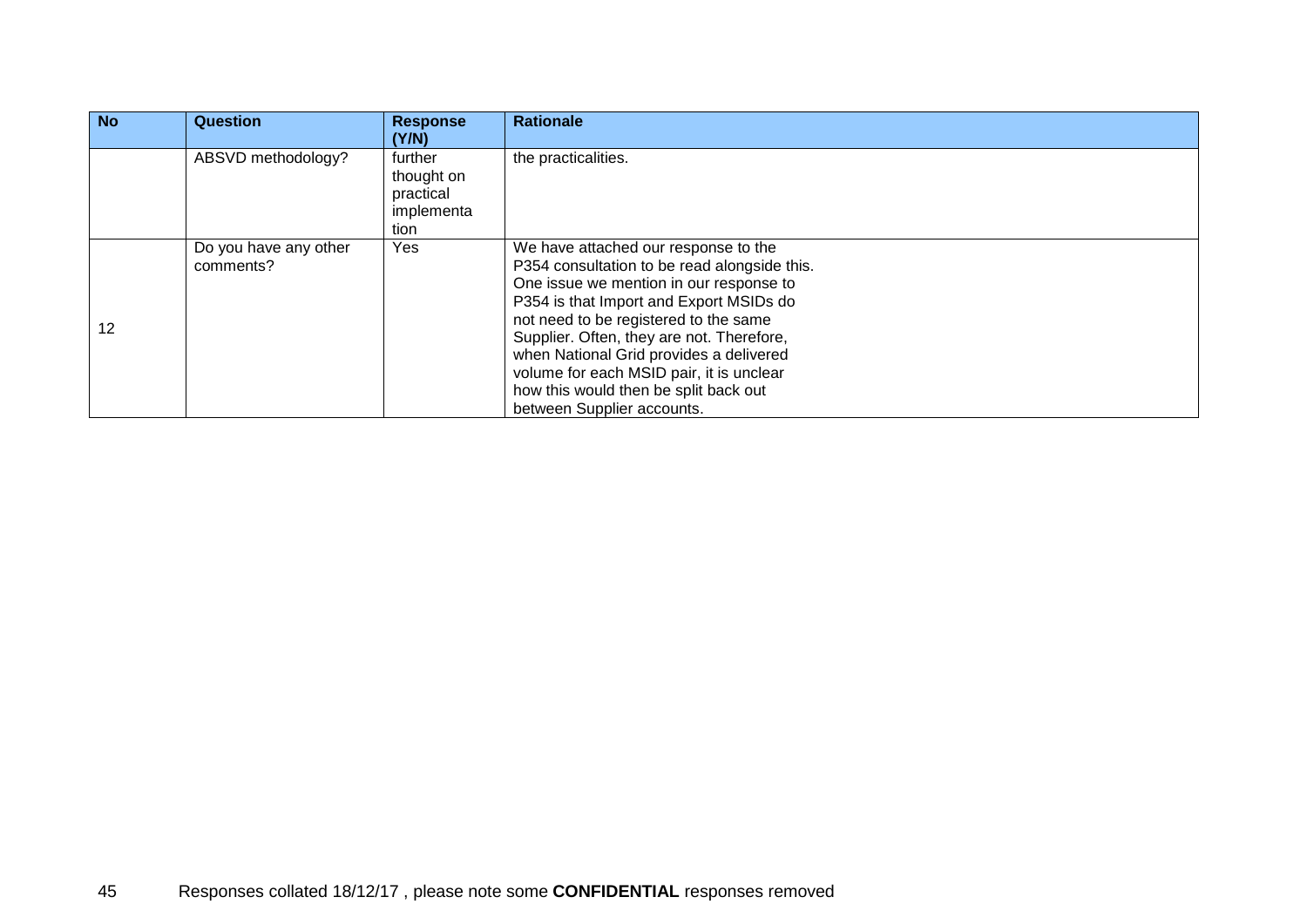| No | Question | Response (Y/N) | Rationale |
|---|---|---|---|
| | ABSVD methodology? | further thought on practical implementation | the practicalities. |
| 12 | Do you have any other comments? | Yes | We have attached our response to the P354 consultation to be read alongside this. One issue we mention in our response to P354 is that Import and Export MSIDs do not need to be registered to the same Supplier. Often, they are not. Therefore, when National Grid provides a delivered volume for each MSID pair, it is unclear how this would then be split back out between Supplier accounts. |

Responses collated 18/12/17 , please note some **CONFIDENTIAL** responses removed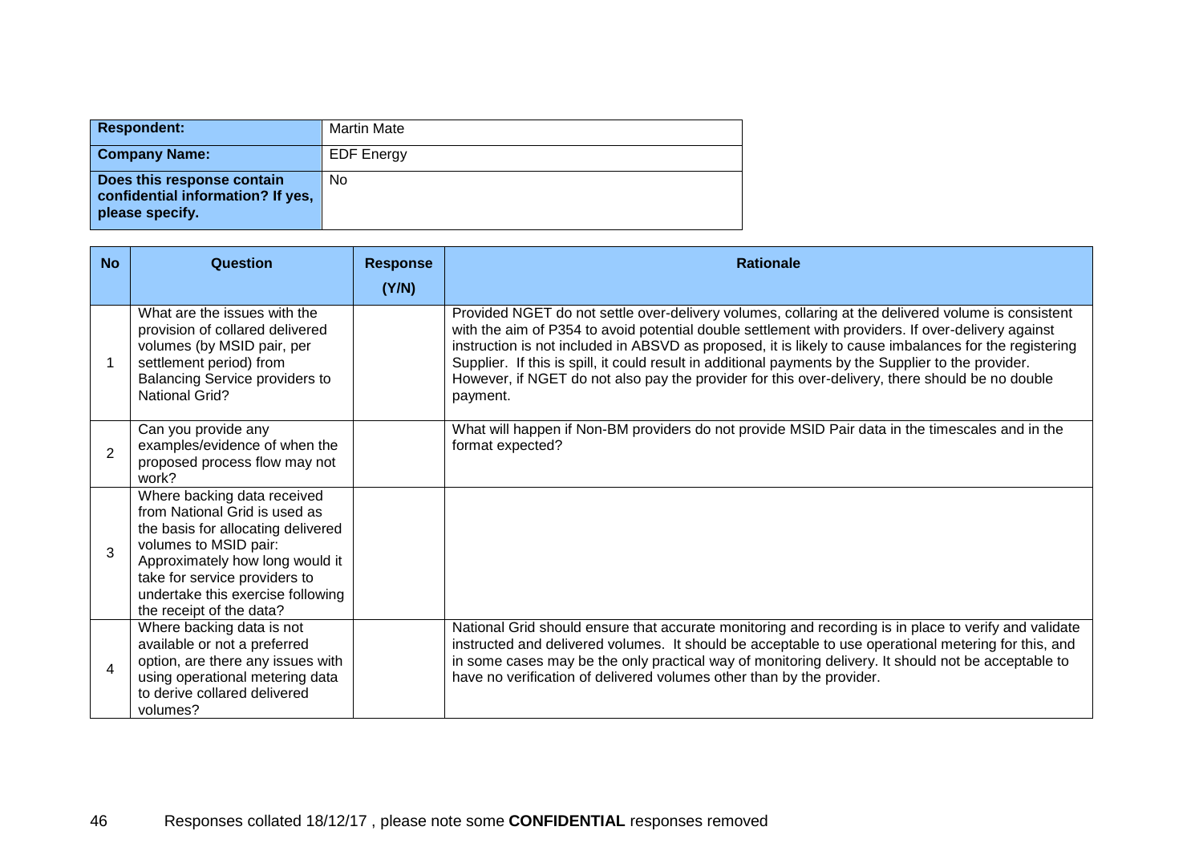| Respondent: | Martin Mate |
|---|---|
| Company Name: | EDF Energy |
| Does this response contain confidential information? If yes, please specify. | No |

| No | Question | Response (Y/N) | Rationale |
|---|---|---|---|
| 1 | What are the issues with the provision of collared delivered volumes (by MSID pair, per settlement period) from Balancing Service providers to National Grid? | | Provided NGET do not settle over-delivery volumes, collaring at the delivered volume is consistent with the aim of P354 to avoid potential double settlement with providers. If over-delivery against instruction is not included in ABSVD as proposed, it is likely to cause imbalances for the registering Supplier. If this is spill, it could result in additional payments by the Supplier to the provider. However, if NGET do not also pay the provider for this over-delivery, there should be no double payment. |
| 2 | Can you provide any examples/evidence of when the proposed process flow may not work? | | What will happen if Non-BM providers do not provide MSID Pair data in the timescales and in the format expected? |
| 3 | Where backing data received from National Grid is used as the basis for allocating delivered volumes to MSID pair: Approximately how long would it take for service providers to undertake this exercise following the receipt of the data? | | |
| 4 | Where backing data is not available or not a preferred option, are there any issues with using operational metering data to derive collared delivered volumes? | | National Grid should ensure that accurate monitoring and recording is in place to verify and validate instructed and delivered volumes. It should be acceptable to use operational metering for this, and in some cases may be the only practical way of monitoring delivery. It should not be acceptable to have no verification of delivered volumes other than by the provider. |

Responses collated 18/12/17 , please note some **CONFIDENTIAL** responses removed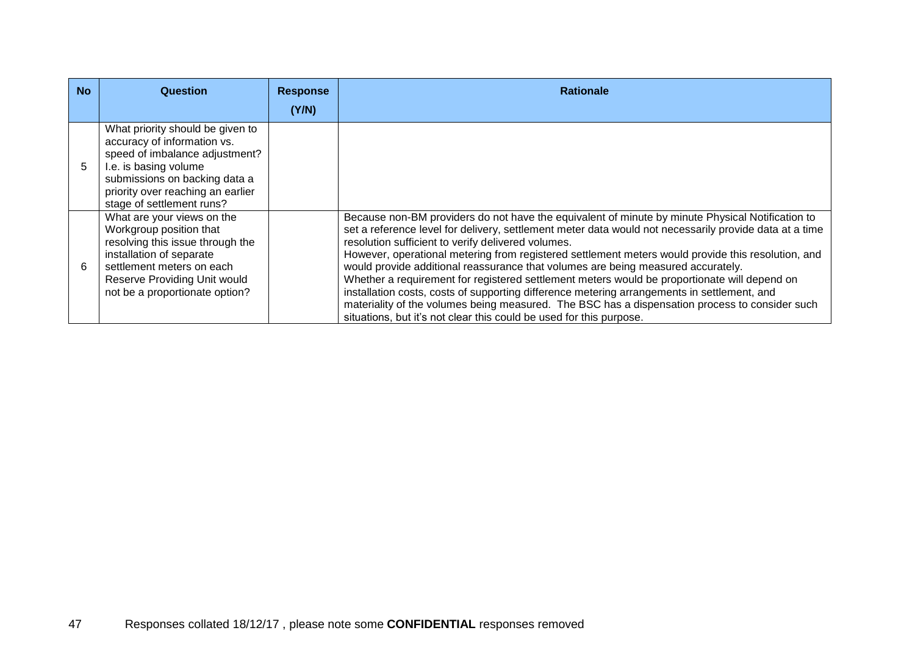| No | Question | Response (Y/N) | Rationale |
|---|---|---|---|
| 5 | What priority should be given to accuracy of information vs. speed of imbalance adjustment? I.e. is basing volume submissions on backing data a priority over reaching an earlier stage of settlement runs? | | |
| 6 | What are your views on the Workgroup position that resolving this issue through the installation of separate settlement meters on each Reserve Providing Unit would not be a proportionate option? | | Because non-BM providers do not have the equivalent of minute by minute Physical Notification to set a reference level for delivery, settlement meter data would not necessarily provide data at a time resolution sufficient to verify delivered volumes.<br>However, operational metering from registered settlement meters would provide this resolution, and would provide additional reassurance that volumes are being measured accurately.<br>Whether a requirement for registered settlement meters would be proportionate will depend on installation costs, costs of supporting difference metering arrangements in settlement, and materiality of the volumes being measured. The BSC has a dispensation process to consider such situations, but it's not clear this could be used for this purpose. |

Responses collated 18/12/17 , please note some **CONFIDENTIAL** responses removed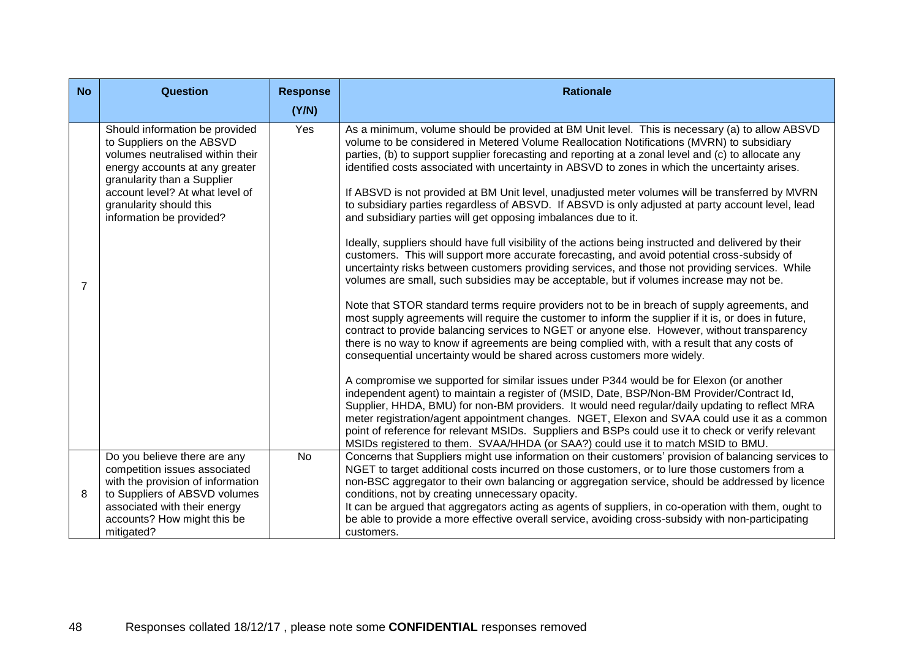| No | Question | Response (Y/N) | Rationale |
|---|---|---|---|
| 7 | Should information be provided to Suppliers on the ABSVD volumes neutralised within their energy accounts at any greater granularity than a Supplier account level? At what level of granularity should this information be provided? | Yes | As a minimum, volume should be provided at BM Unit level. This is necessary (a) to allow ABSVD volume to be considered in Metered Volume Reallocation Notifications (MVRN) to subsidiary parties, (b) to support supplier forecasting and reporting at a zonal level and (c) to allocate any identified costs associated with uncertainty in ABSVD to zones in which the uncertainty arises.<br><br>If ABSVD is not provided at BM Unit level, unadjusted meter volumes will be transferred by MVRN to subsidiary parties regardless of ABSVD. If ABSVD is only adjusted at party account level, lead and subsidiary parties will get opposing imbalances due to it.<br><br>Ideally, suppliers should have full visibility of the actions being instructed and delivered by their customers. This will support more accurate forecasting, and avoid potential cross-subsidy of uncertainty risks between customers providing services, and those not providing services. While volumes are small, such subsidies may be acceptable, but if volumes increase may not be.<br><br>Note that STOR standard terms require providers not to be in breach of supply agreements, and most supply agreements will require the customer to inform the supplier if it is, or does in future, contract to provide balancing services to NGET or anyone else. However, without transparency there is no way to know if agreements are being complied with, with a result that any costs of consequential uncertainty would be shared across customers more widely.<br><br>A compromise we supported for similar issues under P344 would be for Elexon (or another independent agent) to maintain a register of (MSID, Date, BSP/Non-BM Provider/Contract Id, Supplier, HHDA, BMU) for non-BM providers. It would need regular/daily updating to reflect MRA meter registration/agent appointment changes. NGET, Elexon and SVAA could use it as a common point of reference for relevant MSIDs. Suppliers and BSPs could use it to check or verify relevant MSIDs registered to them. SVAA/HHDA (or SAA?) could use it to match MSID to BMU. |
| 8 | Do you believe there are any competition issues associated with the provision of information to Suppliers of ABSVD volumes associated with their energy accounts? How might this be mitigated? | No | Concerns that Suppliers might use information on their customers' provision of balancing services to NGET to target additional costs incurred on those customers, or to lure those customers from a non-BSC aggregator to their own balancing or aggregation service, should be addressed by licence conditions, not by creating unnecessary opacity.<br>It can be argued that aggregators acting as agents of suppliers, in co-operation with them, ought to be able to provide a more effective overall service, avoiding cross-subsidy with non-participating customers. |

Responses collated 18/12/17 , please note some **CONFIDENTIAL** responses removed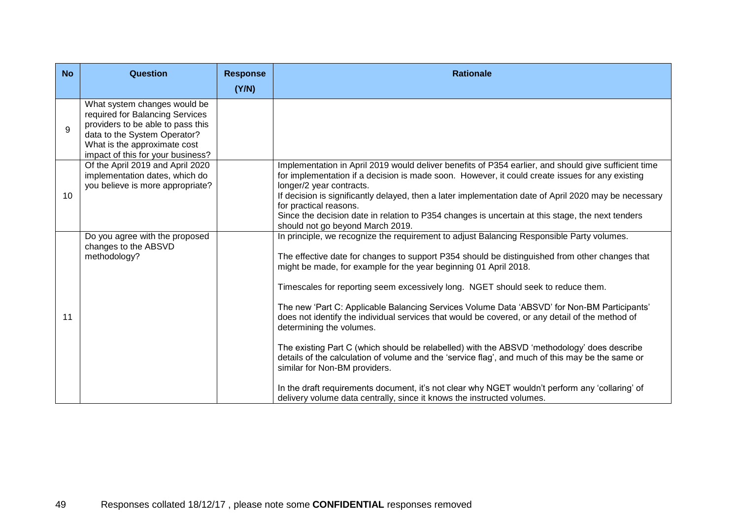| No | Question | Response (Y/N) | Rationale |
|---|---|---|---|
| 9 | What system changes would be required for Balancing Services providers to be able to pass this data to the System Operator? What is the approximate cost impact of this for your business? | | |
| 10 | Of the April 2019 and April 2020 implementation dates, which do you believe is more appropriate? | | Implementation in April 2019 would deliver benefits of P354 earlier, and should give sufficient time for implementation if a decision is made soon. However, it could create issues for any existing longer/2 year contracts.<br>If decision is significantly delayed, then a later implementation date of April 2020 may be necessary for practical reasons.<br>Since the decision date in relation to P354 changes is uncertain at this stage, the next tenders should not go beyond March 2019. |
| 11 | Do you agree with the proposed changes to the ABSVD methodology? | | In principle, we recognize the requirement to adjust Balancing Responsible Party volumes.<br><br>The effective date for changes to support P354 should be distinguished from other changes that might be made, for example for the year beginning 01 April 2018.<br><br>Timescales for reporting seem excessively long. NGET should seek to reduce them.<br><br>The new 'Part C: Applicable Balancing Services Volume Data 'ABSVD' for Non-BM Participants' does not identify the individual services that would be covered, or any detail of the method of determining the volumes.<br><br>The existing Part C (which should be relabelled) with the ABSVD 'methodology' does describe details of the calculation of volume and the 'service flag', and much of this may be the same or similar for Non-BM providers.<br><br>In the draft requirements document, it's not clear why NGET wouldn't perform any 'collaring' of delivery volume data centrally, since it knows the instructed volumes. |

Responses collated 18/12/17 , please note some **CONFIDENTIAL** responses removed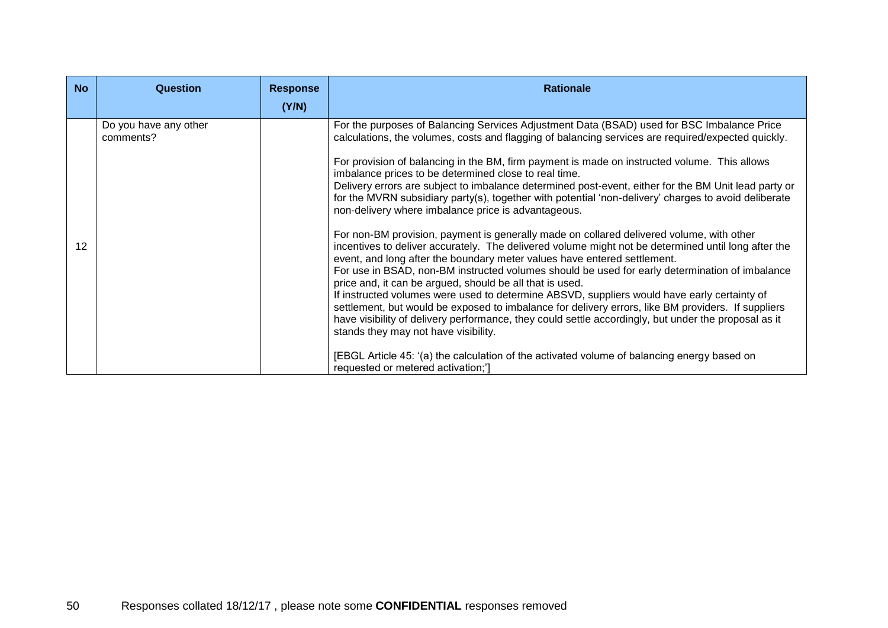| No | Question | Response (Y/N) | Rationale |
|---|---|---|---|
| 12 | Do you have any other comments? | | For the purposes of Balancing Services Adjustment Data (BSAD) used for BSC Imbalance Price calculations, the volumes, costs and flagging of balancing services are required/expected quickly.<br><br>For provision of balancing in the BM, firm payment is made on instructed volume. This allows imbalance prices to be determined close to real time.<br>Delivery errors are subject to imbalance determined post-event, either for the BM Unit lead party or for the MVRN subsidiary party(s), together with potential 'non-delivery' charges to avoid deliberate non-delivery where imbalance price is advantageous.<br><br>For non-BM provision, payment is generally made on collared delivered volume, with other incentives to deliver accurately. The delivered volume might not be determined until long after the event, and long after the boundary meter values have entered settlement.<br>For use in BSAD, non-BM instructed volumes should be used for early determination of imbalance price and, it can be argued, should be all that is used.<br>If instructed volumes were used to determine ABSVD, suppliers would have early certainty of settlement, but would be exposed to imbalance for delivery errors, like BM providers. If suppliers have visibility of delivery performance, they could settle accordingly, but under the proposal as it stands they may not have visibility.<br><br>[EBGL Article 45: '(a) the calculation of the activated volume of balancing energy based on requested or metered activation;'] |

Responses collated 18/12/17 , please note some **CONFIDENTIAL** responses removed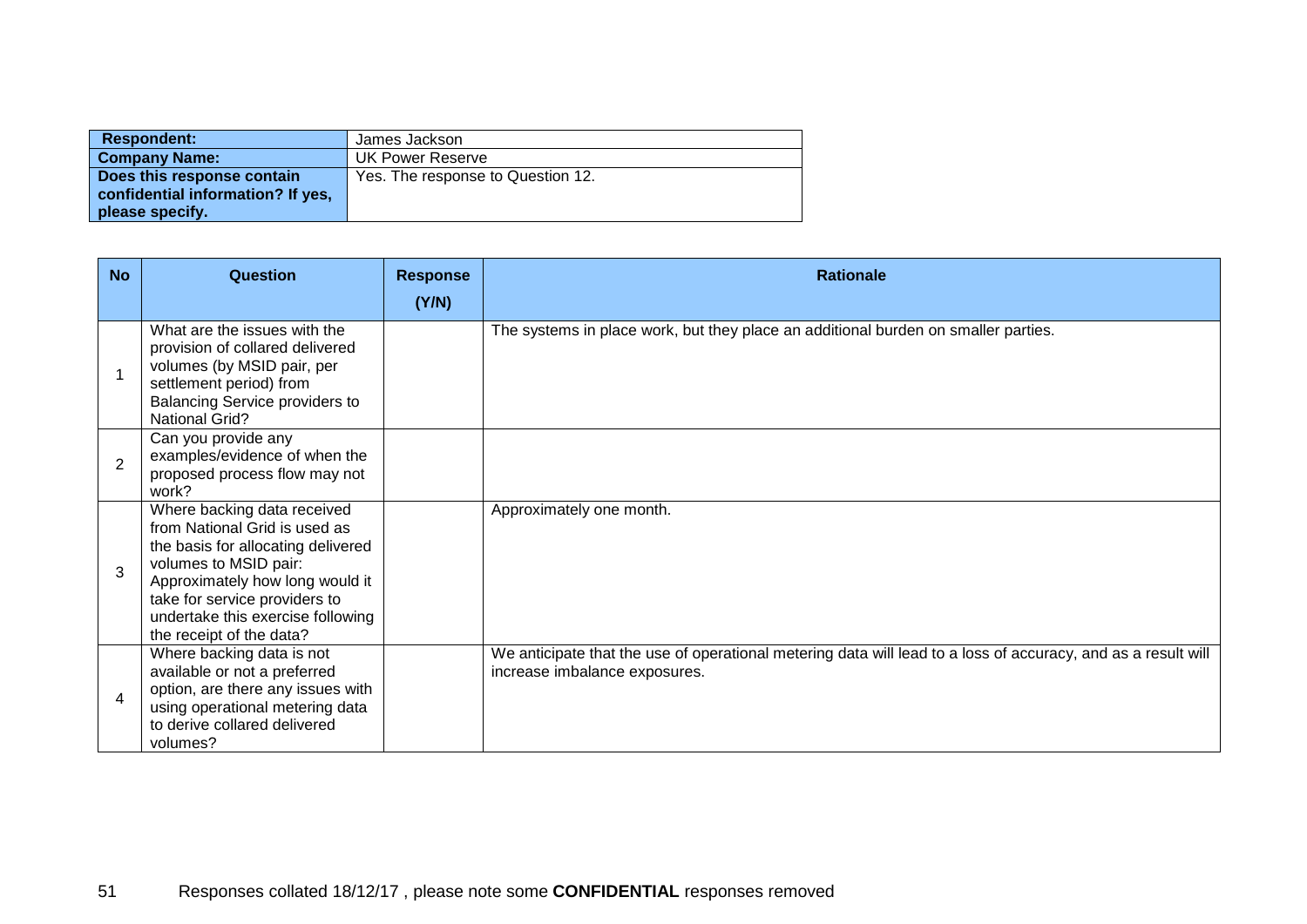| **Respondent:** | James Jackson |
|---|---|
| **Company Name:** | UK Power Reserve |
| **Does this response contain confidential information? If yes, please specify.** | Yes. The response to Question 12. |

| No | Question | Response (Y/N) | Rationale |
|---|---|---|---|
| 1 | What are the issues with the provision of collared delivered volumes (by MSID pair, per settlement period) from Balancing Service providers to National Grid? | | The systems in place work, but they place an additional burden on smaller parties. |
| 2 | Can you provide any examples/evidence of when the proposed process flow may not work? | | |
| 3 | Where backing data received from National Grid is used as the basis for allocating delivered volumes to MSID pair: Approximately how long would it take for service providers to undertake this exercise following the receipt of the data? | | Approximately one month. |
| 4 | Where backing data is not available or not a preferred option, are there any issues with using operational metering data to derive collared delivered volumes? | | We anticipate that the use of operational metering data will lead to a loss of accuracy, and as a result will increase imbalance exposures. |

Responses collated 18/12/17 , please note some **CONFIDENTIAL** responses removed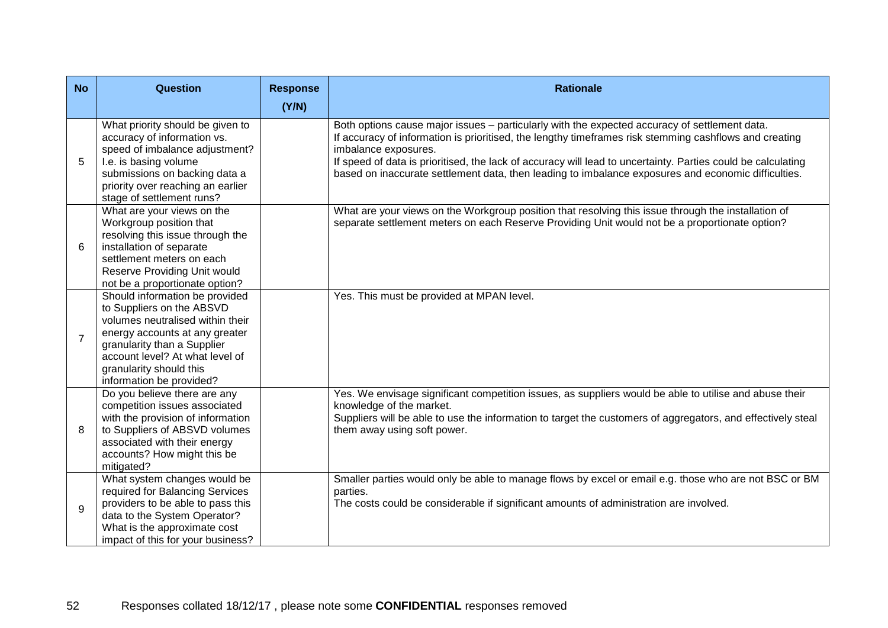| No | Question | Response (Y/N) | Rationale |
|---|---|---|---|
| 5 | What priority should be given to accuracy of information vs. speed of imbalance adjustment? I.e. is basing volume submissions on backing data a priority over reaching an earlier stage of settlement runs? | | Both options cause major issues – particularly with the expected accuracy of settlement data.<br>If accuracy of information is prioritised, the lengthy timeframes risk stemming cashflows and creating imbalance exposures.<br>If speed of data is prioritised, the lack of accuracy will lead to uncertainty. Parties could be calculating based on inaccurate settlement data, then leading to imbalance exposures and economic difficulties. |
| 6 | What are your views on the Workgroup position that resolving this issue through the installation of separate settlement meters on each Reserve Providing Unit would not be a proportionate option? | | What are your views on the Workgroup position that resolving this issue through the installation of separate settlement meters on each Reserve Providing Unit would not be a proportionate option? |
| 7 | Should information be provided to Suppliers on the ABSVD volumes neutralised within their energy accounts at any greater granularity than a Supplier account level? At what level of granularity should this information be provided? | | Yes. This must be provided at MPAN level. |
| 8 | Do you believe there are any competition issues associated with the provision of information to Suppliers of ABSVD volumes associated with their energy accounts? How might this be mitigated? | | Yes. We envisage significant competition issues, as suppliers would be able to utilise and abuse their knowledge of the market.<br>Suppliers will be able to use the information to target the customers of aggregators, and effectively steal them away using soft power. |
| 9 | What system changes would be required for Balancing Services providers to be able to pass this data to the System Operator? What is the approximate cost impact of this for your business? | | Smaller parties would only be able to manage flows by excel or email e.g. those who are not BSC or BM parties.<br>The costs could be considerable if significant amounts of administration are involved. |

Responses collated 18/12/17 , please note some **CONFIDENTIAL** responses removed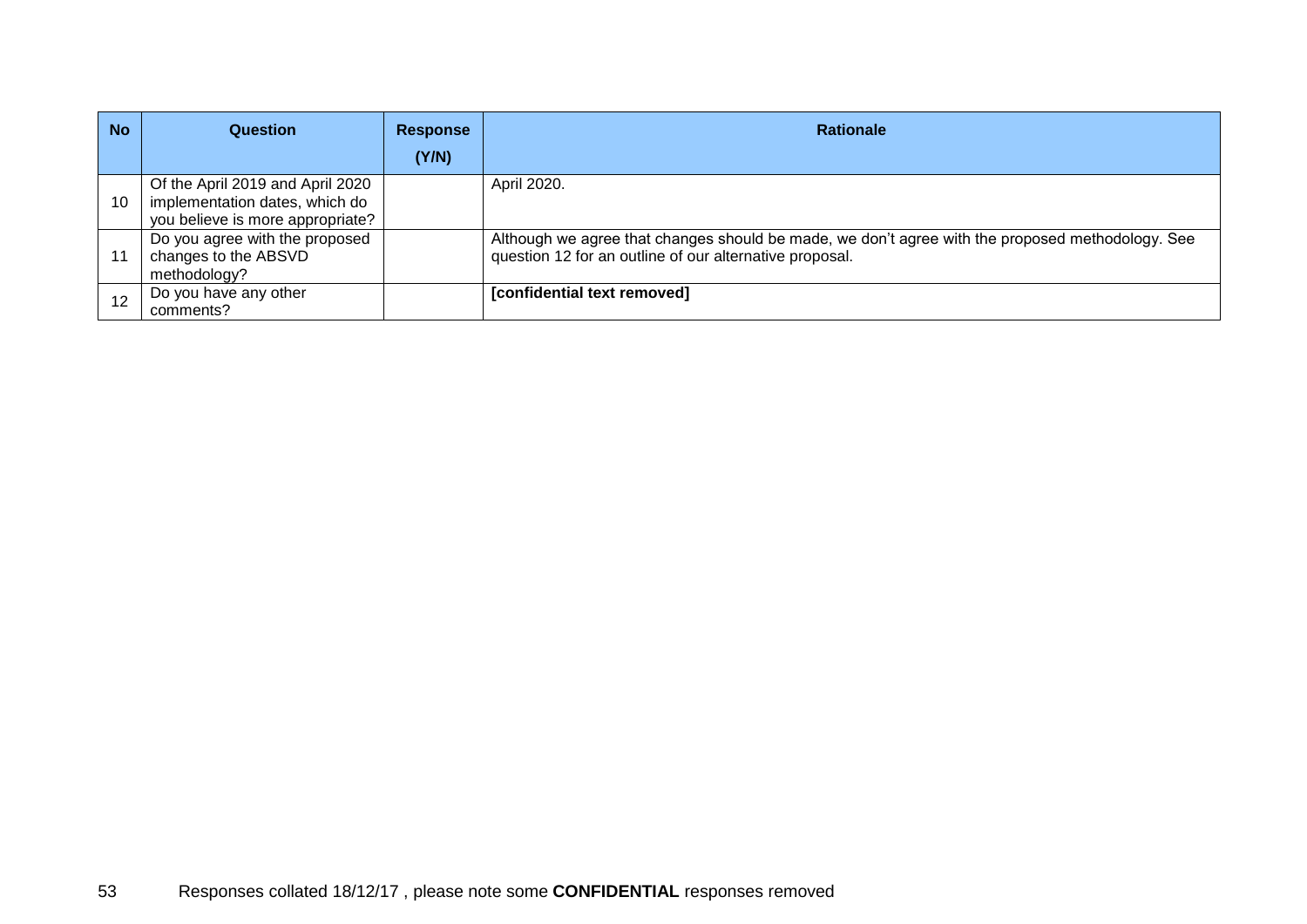| No | Question | Response (Y/N) | Rationale |
|---|---|---|---|
| 10 | Of the April 2019 and April 2020 implementation dates, which do you believe is more appropriate? | | April 2020. |
| 11 | Do you agree with the proposed changes to the ABSVD methodology? | | Although we agree that changes should be made, we don't agree with the proposed methodology. See question 12 for an outline of our alternative proposal. |
| 12 | Do you have any other comments? | | **[confidential text removed]** |

Responses collated 18/12/17 , please note some **CONFIDENTIAL** responses removed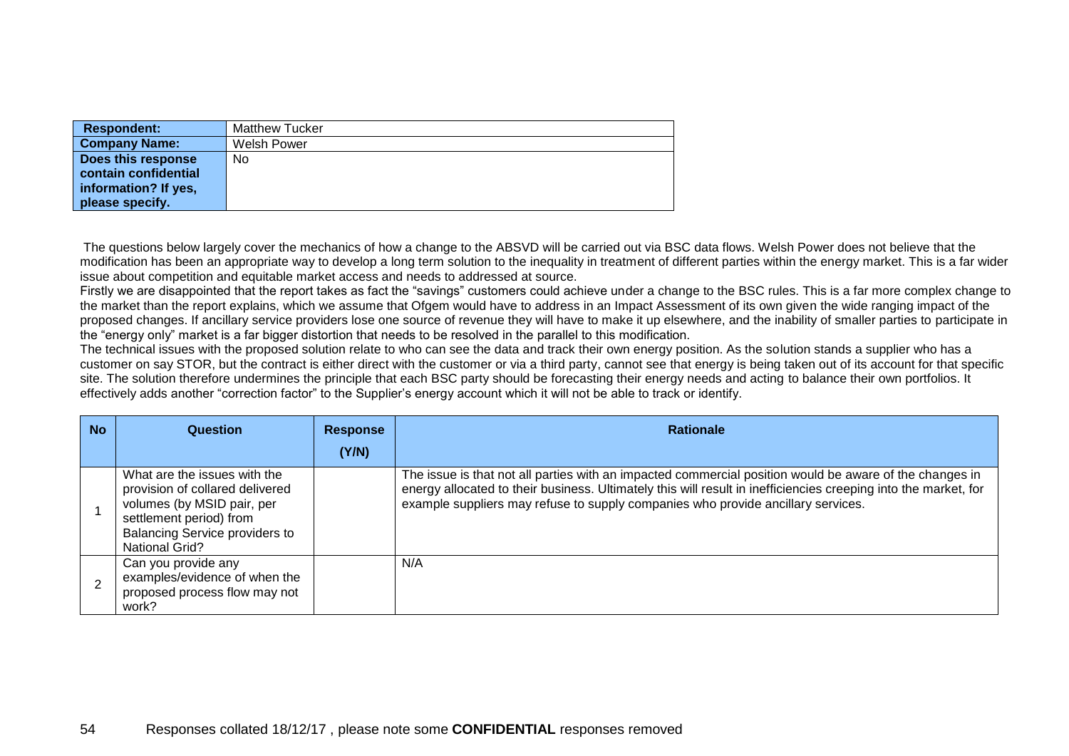| **Respondent:** | Matthew Tucker |
|---|---|
| **Company Name:** | Welsh Power |
| **Does this response contain confidential information? If yes, please specify.** | No |

The questions below largely cover the mechanics of how a change to the ABSVD will be carried out via BSC data flows. Welsh Power does not believe that the modification has been an appropriate way to develop a long term solution to the inequality in treatment of different parties within the energy market. This is a far wider issue about competition and equitable market access and needs to addressed at source.

Firstly we are disappointed that the report takes as fact the "savings" customers could achieve under a change to the BSC rules. This is a far more complex change to the market than the report explains, which we assume that Ofgem would have to address in an Impact Assessment of its own given the wide ranging impact of the proposed changes. If ancillary service providers lose one source of revenue they will have to make it up elsewhere, and the inability of smaller parties to participate in the "energy only" market is a far bigger distortion that needs to be resolved in the parallel to this modification.

The technical issues with the proposed solution relate to who can see the data and track their own energy position. As the solution stands a supplier who has a customer on say STOR, but the contract is either direct with the customer or via a third party, cannot see that energy is being taken out of its account for that specific site. The solution therefore undermines the principle that each BSC party should be forecasting their energy needs and acting to balance their own portfolios. It effectively adds another "correction factor" to the Supplier's energy account which it will not be able to track or identify.

| No | Question | Response (Y/N) | Rationale |
|---|---|---|---|
| 1 | What are the issues with the provision of collared delivered volumes (by MSID pair, per settlement period) from Balancing Service providers to National Grid? | | The issue is that not all parties with an impacted commercial position would be aware of the changes in energy allocated to their business. Ultimately this will result in inefficiencies creeping into the market, for example suppliers may refuse to supply companies who provide ancillary services. |
| 2 | Can you provide any examples/evidence of when the proposed process flow may not work? | | N/A |

Responses collated 18/12/17 , please note some **CONFIDENTIAL** responses removed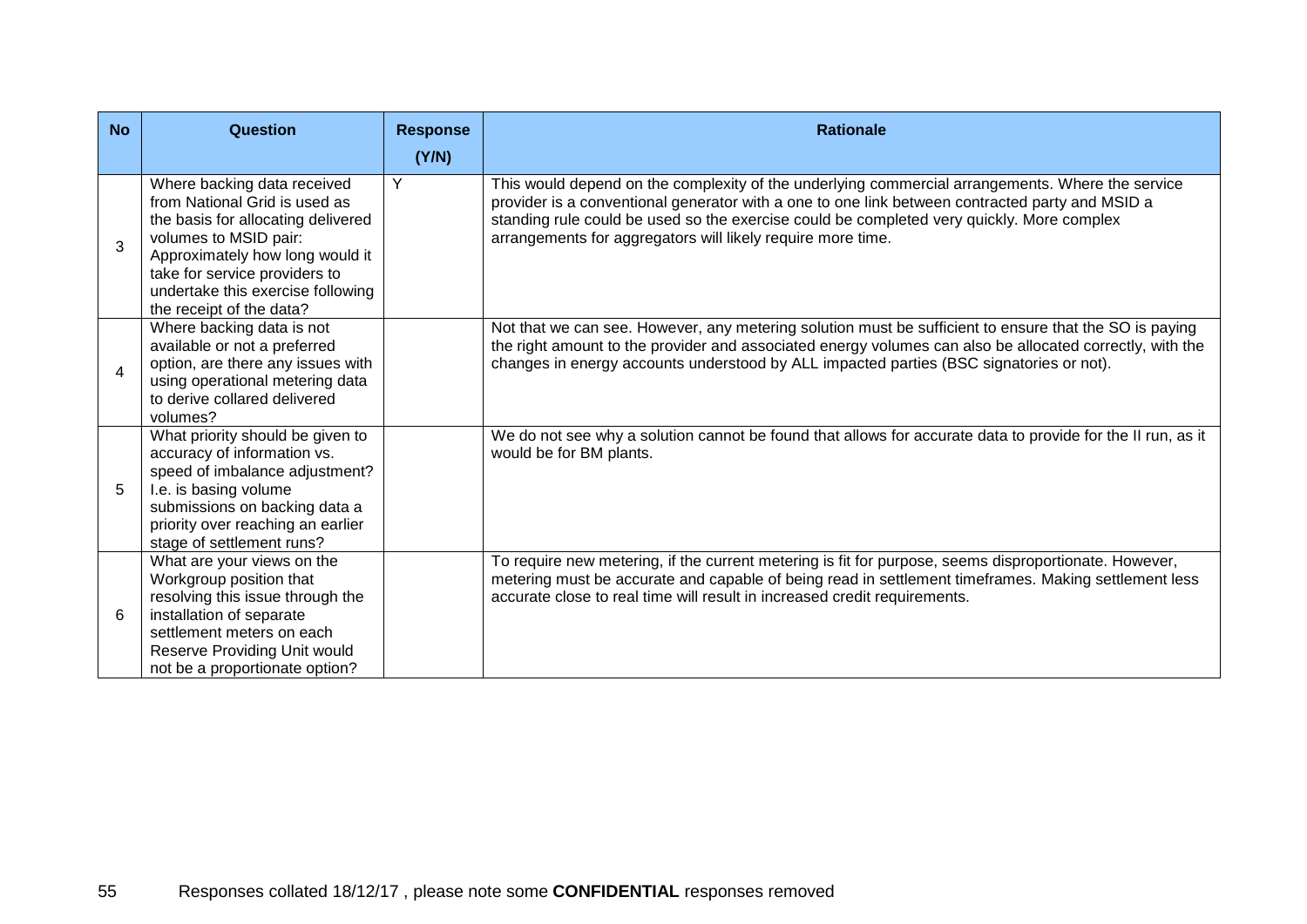| No | Question | Response (Y/N) | Rationale |
|---|---|---|---|
| 3 | Where backing data received from National Grid is used as the basis for allocating delivered volumes to MSID pair: Approximately how long would it take for service providers to undertake this exercise following the receipt of the data? | Y | This would depend on the complexity of the underlying commercial arrangements. Where the service provider is a conventional generator with a one to one link between contracted party and MSID a standing rule could be used so the exercise could be completed very quickly. More complex arrangements for aggregators will likely require more time. |
| 4 | Where backing data is not available or not a preferred option, are there any issues with using operational metering data to derive collared delivered volumes? | | Not that we can see. However, any metering solution must be sufficient to ensure that the SO is paying the right amount to the provider and associated energy volumes can also be allocated correctly, with the changes in energy accounts understood by ALL impacted parties (BSC signatories or not). |
| 5 | What priority should be given to accuracy of information vs. speed of imbalance adjustment? I.e. is basing volume submissions on backing data a priority over reaching an earlier stage of settlement runs? | | We do not see why a solution cannot be found that allows for accurate data to provide for the II run, as it would be for BM plants. |
| 6 | What are your views on the Workgroup position that resolving this issue through the installation of separate settlement meters on each Reserve Providing Unit would not be a proportionate option? | | To require new metering, if the current metering is fit for purpose, seems disproportionate. However, metering must be accurate and capable of being read in settlement timeframes. Making settlement less accurate close to real time will result in increased credit requirements. |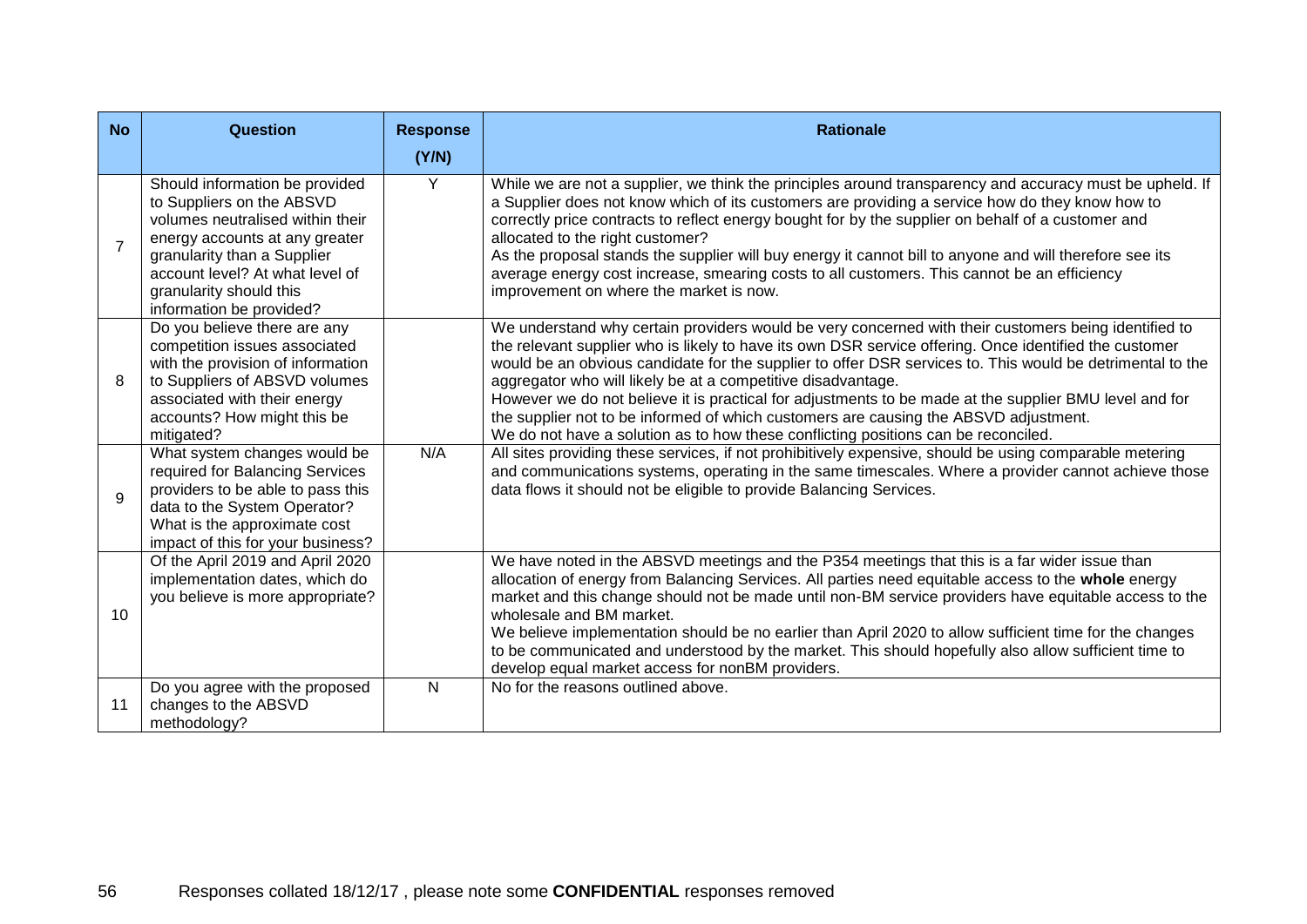| No | Question | Response (Y/N) | Rationale |
|---|---|---|---|
| 7 | Should information be provided to Suppliers on the ABSVD volumes neutralised within their energy accounts at any greater granularity than a Supplier account level? At what level of granularity should this information be provided? | Y | While we are not a supplier, we think the principles around transparency and accuracy must be upheld. If a Supplier does not know which of its customers are providing a service how do they know how to correctly price contracts to reflect energy bought for by the supplier on behalf of a customer and allocated to the right customer?<br>As the proposal stands the supplier will buy energy it cannot bill to anyone and will therefore see its average energy cost increase, smearing costs to all customers. This cannot be an efficiency improvement on where the market is now. |
| 8 | Do you believe there are any competition issues associated with the provision of information to Suppliers of ABSVD volumes associated with their energy accounts? How might this be mitigated? | | We understand why certain providers would be very concerned with their customers being identified to the relevant supplier who is likely to have its own DSR service offering. Once identified the customer would be an obvious candidate for the supplier to offer DSR services to. This would be detrimental to the aggregator who will likely be at a competitive disadvantage.<br>However we do not believe it is practical for adjustments to be made at the supplier BMU level and for the supplier not to be informed of which customers are causing the ABSVD adjustment.<br>We do not have a solution as to how these conflicting positions can be reconciled. |
| 9 | What system changes would be required for Balancing Services providers to be able to pass this data to the System Operator? What is the approximate cost impact of this for your business? | N/A | All sites providing these services, if not prohibitively expensive, should be using comparable metering and communications systems, operating in the same timescales. Where a provider cannot achieve those data flows it should not be eligible to provide Balancing Services. |
| 10 | Of the April 2019 and April 2020 implementation dates, which do you believe is more appropriate? | | We have noted in the ABSVD meetings and the P354 meetings that this is a far wider issue than allocation of energy from Balancing Services. All parties need equitable access to the **whole** energy market and this change should not be made until non-BM service providers have equitable access to the wholesale and BM market.<br>We believe implementation should be no earlier than April 2020 to allow sufficient time for the changes to be communicated and understood by the market. This should hopefully also allow sufficient time to develop equal market access for nonBM providers. |
| 11 | Do you agree with the proposed changes to the ABSVD methodology? | N | No for the reasons outlined above. |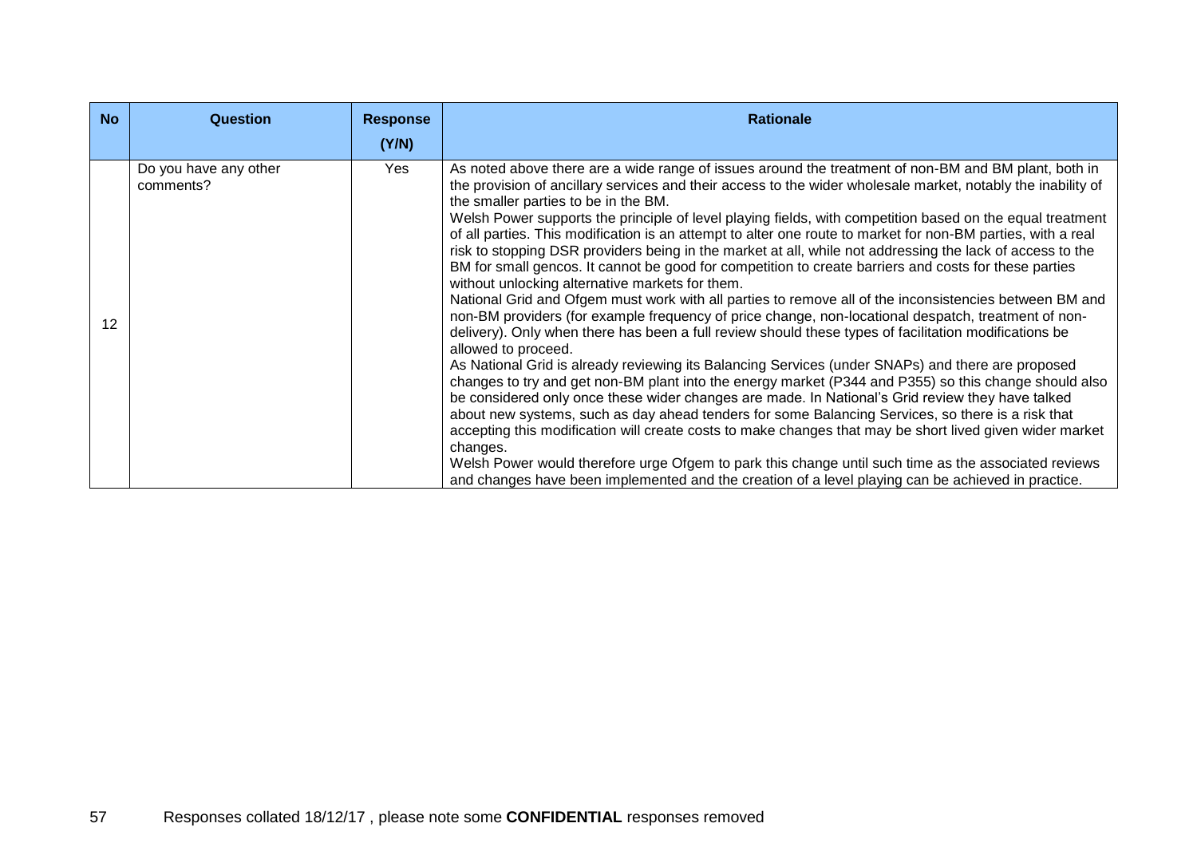| No | Question | Response (Y/N) | Rationale |
| --- | --- | --- | --- |
| 12 | Do you have any other comments? | Yes | As noted above there are a wide range of issues around the treatment of non-BM and BM plant, both in the provision of ancillary services and their access to the wider wholesale market, notably the inability of the smaller parties to be in the BM.<br>Welsh Power supports the principle of level playing fields, with competition based on the equal treatment of all parties. This modification is an attempt to alter one route to market for non-BM parties, with a real risk to stopping DSR providers being in the market at all, while not addressing the lack of access to the BM for small gencos. It cannot be good for competition to create barriers and costs for these parties without unlocking alternative markets for them.<br>National Grid and Ofgem must work with all parties to remove all of the inconsistencies between BM and non-BM providers (for example frequency of price change, non-locational despatch, treatment of non-delivery). Only when there has been a full review should these types of facilitation modifications be allowed to proceed.<br>As National Grid is already reviewing its Balancing Services (under SNAPs) and there are proposed changes to try and get non-BM plant into the energy market (P344 and P355) so this change should also be considered only once these wider changes are made. In National's Grid review they have talked about new systems, such as day ahead tenders for some Balancing Services, so there is a risk that accepting this modification will create costs to make changes that may be short lived given wider market changes.<br>Welsh Power would therefore urge Ofgem to park this change until such time as the associated reviews and changes have been implemented and the creation of a level playing can be achieved in practice. |

Responses collated 18/12/17 , please note some **CONFIDENTIAL** responses removed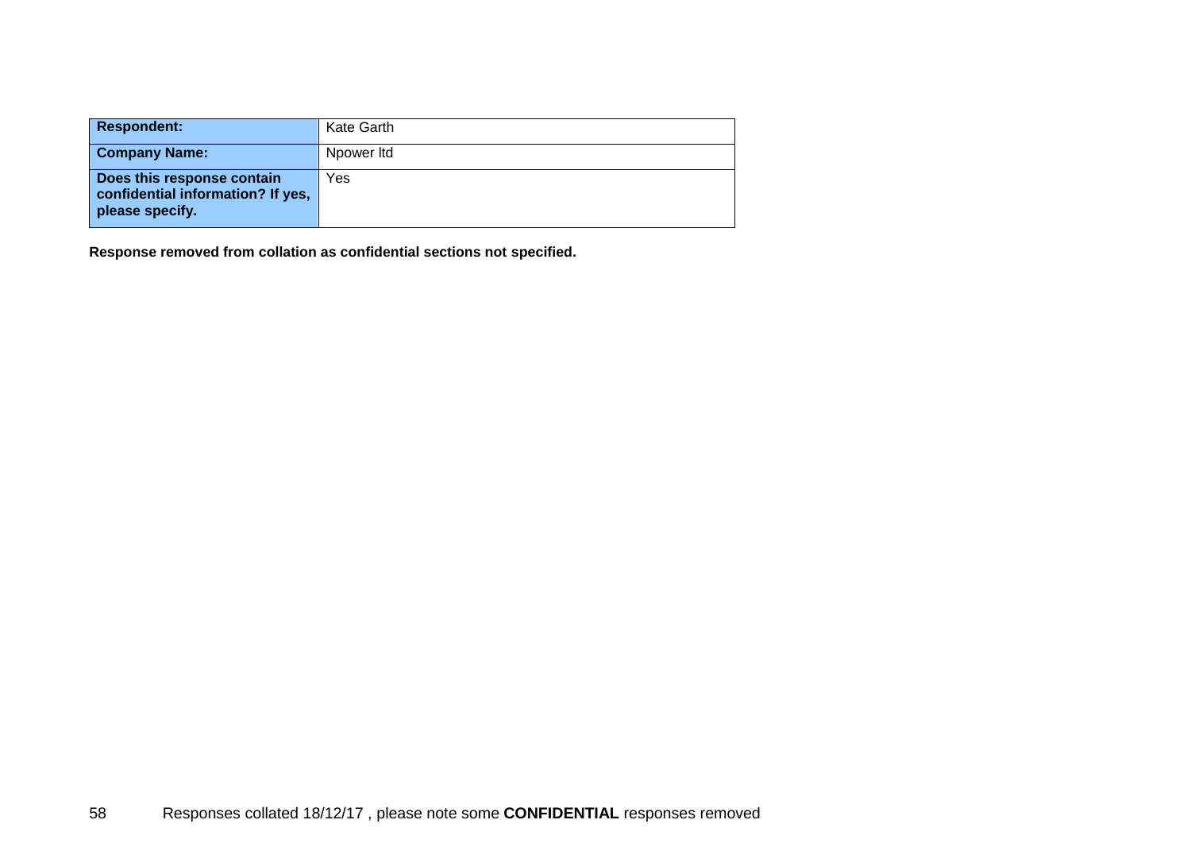| **Respondent:** | Kate Garth |
|---|---|
| **Company Name:** | Npower ltd |
| **Does this response contain confidential information? If yes, please specify.** | Yes |

**Response removed from collation as confidential sections not specified.**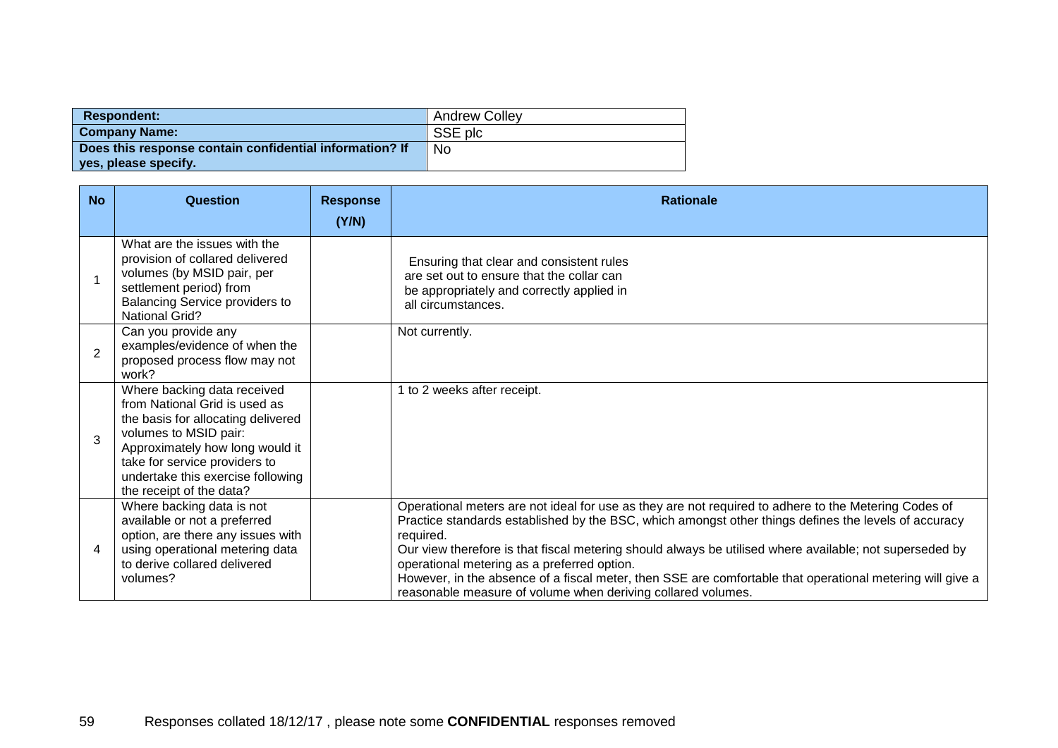| Respondent: | Andrew Colley |
| --- | --- |
| **Company Name:** | SSE plc |
| **Does this response contain confidential information? If yes, please specify.** | No |

| No | Question | Response (Y/N) | Rationale |
| --- | --- | --- | --- |
| 1 | What are the issues with the provision of collared delivered volumes (by MSID pair, per settlement period) from Balancing Service providers to National Grid? | | Ensuring that clear and consistent rules are set out to ensure that the collar can be appropriately and correctly applied in all circumstances. |
| 2 | Can you provide any examples/evidence of when the proposed process flow may not work? | | Not currently. |
| 3 | Where backing data received from National Grid is used as the basis for allocating delivered volumes to MSID pair: Approximately how long would it take for service providers to undertake this exercise following the receipt of the data? | | 1 to 2 weeks after receipt. |
| 4 | Where backing data is not available or not a preferred option, are there any issues with using operational metering data to derive collared delivered volumes? | | Operational meters are not ideal for use as they are not required to adhere to the Metering Codes of Practice standards established by the BSC, which amongst other things defines the levels of accuracy required.<br>Our view therefore is that fiscal metering should always be utilised where available; not superseded by operational metering as a preferred option.<br>However, in the absence of a fiscal meter, then SSE are comfortable that operational metering will give a reasonable measure of volume when deriving collared volumes. |

Responses collated 18/12/17 , please note some **CONFIDENTIAL** responses removed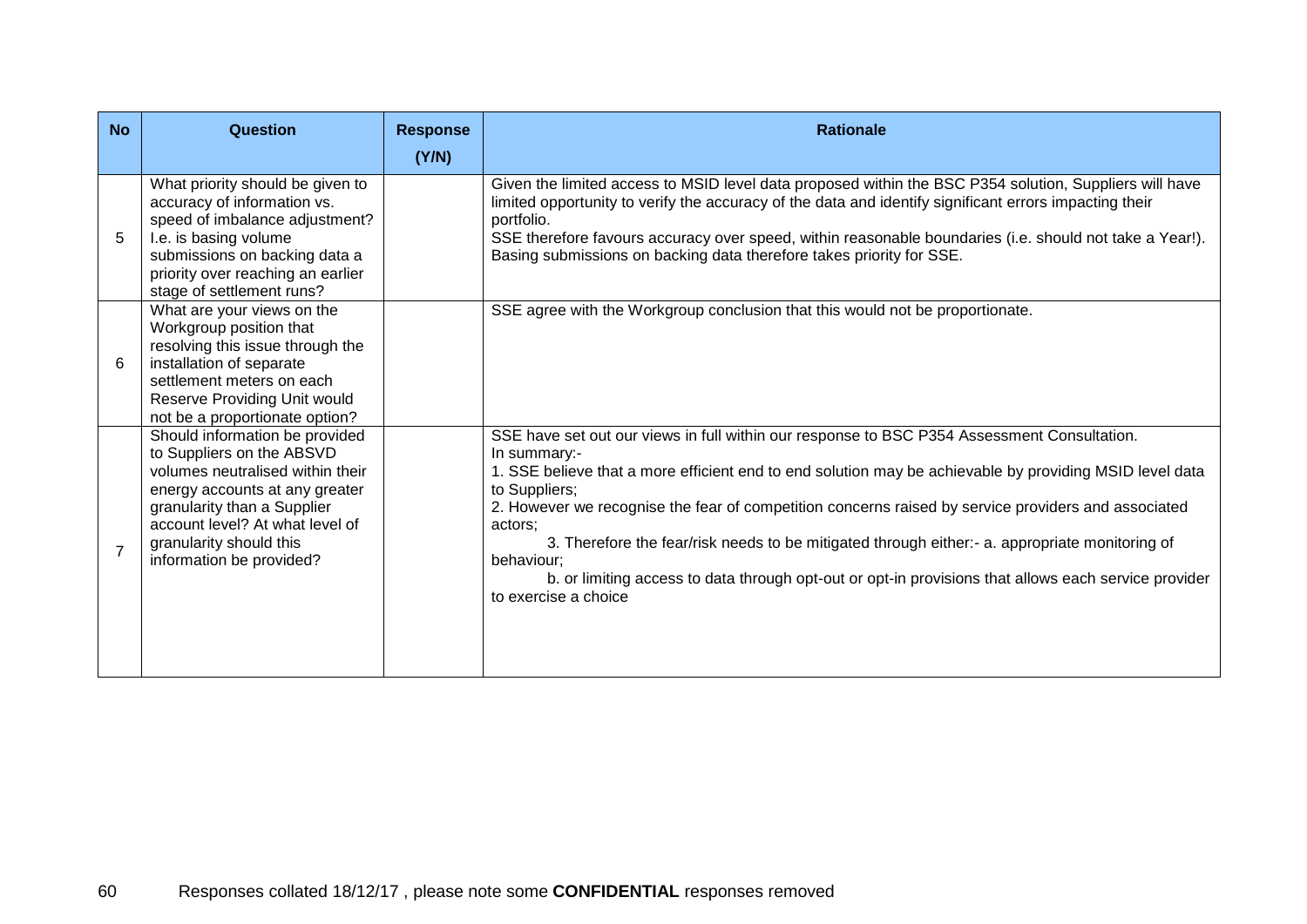| No | Question | Response (Y/N) | Rationale |
|---|---|---|---|
| 5 | What priority should be given to accuracy of information vs. speed of imbalance adjustment? I.e. is basing volume submissions on backing data a priority over reaching an earlier stage of settlement runs? | | Given the limited access to MSID level data proposed within the BSC P354 solution, Suppliers will have limited opportunity to verify the accuracy of the data and identify significant errors impacting their portfolio.<br>SSE therefore favours accuracy over speed, within reasonable boundaries (i.e. should not take a Year!). Basing submissions on backing data therefore takes priority for SSE. |
| 6 | What are your views on the Workgroup position that resolving this issue through the installation of separate settlement meters on each Reserve Providing Unit would not be a proportionate option? | | SSE agree with the Workgroup conclusion that this would not be proportionate. |
| 7 | Should information be provided to Suppliers on the ABSVD volumes neutralised within their energy accounts at any greater granularity than a Supplier account level? At what level of granularity should this information be provided? | | SSE have set out our views in full within our response to BSC P354 Assessment Consultation.<br>In summary:-<br>1. SSE believe that a more efficient end to end solution may be achievable by providing MSID level data to Suppliers;<br>2. However we recognise the fear of competition concerns raised by service providers and associated actors;<br>3. Therefore the fear/risk needs to be mitigated through either:- a. appropriate monitoring of behaviour;<br>b. or limiting access to data through opt-out or opt-in provisions that allows each service provider to exercise a choice |

Responses collated 18/12/17 , please note some **CONFIDENTIAL** responses removed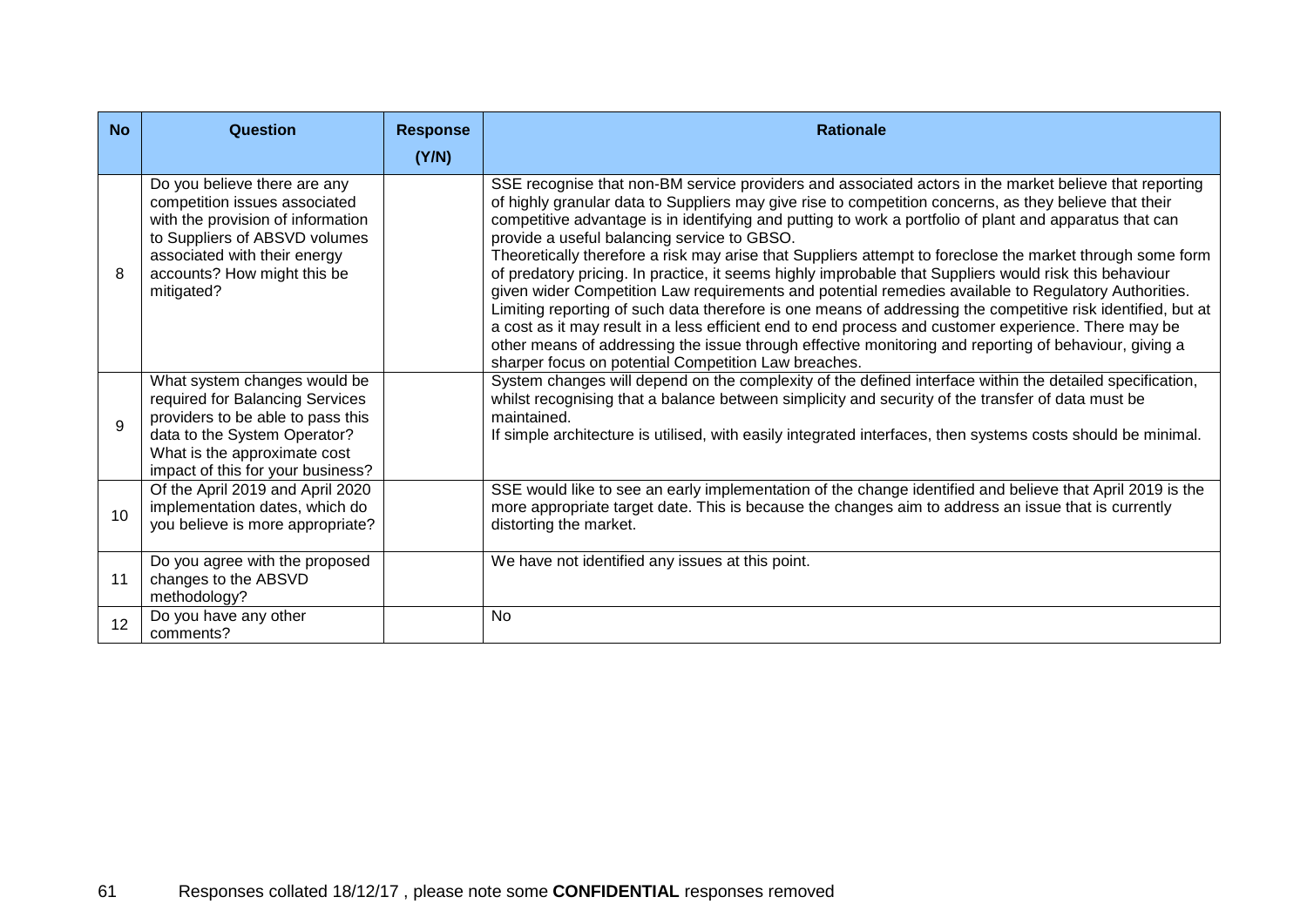| No | Question | Response (Y/N) | Rationale |
|---|---|---|---|
| 8 | Do you believe there are any competition issues associated with the provision of information to Suppliers of ABSVD volumes associated with their energy accounts? How might this be mitigated? | | SSE recognise that non-BM service providers and associated actors in the market believe that reporting of highly granular data to Suppliers may give rise to competition concerns, as they believe that their competitive advantage is in identifying and putting to work a portfolio of plant and apparatus that can provide a useful balancing service to GBSO.<br>Theoretically therefore a risk may arise that Suppliers attempt to foreclose the market through some form of predatory pricing. In practice, it seems highly improbable that Suppliers would risk this behaviour given wider Competition Law requirements and potential remedies available to Regulatory Authorities. Limiting reporting of such data therefore is one means of addressing the competitive risk identified, but at a cost as it may result in a less efficient end to end process and customer experience. There may be other means of addressing the issue through effective monitoring and reporting of behaviour, giving a sharper focus on potential Competition Law breaches. |
| 9 | What system changes would be required for Balancing Services providers to be able to pass this data to the System Operator? What is the approximate cost impact of this for your business? | | System changes will depend on the complexity of the defined interface within the detailed specification, whilst recognising that a balance between simplicity and security of the transfer of data must be maintained.<br>If simple architecture is utilised, with easily integrated interfaces, then systems costs should be minimal. |
| 10 | Of the April 2019 and April 2020 implementation dates, which do you believe is more appropriate? | | SSE would like to see an early implementation of the change identified and believe that April 2019 is the more appropriate target date. This is because the changes aim to address an issue that is currently distorting the market. |
| 11 | Do you agree with the proposed changes to the ABSVD methodology? | | We have not identified any issues at this point. |
| 12 | Do you have any other comments? | | No |

Responses collated 18/12/17 , please note some **CONFIDENTIAL** responses removed